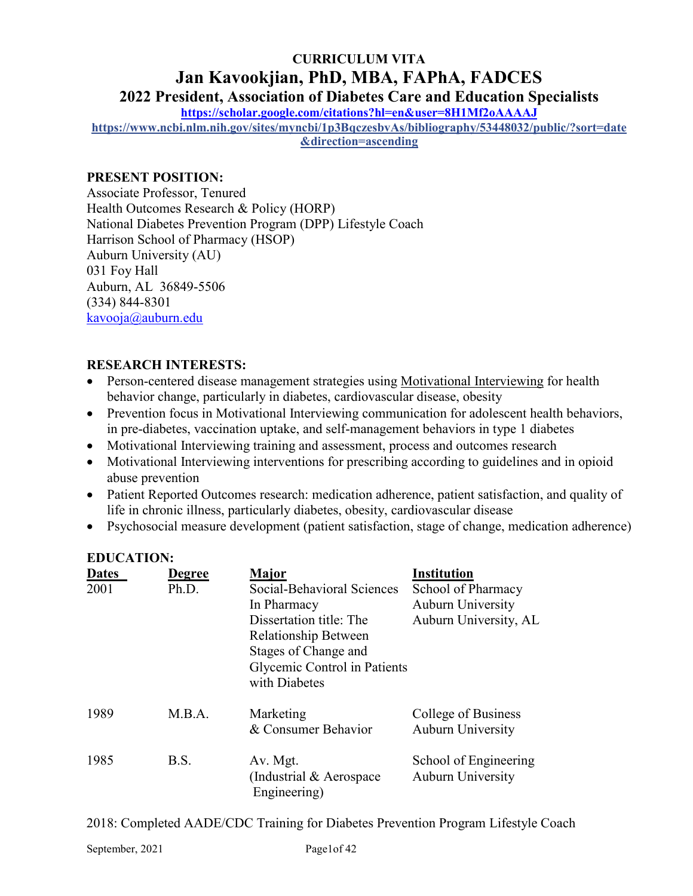# CURRICULUM VITA

# Jan Kavookjian, PhD, MBA, FAPhA, FADCES

## 2022 President, Association of Diabetes Care and Education Specialists

**https://scholar.google.com/citations?hl=en&user=8H1Mf2oAAAAJ**

**https://www.ncbi.nlm.nih.gov/sites/myncbi/1p3BqczesbvAs/bibliography/53448032/public/?sort=date&direction=ascending**

**PRESENT POSITION:**

Associate Professor, Tenured
Health Outcomes Research & Policy (HORP)
National Diabetes Prevention Program (DPP) Lifestyle Coach
Harrison School of Pharmacy (HSOP)
Auburn University (AU)
031 Foy Hall
Auburn, AL 36849-5506
(334) 844-8301
kavooja@auburn.edu

**RESEARCH INTERESTS:**

- Person-centered disease management strategies using Motivational Interviewing for health behavior change, particularly in diabetes, cardiovascular disease, obesity
- Prevention focus in Motivational Interviewing communication for adolescent health behaviors, in pre-diabetes, vaccination uptake, and self-management behaviors in type 1 diabetes
- Motivational Interviewing training and assessment, process and outcomes research
- Motivational Interviewing interventions for prescribing according to guidelines and in opioid abuse prevention
- Patient Reported Outcomes research: medication adherence, patient satisfaction, and quality of life in chronic illness, particularly diabetes, obesity, cardiovascular disease
- Psychosocial measure development (patient satisfaction, stage of change, medication adherence)

**EDUCATION:**

| Dates | Degree | Major | Institution |
|---|---|---|---|
| 2001 | Ph.D. | Social-Behavioral Sciences In Pharmacy<br>Dissertation title: The Relationship Between Stages of Change and Glycemic Control in Patients with Diabetes | School of Pharmacy<br>Auburn University<br>Auburn University, AL |
| 1989 | M.B.A. | Marketing & Consumer Behavior | College of Business<br>Auburn University |
| 1985 | B.S. | Av. Mgt. (Industrial & Aerospace Engineering) | School of Engineering<br>Auburn University |

2018: Completed AADE/CDC Training for Diabetes Prevention Program Lifestyle Coach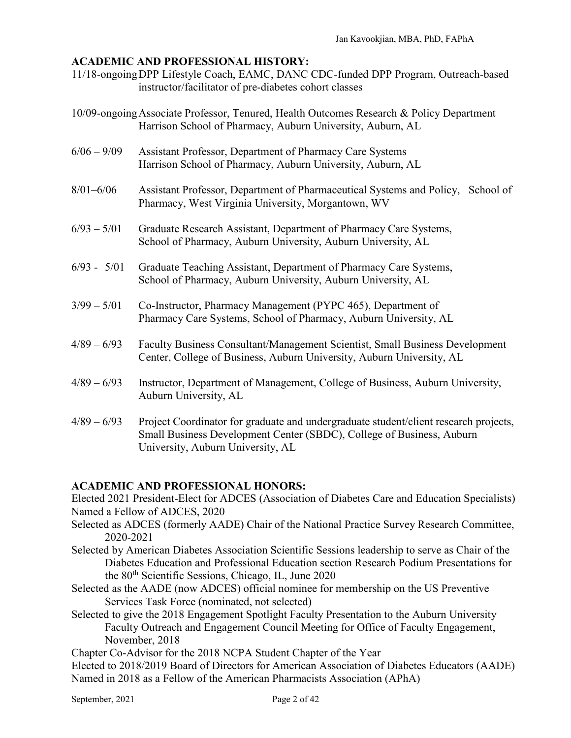## ACADEMIC AND PROFESSIONAL HISTORY:

11/18-ongoing DPP Lifestyle Coach, EAMC, DANC CDC-funded DPP Program, Outreach-based instructor/facilitator of pre-diabetes cohort classes

10/09-ongoing Associate Professor, Tenured, Health Outcomes Research & Policy Department Harrison School of Pharmacy, Auburn University, Auburn, AL

6/06 – 9/09 Assistant Professor, Department of Pharmacy Care Systems Harrison School of Pharmacy, Auburn University, Auburn, AL

8/01–6/06 Assistant Professor, Department of Pharmaceutical Systems and Policy, School of Pharmacy, West Virginia University, Morgantown, WV

6/93 – 5/01 Graduate Research Assistant, Department of Pharmacy Care Systems, School of Pharmacy, Auburn University, Auburn University, AL

6/93 - 5/01 Graduate Teaching Assistant, Department of Pharmacy Care Systems, School of Pharmacy, Auburn University, Auburn University, AL

3/99 – 5/01 Co-Instructor, Pharmacy Management (PYPC 465), Department of Pharmacy Care Systems, School of Pharmacy, Auburn University, AL

4/89 – 6/93 Faculty Business Consultant/Management Scientist, Small Business Development Center, College of Business, Auburn University, Auburn University, AL

4/89 – 6/93 Instructor, Department of Management, College of Business, Auburn University, Auburn University, AL

4/89 – 6/93 Project Coordinator for graduate and undergraduate student/client research projects, Small Business Development Center (SBDC), College of Business, Auburn University, Auburn University, AL

## ACADEMIC AND PROFESSIONAL HONORS:

Elected 2021 President-Elect for ADCES (Association of Diabetes Care and Education Specialists)

Named a Fellow of ADCES, 2020

Selected as ADCES (formerly AADE) Chair of the National Practice Survey Research Committee, 2020-2021

Selected by American Diabetes Association Scientific Sessions leadership to serve as Chair of the Diabetes Education and Professional Education section Research Podium Presentations for the 80th Scientific Sessions, Chicago, IL, June 2020

Selected as the AADE (now ADCES) official nominee for membership on the US Preventive Services Task Force (nominated, not selected)

Selected to give the 2018 Engagement Spotlight Faculty Presentation to the Auburn University Faculty Outreach and Engagement Council Meeting for Office of Faculty Engagement, November, 2018

Chapter Co-Advisor for the 2018 NCPA Student Chapter of the Year

Elected to 2018/2019 Board of Directors for American Association of Diabetes Educators (AADE)

Named in 2018 as a Fellow of the American Pharmacists Association (APhA)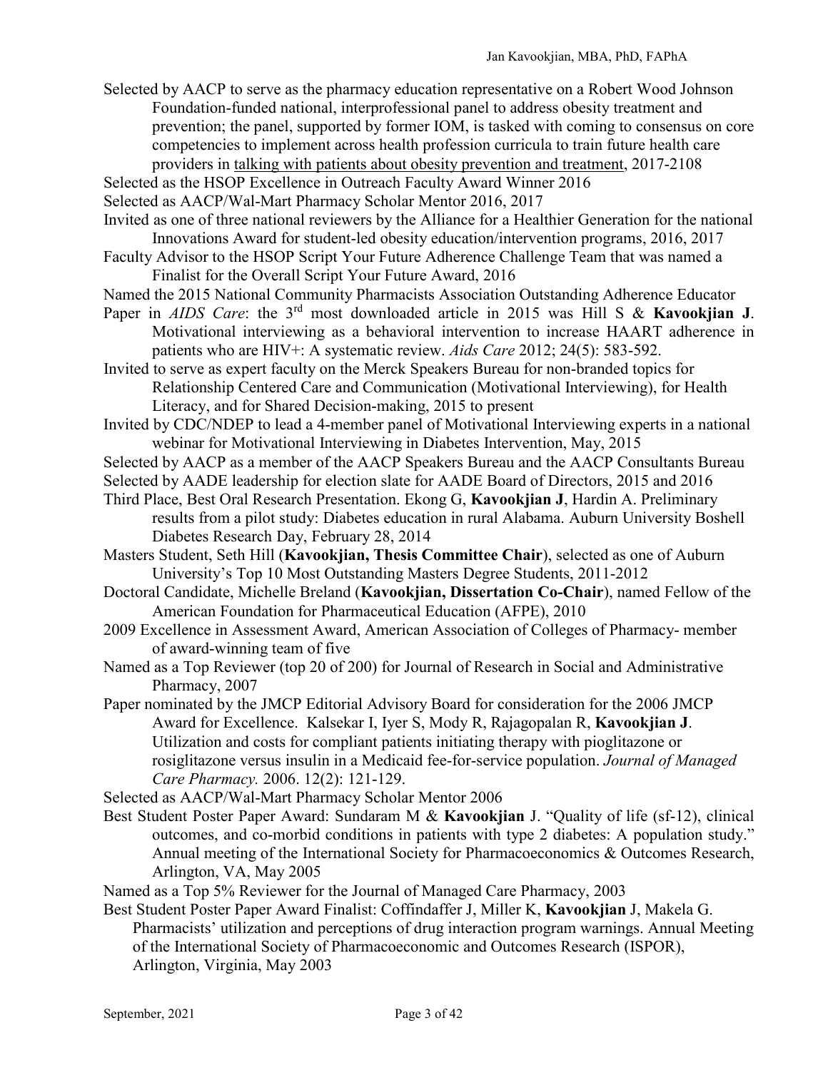Selected by AACP to serve as the pharmacy education representative on a Robert Wood Johnson Foundation-funded national, interprofessional panel to address obesity treatment and prevention; the panel, supported by former IOM, is tasked with coming to consensus on core competencies to implement across health profession curricula to train future health care providers in talking with patients about obesity prevention and treatment, 2017-2108

Selected as the HSOP Excellence in Outreach Faculty Award Winner 2016

Selected as AACP/Wal-Mart Pharmacy Scholar Mentor 2016, 2017

Invited as one of three national reviewers by the Alliance for a Healthier Generation for the national Innovations Award for student-led obesity education/intervention programs, 2016, 2017

Faculty Advisor to the HSOP Script Your Future Adherence Challenge Team that was named a Finalist for the Overall Script Your Future Award, 2016

Named the 2015 National Community Pharmacists Association Outstanding Adherence Educator

Paper in *AIDS Care*: the 3rd most downloaded article in 2015 was Hill S & **Kavookjian J**. Motivational interviewing as a behavioral intervention to increase HAART adherence in patients who are HIV+: A systematic review. *Aids Care* 2012; 24(5): 583-592.

Invited to serve as expert faculty on the Merck Speakers Bureau for non-branded topics for Relationship Centered Care and Communication (Motivational Interviewing), for Health Literacy, and for Shared Decision-making, 2015 to present

Invited by CDC/NDEP to lead a 4-member panel of Motivational Interviewing experts in a national webinar for Motivational Interviewing in Diabetes Intervention, May, 2015

Selected by AACP as a member of the AACP Speakers Bureau and the AACP Consultants Bureau

Selected by AADE leadership for election slate for AADE Board of Directors, 2015 and 2016

Third Place, Best Oral Research Presentation. Ekong G, **Kavookjian J**, Hardin A. Preliminary results from a pilot study: Diabetes education in rural Alabama. Auburn University Boshell Diabetes Research Day, February 28, 2014

Masters Student, Seth Hill (**Kavookjian, Thesis Committee Chair**), selected as one of Auburn University's Top 10 Most Outstanding Masters Degree Students, 2011-2012

Doctoral Candidate, Michelle Breland (**Kavookjian, Dissertation Co-Chair**), named Fellow of the American Foundation for Pharmaceutical Education (AFPE), 2010

2009 Excellence in Assessment Award, American Association of Colleges of Pharmacy- member of award-winning team of five

Named as a Top Reviewer (top 20 of 200) for Journal of Research in Social and Administrative Pharmacy, 2007

Paper nominated by the JMCP Editorial Advisory Board for consideration for the 2006 JMCP Award for Excellence. Kalsekar I, Iyer S, Mody R, Rajagopalan R, **Kavookjian J**. Utilization and costs for compliant patients initiating therapy with pioglitazone or rosiglitazone versus insulin in a Medicaid fee-for-service population. *Journal of Managed Care Pharmacy.* 2006. 12(2): 121-129.

Selected as AACP/Wal-Mart Pharmacy Scholar Mentor 2006

Best Student Poster Paper Award: Sundaram M & **Kavookjian** J. "Quality of life (sf-12), clinical outcomes, and co-morbid conditions in patients with type 2 diabetes: A population study." Annual meeting of the International Society for Pharmacoeconomics & Outcomes Research, Arlington, VA, May 2005

Named as a Top 5% Reviewer for the Journal of Managed Care Pharmacy, 2003

Best Student Poster Paper Award Finalist: Coffindaffer J, Miller K, **Kavookjian** J, Makela G. Pharmacists' utilization and perceptions of drug interaction program warnings. Annual Meeting of the International Society of Pharmacoeconomic and Outcomes Research (ISPOR), Arlington, Virginia, May 2003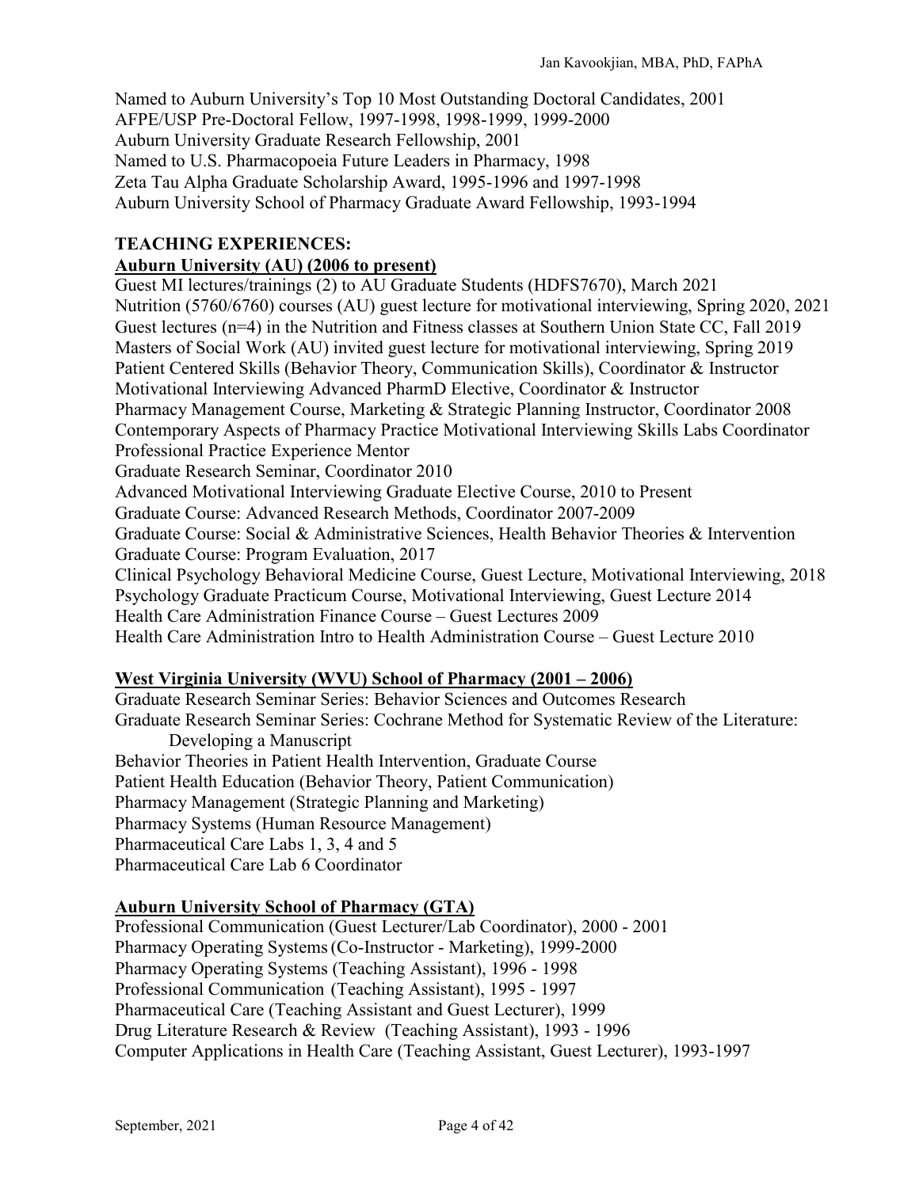Named to Auburn University's Top 10 Most Outstanding Doctoral Candidates, 2001
AFPE/USP Pre-Doctoral Fellow, 1997-1998, 1998-1999, 1999-2000
Auburn University Graduate Research Fellowship, 2001
Named to U.S. Pharmacopoeia Future Leaders in Pharmacy, 1998
Zeta Tau Alpha Graduate Scholarship Award, 1995-1996 and 1997-1998
Auburn University School of Pharmacy Graduate Award Fellowship, 1993-1994

## TEACHING EXPERIENCES:

### Auburn University (AU) (2006 to present)

Guest MI lectures/trainings (2) to AU Graduate Students (HDFS7670), March 2021
Nutrition (5760/6760) courses (AU) guest lecture for motivational interviewing, Spring 2020, 2021
Guest lectures (n=4) in the Nutrition and Fitness classes at Southern Union State CC, Fall 2019
Masters of Social Work (AU) invited guest lecture for motivational interviewing, Spring 2019
Patient Centered Skills (Behavior Theory, Communication Skills), Coordinator & Instructor
Motivational Interviewing Advanced PharmD Elective, Coordinator & Instructor
Pharmacy Management Course, Marketing & Strategic Planning Instructor, Coordinator 2008
Contemporary Aspects of Pharmacy Practice Motivational Interviewing Skills Labs Coordinator
Professional Practice Experience Mentor
Graduate Research Seminar, Coordinator 2010
Advanced Motivational Interviewing Graduate Elective Course, 2010 to Present
Graduate Course: Advanced Research Methods, Coordinator 2007-2009
Graduate Course: Social & Administrative Sciences, Health Behavior Theories & Intervention
Graduate Course: Program Evaluation, 2017
Clinical Psychology Behavioral Medicine Course, Guest Lecture, Motivational Interviewing, 2018
Psychology Graduate Practicum Course, Motivational Interviewing, Guest Lecture 2014
Health Care Administration Finance Course – Guest Lectures 2009
Health Care Administration Intro to Health Administration Course – Guest Lecture 2010

### West Virginia University (WVU) School of Pharmacy (2001 – 2006)

Graduate Research Seminar Series: Behavior Sciences and Outcomes Research
Graduate Research Seminar Series: Cochrane Method for Systematic Review of the Literature: Developing a Manuscript
Behavior Theories in Patient Health Intervention, Graduate Course
Patient Health Education (Behavior Theory, Patient Communication)
Pharmacy Management (Strategic Planning and Marketing)
Pharmacy Systems (Human Resource Management)
Pharmaceutical Care Labs 1, 3, 4 and 5
Pharmaceutical Care Lab 6 Coordinator

### Auburn University School of Pharmacy (GTA)

Professional Communication (Guest Lecturer/Lab Coordinator), 2000 - 2001
Pharmacy Operating Systems (Co-Instructor - Marketing), 1999-2000
Pharmacy Operating Systems (Teaching Assistant), 1996 - 1998
Professional Communication (Teaching Assistant), 1995 - 1997
Pharmaceutical Care (Teaching Assistant and Guest Lecturer), 1999
Drug Literature Research & Review (Teaching Assistant), 1993 - 1996
Computer Applications in Health Care (Teaching Assistant, Guest Lecturer), 1993-1997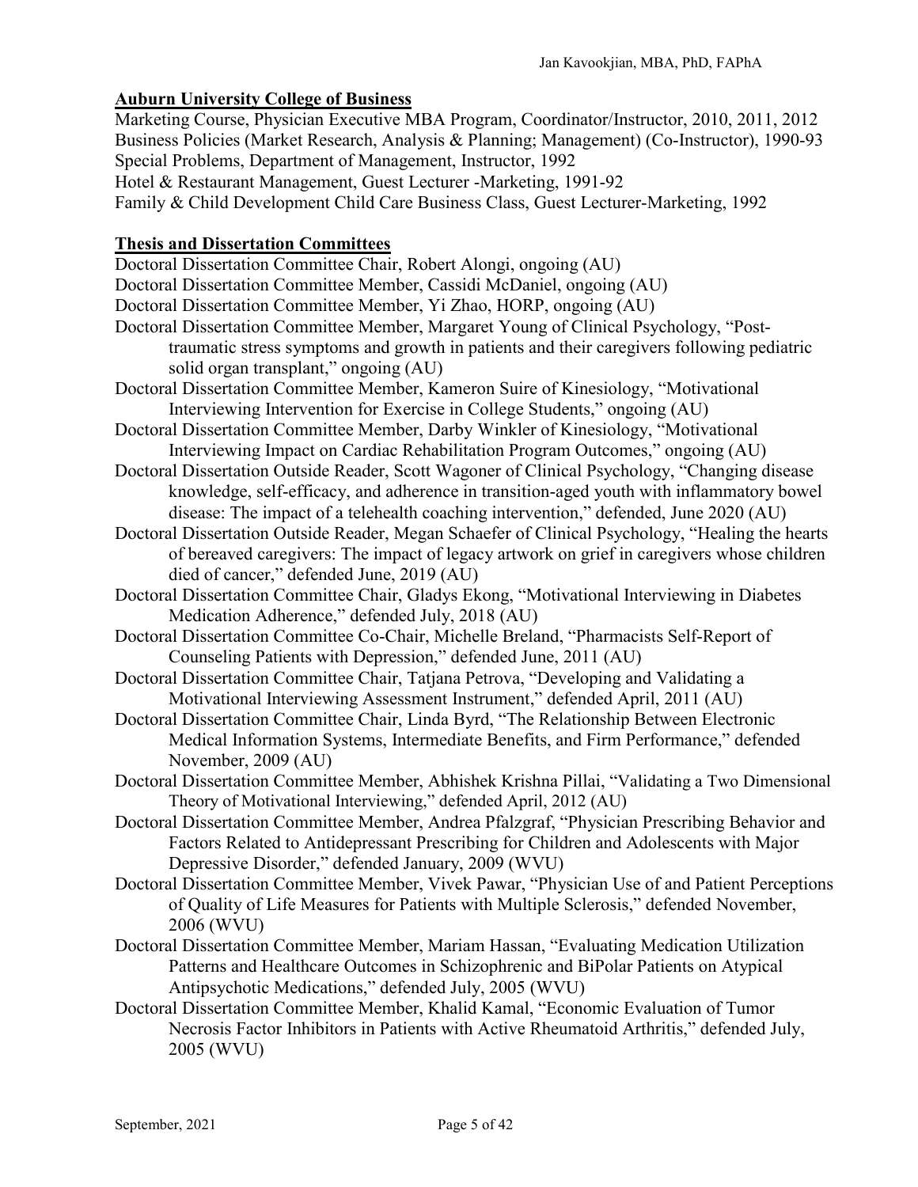**Auburn University College of Business**

Marketing Course, Physician Executive MBA Program, Coordinator/Instructor, 2010, 2011, 2012
Business Policies (Market Research, Analysis & Planning; Management) (Co-Instructor), 1990-93
Special Problems, Department of Management, Instructor, 1992
Hotel & Restaurant Management, Guest Lecturer -Marketing, 1991-92
Family & Child Development Child Care Business Class, Guest Lecturer-Marketing, 1992

**Thesis and Dissertation Committees**

Doctoral Dissertation Committee Chair, Robert Alongi, ongoing (AU)

Doctoral Dissertation Committee Member, Cassidi McDaniel, ongoing (AU)

Doctoral Dissertation Committee Member, Yi Zhao, HORP, ongoing (AU)

Doctoral Dissertation Committee Member, Margaret Young of Clinical Psychology, "Post-traumatic stress symptoms and growth in patients and their caregivers following pediatric solid organ transplant," ongoing (AU)

Doctoral Dissertation Committee Member, Kameron Suire of Kinesiology, "Motivational Interviewing Intervention for Exercise in College Students," ongoing (AU)

Doctoral Dissertation Committee Member, Darby Winkler of Kinesiology, "Motivational Interviewing Impact on Cardiac Rehabilitation Program Outcomes," ongoing (AU)

Doctoral Dissertation Outside Reader, Scott Wagoner of Clinical Psychology, "Changing disease knowledge, self-efficacy, and adherence in transition-aged youth with inflammatory bowel disease: The impact of a telehealth coaching intervention," defended, June 2020 (AU)

Doctoral Dissertation Outside Reader, Megan Schaefer of Clinical Psychology, "Healing the hearts of bereaved caregivers: The impact of legacy artwork on grief in caregivers whose children died of cancer," defended June, 2019 (AU)

Doctoral Dissertation Committee Chair, Gladys Ekong, "Motivational Interviewing in Diabetes Medication Adherence," defended July, 2018 (AU)

Doctoral Dissertation Committee Co-Chair, Michelle Breland, "Pharmacists Self-Report of Counseling Patients with Depression," defended June, 2011 (AU)

Doctoral Dissertation Committee Chair, Tatjana Petrova, "Developing and Validating a Motivational Interviewing Assessment Instrument," defended April, 2011 (AU)

Doctoral Dissertation Committee Chair, Linda Byrd, "The Relationship Between Electronic Medical Information Systems, Intermediate Benefits, and Firm Performance," defended November, 2009 (AU)

Doctoral Dissertation Committee Member, Abhishek Krishna Pillai, "Validating a Two Dimensional Theory of Motivational Interviewing," defended April, 2012 (AU)

Doctoral Dissertation Committee Member, Andrea Pfalzgraf, "Physician Prescribing Behavior and Factors Related to Antidepressant Prescribing for Children and Adolescents with Major Depressive Disorder," defended January, 2009 (WVU)

Doctoral Dissertation Committee Member, Vivek Pawar, "Physician Use of and Patient Perceptions of Quality of Life Measures for Patients with Multiple Sclerosis," defended November, 2006 (WVU)

Doctoral Dissertation Committee Member, Mariam Hassan, "Evaluating Medication Utilization Patterns and Healthcare Outcomes in Schizophrenic and BiPolar Patients on Atypical Antipsychotic Medications," defended July, 2005 (WVU)

Doctoral Dissertation Committee Member, Khalid Kamal, "Economic Evaluation of Tumor Necrosis Factor Inhibitors in Patients with Active Rheumatoid Arthritis," defended July, 2005 (WVU)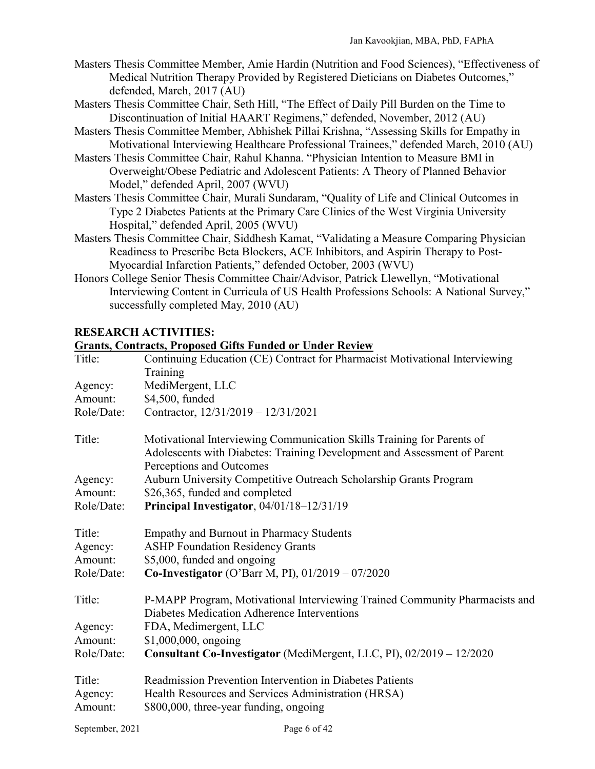Masters Thesis Committee Member, Amie Hardin (Nutrition and Food Sciences), "Effectiveness of Medical Nutrition Therapy Provided by Registered Dieticians on Diabetes Outcomes," defended, March, 2017 (AU)

Masters Thesis Committee Chair, Seth Hill, "The Effect of Daily Pill Burden on the Time to Discontinuation of Initial HAART Regimens," defended, November, 2012 (AU)

Masters Thesis Committee Member, Abhishek Pillai Krishna, "Assessing Skills for Empathy in Motivational Interviewing Healthcare Professional Trainees," defended March, 2010 (AU)

Masters Thesis Committee Chair, Rahul Khanna. "Physician Intention to Measure BMI in Overweight/Obese Pediatric and Adolescent Patients: A Theory of Planned Behavior Model," defended April, 2007 (WVU)

Masters Thesis Committee Chair, Murali Sundaram, "Quality of Life and Clinical Outcomes in Type 2 Diabetes Patients at the Primary Care Clinics of the West Virginia University Hospital," defended April, 2005 (WVU)

Masters Thesis Committee Chair, Siddhesh Kamat, "Validating a Measure Comparing Physician Readiness to Prescribe Beta Blockers, ACE Inhibitors, and Aspirin Therapy to Post-Myocardial Infarction Patients," defended October, 2003 (WVU)

Honors College Senior Thesis Committee Chair/Advisor, Patrick Llewellyn, "Motivational Interviewing Content in Curricula of US Health Professions Schools: A National Survey," successfully completed May, 2010 (AU)

## RESEARCH ACTIVITIES:

### Grants, Contracts, Proposed Gifts Funded or Under Review

Title: Continuing Education (CE) Contract for Pharmacist Motivational Interviewing Training
Agency: MediMergent, LLC
Amount: $4,500, funded
Role/Date: Contractor, 12/31/2019 – 12/31/2021

Title: Motivational Interviewing Communication Skills Training for Parents of Adolescents with Diabetes: Training Development and Assessment of Parent Perceptions and Outcomes
Agency: Auburn University Competitive Outreach Scholarship Grants Program
Amount: $26,365, funded and completed
Role/Date: **Principal Investigator**, 04/01/18–12/31/19

Title: Empathy and Burnout in Pharmacy Students
Agency: ASHP Foundation Residency Grants
Amount: $5,000, funded and ongoing
Role/Date: **Co-Investigator** (O'Barr M, PI), 01/2019 – 07/2020

Title: P-MAPP Program, Motivational Interviewing Trained Community Pharmacists and Diabetes Medication Adherence Interventions
Agency: FDA, Medimergent, LLC
Amount: $1,000,000, ongoing
Role/Date: **Consultant Co-Investigator** (MediMergent, LLC, PI), 02/2019 – 12/2020

Title: Readmission Prevention Intervention in Diabetes Patients
Agency: Health Resources and Services Administration (HRSA)
Amount: $800,000, three-year funding, ongoing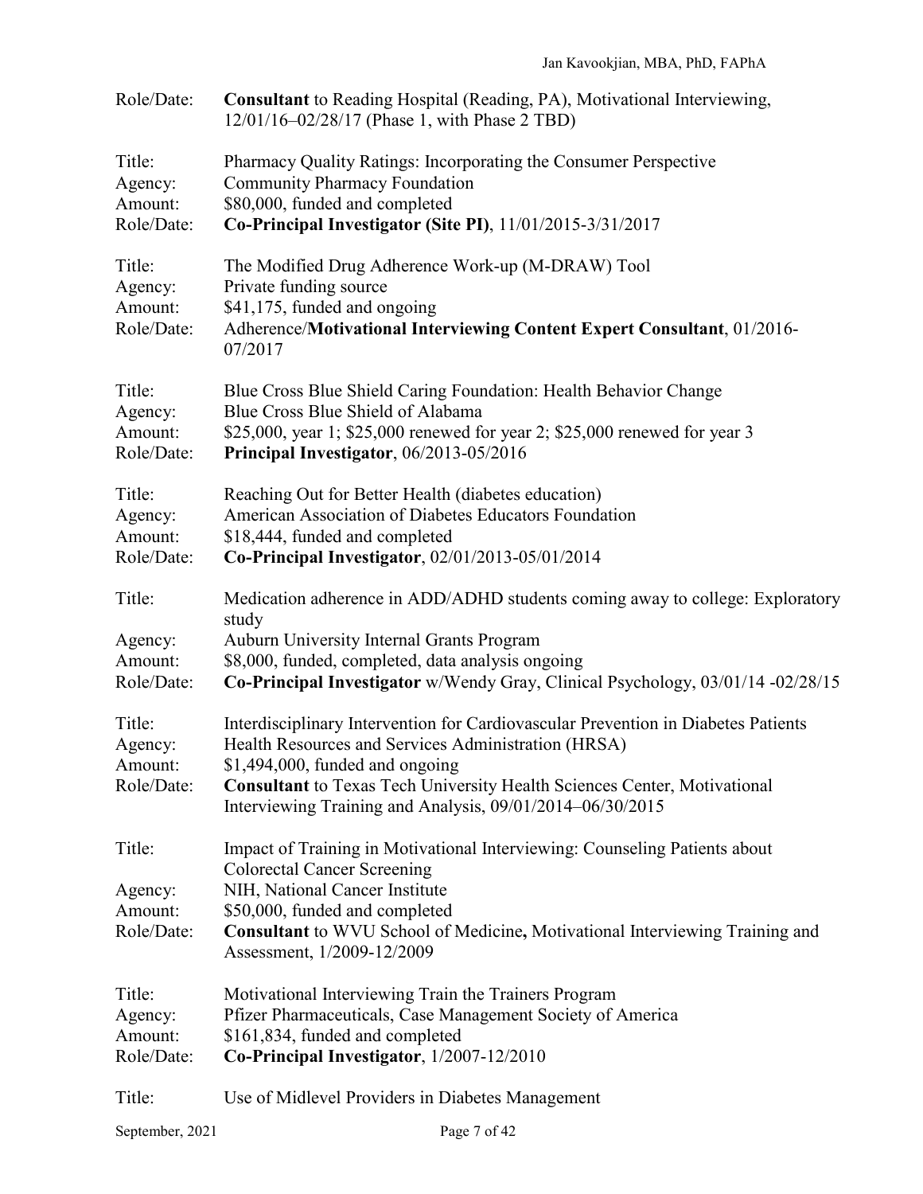Role/Date: **Consultant** to Reading Hospital (Reading, PA), Motivational Interviewing, 12/01/16–02/28/17 (Phase 1, with Phase 2 TBD)

Title: Pharmacy Quality Ratings: Incorporating the Consumer Perspective
Agency: Community Pharmacy Foundation
Amount: $80,000, funded and completed
Role/Date: **Co-Principal Investigator (Site PI)**, 11/01/2015-3/31/2017

Title: The Modified Drug Adherence Work-up (M-DRAW) Tool
Agency: Private funding source
Amount: $41,175, funded and ongoing
Role/Date: Adherence/**Motivational Interviewing Content Expert Consultant**, 01/2016-07/2017

Title: Blue Cross Blue Shield Caring Foundation: Health Behavior Change
Agency: Blue Cross Blue Shield of Alabama
Amount: $25,000, year 1; $25,000 renewed for year 2; $25,000 renewed for year 3
Role/Date: **Principal Investigator**, 06/2013-05/2016

Title: Reaching Out for Better Health (diabetes education)
Agency: American Association of Diabetes Educators Foundation
Amount: $18,444, funded and completed
Role/Date: **Co-Principal Investigator**, 02/01/2013-05/01/2014

Title: Medication adherence in ADD/ADHD students coming away to college: Exploratory study
Agency: Auburn University Internal Grants Program
Amount: $8,000, funded, completed, data analysis ongoing
Role/Date: **Co-Principal Investigator** w/Wendy Gray, Clinical Psychology, 03/01/14 -02/28/15

Title: Interdisciplinary Intervention for Cardiovascular Prevention in Diabetes Patients
Agency: Health Resources and Services Administration (HRSA)
Amount: $1,494,000, funded and ongoing
Role/Date: **Consultant** to Texas Tech University Health Sciences Center, Motivational Interviewing Training and Analysis, 09/01/2014–06/30/2015

Title: Impact of Training in Motivational Interviewing: Counseling Patients about Colorectal Cancer Screening
Agency: NIH, National Cancer Institute
Amount: $50,000, funded and completed
Role/Date: **Consultant** to WVU School of Medicine**,** Motivational Interviewing Training and Assessment, 1/2009-12/2009

Title: Motivational Interviewing Train the Trainers Program
Agency: Pfizer Pharmaceuticals, Case Management Society of America
Amount: $161,834, funded and completed
Role/Date: **Co-Principal Investigator**, 1/2007-12/2010

Title: Use of Midlevel Providers in Diabetes Management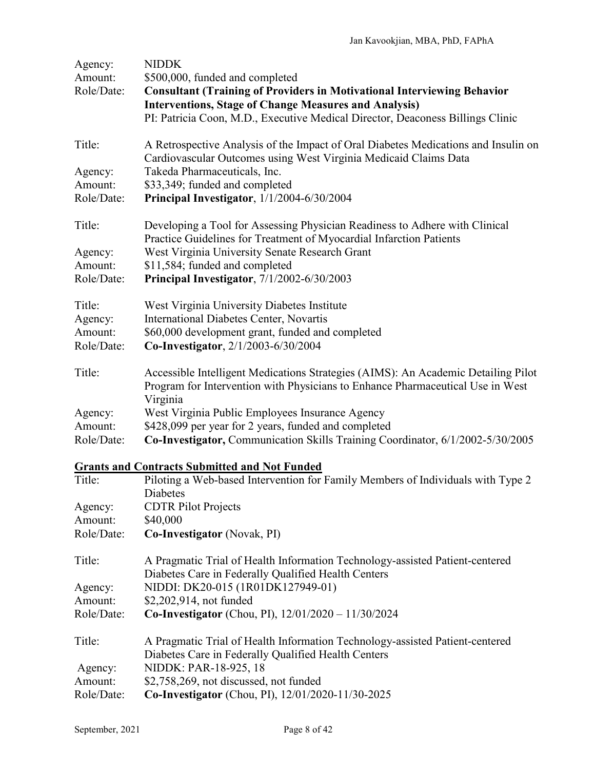Agency: NIDDK
Amount: $500,000, funded and completed
Role/Date: **Consultant (Training of Providers in Motivational Interviewing Behavior Interventions, Stage of Change Measures and Analysis)**
PI: Patricia Coon, M.D., Executive Medical Director, Deaconess Billings Clinic

Title: A Retrospective Analysis of the Impact of Oral Diabetes Medications and Insulin on Cardiovascular Outcomes using West Virginia Medicaid Claims Data
Agency: Takeda Pharmaceuticals, Inc.
Amount: $33,349; funded and completed
Role/Date: **Principal Investigator**, 1/1/2004-6/30/2004

Title: Developing a Tool for Assessing Physician Readiness to Adhere with Clinical Practice Guidelines for Treatment of Myocardial Infarction Patients
Agency: West Virginia University Senate Research Grant
Amount: $11,584; funded and completed
Role/Date: **Principal Investigator**, 7/1/2002-6/30/2003

Title: West Virginia University Diabetes Institute
Agency: International Diabetes Center, Novartis
Amount: $60,000 development grant, funded and completed
Role/Date: **Co-Investigator**, 2/1/2003-6/30/2004

Title: Accessible Intelligent Medications Strategies (AIMS): An Academic Detailing Pilot Program for Intervention with Physicians to Enhance Pharmaceutical Use in West Virginia
Agency: West Virginia Public Employees Insurance Agency
Amount: $428,099 per year for 2 years, funded and completed
Role/Date: **Co-Investigator,** Communication Skills Training Coordinator, 6/1/2002-5/30/2005

## Grants and Contracts Submitted and Not Funded

Title: Piloting a Web-based Intervention for Family Members of Individuals with Type 2 Diabetes
Agency: CDTR Pilot Projects
Amount: $40,000
Role/Date: **Co-Investigator** (Novak, PI)

Title: A Pragmatic Trial of Health Information Technology-assisted Patient-centered Diabetes Care in Federally Qualified Health Centers
Agency: NIDDI: DK20-015 (1R01DK127949-01)
Amount: $2,202,914, not funded
Role/Date: **Co-Investigator** (Chou, PI), 12/01/2020 – 11/30/2024

Title: A Pragmatic Trial of Health Information Technology-assisted Patient-centered Diabetes Care in Federally Qualified Health Centers
Agency: NIDDK: PAR-18-925, 18
Amount: $2,758,269, not discussed, not funded
Role/Date: **Co-Investigator** (Chou, PI), 12/01/2020-11/30-2025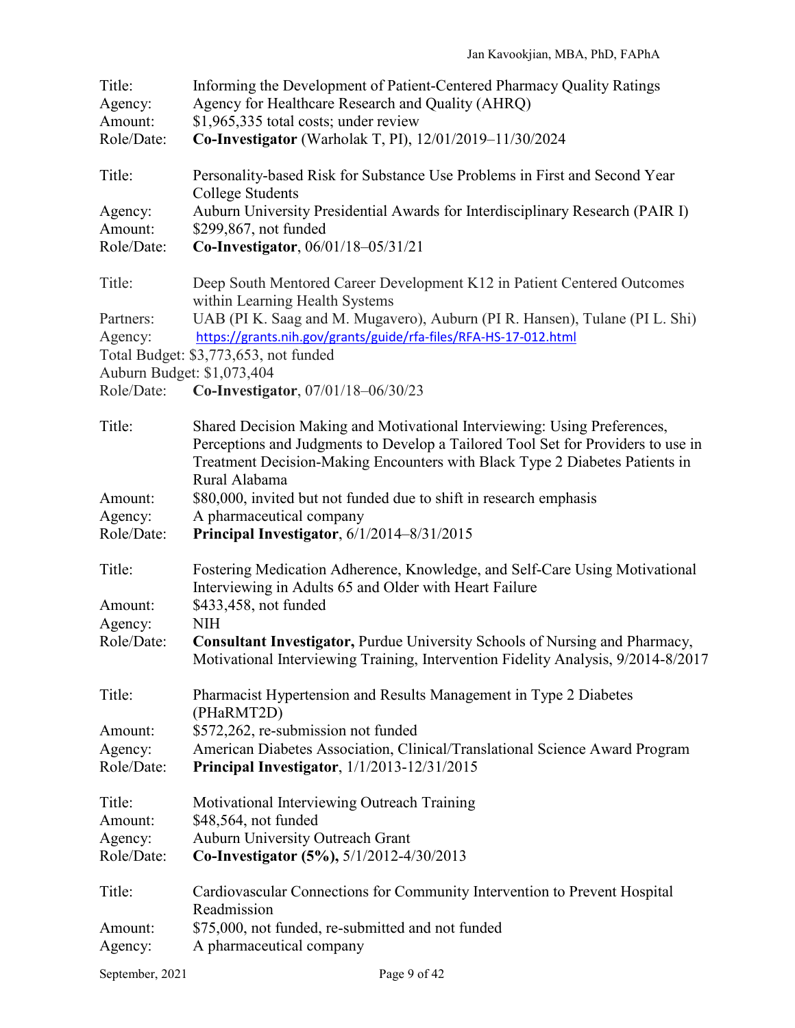Title: Informing the Development of Patient-Centered Pharmacy Quality Ratings
Agency: Agency for Healthcare Research and Quality (AHRQ)
Amount: $1,965,335 total costs; under review
Role/Date: **Co-Investigator** (Warholak T, PI), 12/01/2019–11/30/2024

Title: Personality-based Risk for Substance Use Problems in First and Second Year College Students
Agency: Auburn University Presidential Awards for Interdisciplinary Research (PAIR I)
Amount: $299,867, not funded
Role/Date: **Co-Investigator**, 06/01/18–05/31/21

Title: Deep South Mentored Career Development K12 in Patient Centered Outcomes within Learning Health Systems
Partners: UAB (PI K. Saag and M. Mugavero), Auburn (PI R. Hansen), Tulane (PI L. Shi)
Agency: https://grants.nih.gov/grants/guide/rfa-files/RFA-HS-17-012.html
Total Budget: $3,773,653, not funded
Auburn Budget: $1,073,404
Role/Date: **Co-Investigator**, 07/01/18–06/30/23

Title: Shared Decision Making and Motivational Interviewing: Using Preferences, Perceptions and Judgments to Develop a Tailored Tool Set for Providers to use in Treatment Decision-Making Encounters with Black Type 2 Diabetes Patients in Rural Alabama
Amount: $80,000, invited but not funded due to shift in research emphasis
Agency: A pharmaceutical company
Role/Date: **Principal Investigator**, 6/1/2014–8/31/2015

Title: Fostering Medication Adherence, Knowledge, and Self-Care Using Motivational Interviewing in Adults 65 and Older with Heart Failure
Amount: $433,458, not funded
Agency: NIH
Role/Date: **Consultant Investigator,** Purdue University Schools of Nursing and Pharmacy, Motivational Interviewing Training, Intervention Fidelity Analysis, 9/2014-8/2017

Title: Pharmacist Hypertension and Results Management in Type 2 Diabetes (PHaRMT2D)
Amount: $572,262, re-submission not funded
Agency: American Diabetes Association, Clinical/Translational Science Award Program
Role/Date: **Principal Investigator**, 1/1/2013-12/31/2015

Title: Motivational Interviewing Outreach Training
Amount: $48,564, not funded
Agency: Auburn University Outreach Grant
Role/Date: **Co-Investigator (5%),** 5/1/2012-4/30/2013

Title: Cardiovascular Connections for Community Intervention to Prevent Hospital Readmission
Amount: $75,000, not funded, re-submitted and not funded
Agency: A pharmaceutical company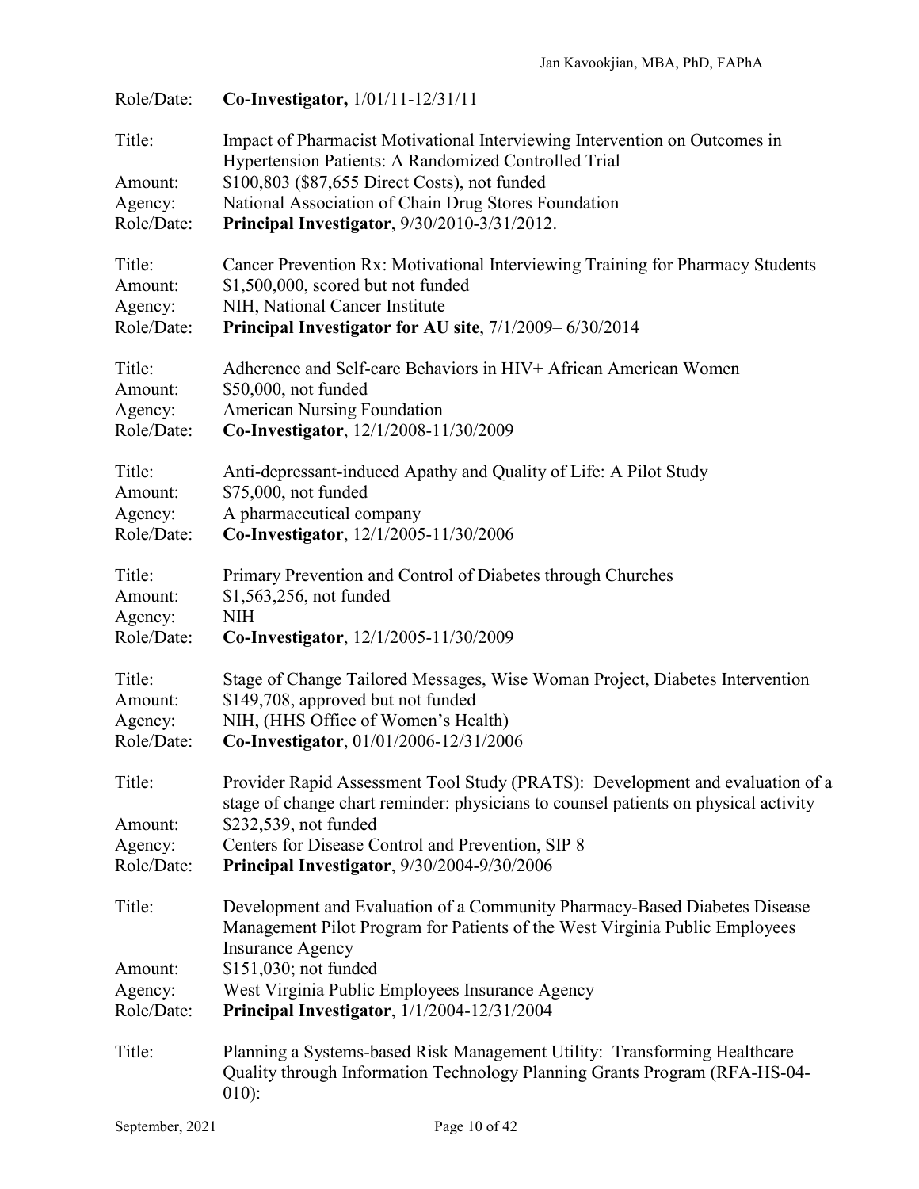Role/Date: **Co-Investigator,** 1/01/11-12/31/11

Title: Impact of Pharmacist Motivational Interviewing Intervention on Outcomes in Hypertension Patients: A Randomized Controlled Trial
Amount: $100,803 ($87,655 Direct Costs), not funded
Agency: National Association of Chain Drug Stores Foundation
Role/Date: **Principal Investigator**, 9/30/2010-3/31/2012.

Title: Cancer Prevention Rx: Motivational Interviewing Training for Pharmacy Students
Amount: $1,500,000, scored but not funded
Agency: NIH, National Cancer Institute
Role/Date: **Principal Investigator for AU site**, 7/1/2009– 6/30/2014

Title: Adherence and Self-care Behaviors in HIV+ African American Women
Amount: $50,000, not funded
Agency: American Nursing Foundation
Role/Date: **Co-Investigator**, 12/1/2008-11/30/2009

Title: Anti-depressant-induced Apathy and Quality of Life: A Pilot Study
Amount: $75,000, not funded
Agency: A pharmaceutical company
Role/Date: **Co-Investigator**, 12/1/2005-11/30/2006

Title: Primary Prevention and Control of Diabetes through Churches
Amount: $1,563,256, not funded
Agency: NIH
Role/Date: **Co-Investigator**, 12/1/2005-11/30/2009

Title: Stage of Change Tailored Messages, Wise Woman Project, Diabetes Intervention
Amount: $149,708, approved but not funded
Agency: NIH, (HHS Office of Women's Health)
Role/Date: **Co-Investigator**, 01/01/2006-12/31/2006

Title: Provider Rapid Assessment Tool Study (PRATS): Development and evaluation of a stage of change chart reminder: physicians to counsel patients on physical activity
Amount: $232,539, not funded
Agency: Centers for Disease Control and Prevention, SIP 8
Role/Date: **Principal Investigator**, 9/30/2004-9/30/2006

Title: Development and Evaluation of a Community Pharmacy-Based Diabetes Disease Management Pilot Program for Patients of the West Virginia Public Employees Insurance Agency
Amount: $151,030; not funded
Agency: West Virginia Public Employees Insurance Agency
Role/Date: **Principal Investigator**, 1/1/2004-12/31/2004

Title: Planning a Systems-based Risk Management Utility: Transforming Healthcare Quality through Information Technology Planning Grants Program (RFA-HS-04-010):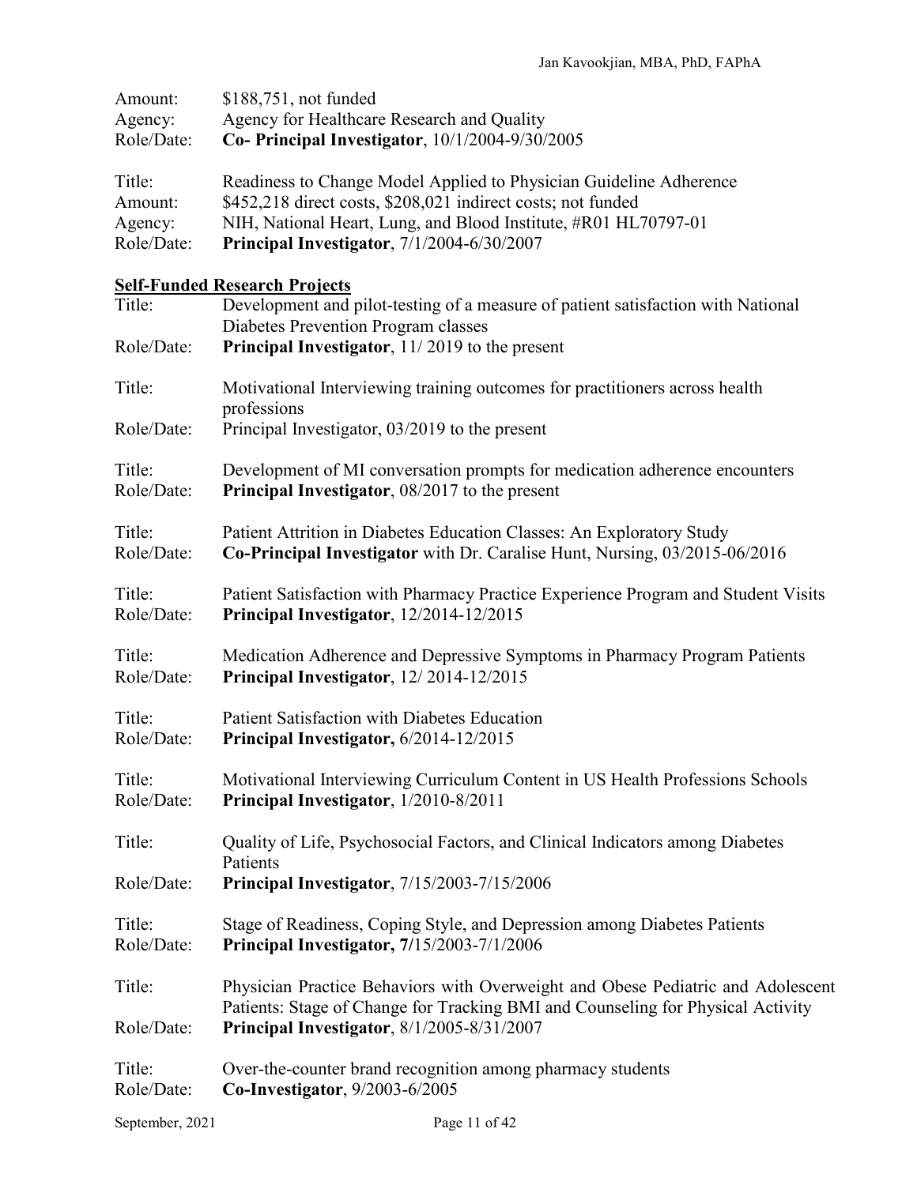Amount: $188,751, not funded
Agency: Agency for Healthcare Research and Quality
Role/Date: **Co- Principal Investigator**, 10/1/2004-9/30/2005

Title: Readiness to Change Model Applied to Physician Guideline Adherence
Amount: $452,218 direct costs, $208,021 indirect costs; not funded
Agency: NIH, National Heart, Lung, and Blood Institute, #R01 HL70797-01
Role/Date: **Principal Investigator**, 7/1/2004-6/30/2007

## Self-Funded Research Projects

Title: Development and pilot-testing of a measure of patient satisfaction with National Diabetes Prevention Program classes
Role/Date: **Principal Investigator**, 11/ 2019 to the present

Title: Motivational Interviewing training outcomes for practitioners across health professions
Role/Date: Principal Investigator, 03/2019 to the present

Title: Development of MI conversation prompts for medication adherence encounters
Role/Date: **Principal Investigator**, 08/2017 to the present

Title: Patient Attrition in Diabetes Education Classes: An Exploratory Study
Role/Date: **Co-Principal Investigator** with Dr. Caralise Hunt, Nursing, 03/2015-06/2016

Title: Patient Satisfaction with Pharmacy Practice Experience Program and Student Visits
Role/Date: **Principal Investigator**, 12/2014-12/2015

Title: Medication Adherence and Depressive Symptoms in Pharmacy Program Patients
Role/Date: **Principal Investigator**, 12/ 2014-12/2015

Title: Patient Satisfaction with Diabetes Education
Role/Date: **Principal Investigator,** 6/2014-12/2015

Title: Motivational Interviewing Curriculum Content in US Health Professions Schools
Role/Date: **Principal Investigator**, 1/2010-8/2011

Title: Quality of Life, Psychosocial Factors, and Clinical Indicators among Diabetes Patients
Role/Date: **Principal Investigator**, 7/15/2003-7/15/2006

Title: Stage of Readiness, Coping Style, and Depression among Diabetes Patients
Role/Date: **Principal Investigator, 7**/15/2003-7/1/2006

Title: Physician Practice Behaviors with Overweight and Obese Pediatric and Adolescent Patients: Stage of Change for Tracking BMI and Counseling for Physical Activity
Role/Date: **Principal Investigator**, 8/1/2005-8/31/2007

Title: Over-the-counter brand recognition among pharmacy students
Role/Date: **Co-Investigator**, 9/2003-6/2005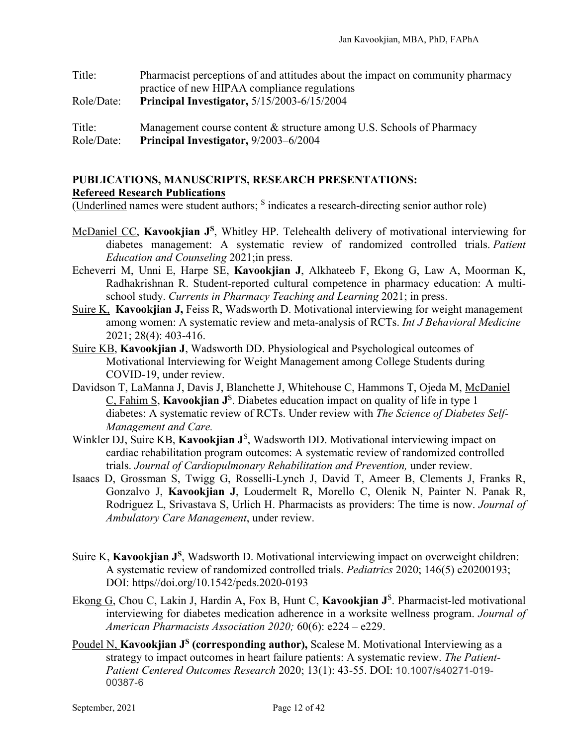Title: Pharmacist perceptions of and attitudes about the impact on community pharmacy practice of new HIPAA compliance regulations
Role/Date: **Principal Investigator,** 5/15/2003-6/15/2004

Title: Management course content & structure among U.S. Schools of Pharmacy
Role/Date: **Principal Investigator,** 9/2003–6/2004

## PUBLICATIONS, MANUSCRIPTS, RESEARCH PRESENTATIONS:

### Refereed Research Publications

(Underlined names were student authors; [S] indicates a research-directing senior author role)

McDaniel CC, **Kavookjian J[S]**, Whitley HP. Telehealth delivery of motivational interviewing for diabetes management: A systematic review of randomized controlled trials. *Patient Education and Counseling* 2021;in press.

Echeverri M, Unni E, Harpe SE, **Kavookjian J**, Alkhateeb F, Ekong G, Law A, Moorman K, Radhakrishnan R. Student-reported cultural competence in pharmacy education: A multi-school study. *Currents in Pharmacy Teaching and Learning* 2021; in press.

Suire K, **Kavookjian J,** Feiss R, Wadsworth D. Motivational interviewing for weight management among women: A systematic review and meta-analysis of RCTs. *Int J Behavioral Medicine* 2021; 28(4): 403-416.

Suire KB, **Kavookjian J**, Wadsworth DD. Physiological and Psychological outcomes of Motivational Interviewing for Weight Management among College Students during COVID-19, under review.

Davidson T, LaManna J, Davis J, Blanchette J, Whitehouse C, Hammons T, Ojeda M, McDaniel C, Fahim S, **Kavookjian J**[S]. Diabetes education impact on quality of life in type 1 diabetes: A systematic review of RCTs. Under review with *The Science of Diabetes Self-Management and Care.*

Winkler DJ, Suire KB, **Kavookjian J**[S], Wadsworth DD. Motivational interviewing impact on cardiac rehabilitation program outcomes: A systematic review of randomized controlled trials. *Journal of Cardiopulmonary Rehabilitation and Prevention,* under review.

Isaacs D, Grossman S, Twigg G, Rosselli-Lynch J, David T, Ameer B, Clements J, Franks R, Gonzalvo J, **Kavookjian J**, Loudermelt R, Morello C, Olenik N, Painter N. Panak R, Rodriguez L, Srivastava S, Urlich H. Pharmacists as providers: The time is now. *Journal of Ambulatory Care Management*, under review.

Suire K, **Kavookjian J[S]**, Wadsworth D. Motivational interviewing impact on overweight children: A systematic review of randomized controlled trials. *Pediatrics* 2020; 146(5) e20200193; DOI: https//doi.org/10.1542/peds.2020-0193

Ekong G, Chou C, Lakin J, Hardin A, Fox B, Hunt C, **Kavookjian J**[S]. Pharmacist-led motivational interviewing for diabetes medication adherence in a worksite wellness program. *Journal of American Pharmacists Association 2020;* 60(6): e224 – e229.

Poudel N, **Kavookjian J[S] (corresponding author),** Scalese M. Motivational Interviewing as a strategy to impact outcomes in heart failure patients: A systematic review. *The Patient-Patient Centered Outcomes Research* 2020; 13(1): 43-55. DOI: 10.1007/s40271-019-00387-6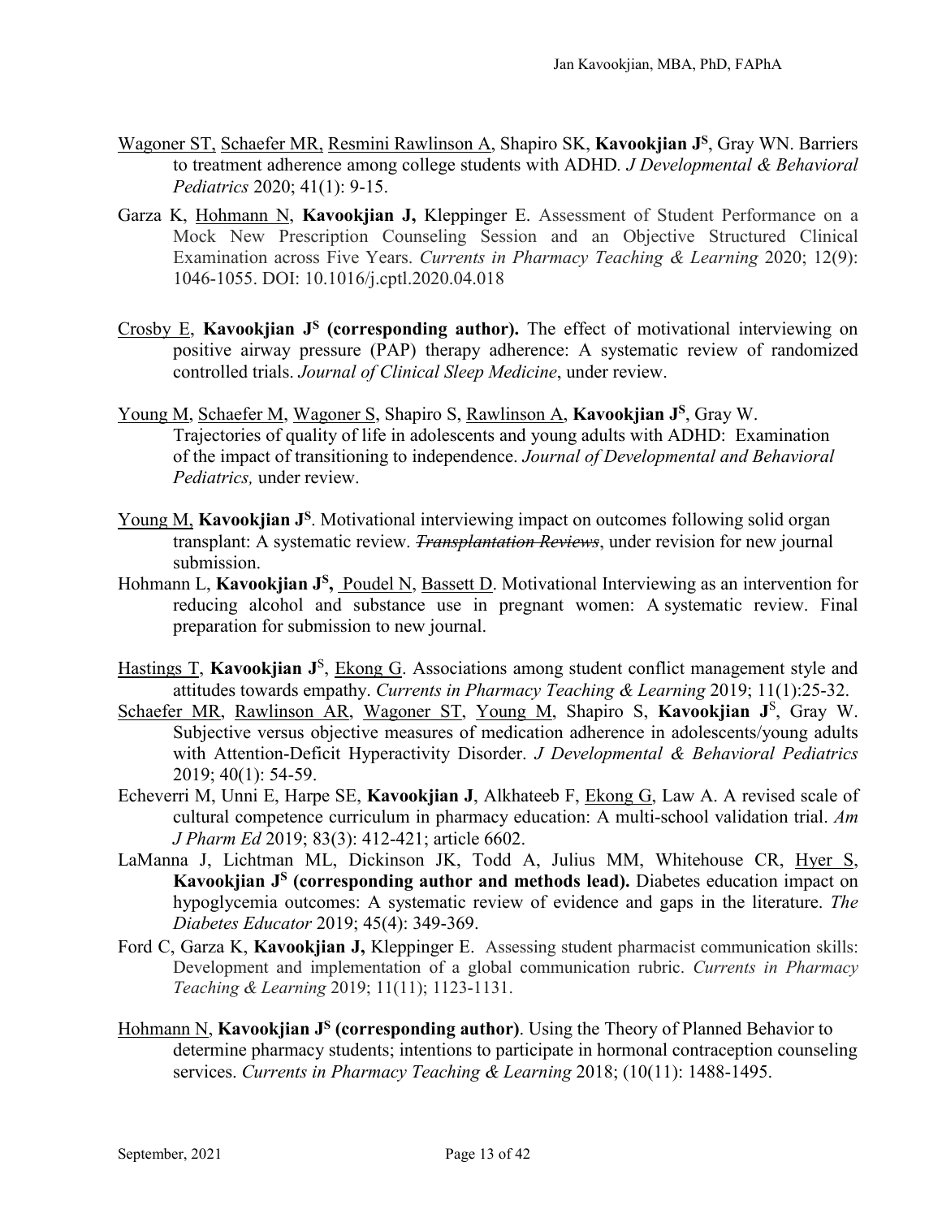Wagoner ST, Schaefer MR, Resmini Rawlinson A, Shapiro SK, **Kavookjian J[S]**, Gray WN. Barriers to treatment adherence among college students with ADHD. *J Developmental & Behavioral Pediatrics* 2020; 41(1): 9-15.

Garza K, Hohmann N, **Kavookjian J,** Kleppinger E. Assessment of Student Performance on a Mock New Prescription Counseling Session and an Objective Structured Clinical Examination across Five Years. *Currents in Pharmacy Teaching & Learning* 2020; 12(9): 1046-1055. DOI: 10.1016/j.cptl.2020.04.018

Crosby E, **Kavookjian J[S] (corresponding author).** The effect of motivational interviewing on positive airway pressure (PAP) therapy adherence: A systematic review of randomized controlled trials. *Journal of Clinical Sleep Medicine*, under review.

Young M, Schaefer M, Wagoner S, Shapiro S, Rawlinson A, **Kavookjian J[S]**, Gray W. Trajectories of quality of life in adolescents and young adults with ADHD: Examination of the impact of transitioning to independence. *Journal of Developmental and Behavioral Pediatrics,* under review.

Young M, **Kavookjian J[S]**. Motivational interviewing impact on outcomes following solid organ transplant: A systematic review. ~~*Transplantation Reviews*~~, under revision for new journal submission.

Hohmann L, **Kavookjian J[S],** Poudel N, Bassett D. Motivational Interviewing as an intervention for reducing alcohol and substance use in pregnant women: A systematic review. Final preparation for submission to new journal.

Hastings T, **Kavookjian J**[S], Ekong G. Associations among student conflict management style and attitudes towards empathy. *Currents in Pharmacy Teaching & Learning* 2019; 11(1):25-32.

Schaefer MR, Rawlinson AR, Wagoner ST, Young M, Shapiro S, **Kavookjian J**[S], Gray W. Subjective versus objective measures of medication adherence in adolescents/young adults with Attention-Deficit Hyperactivity Disorder. *J Developmental & Behavioral Pediatrics* 2019; 40(1): 54-59.

Echeverri M, Unni E, Harpe SE, **Kavookjian J**, Alkhateeb F, Ekong G, Law A. A revised scale of cultural competence curriculum in pharmacy education: A multi-school validation trial. *Am J Pharm Ed* 2019; 83(3): 412-421; article 6602.

LaManna J, Lichtman ML, Dickinson JK, Todd A, Julius MM, Whitehouse CR, Hyer S, **Kavookjian J[S] (corresponding author and methods lead).** Diabetes education impact on hypoglycemia outcomes: A systematic review of evidence and gaps in the literature. *The Diabetes Educator* 2019; 45(4): 349-369.

Ford C, Garza K, **Kavookjian J,** Kleppinger E. Assessing student pharmacist communication skills: Development and implementation of a global communication rubric. *Currents in Pharmacy Teaching & Learning* 2019; 11(11); 1123-1131.

Hohmann N, **Kavookjian J[S] (corresponding author)**. Using the Theory of Planned Behavior to determine pharmacy students; intentions to participate in hormonal contraception counseling services. *Currents in Pharmacy Teaching & Learning* 2018; (10(11): 1488-1495.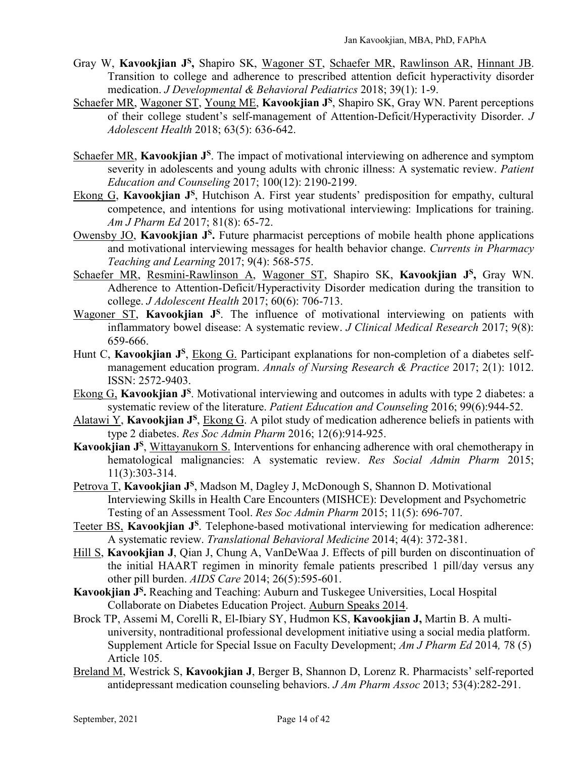Gray W, **Kavookjian J[S],** Shapiro SK, <u>Wagoner ST</u>, <u>Schaefer MR</u>, <u>Rawlinson AR</u>, <u>Hinnant JB</u>. Transition to college and adherence to prescribed attention deficit hyperactivity disorder medication. *J Developmental & Behavioral Pediatrics* 2018; 39(1): 1-9.

<u>Schaefer MR</u>, <u>Wagoner ST</u>, <u>Young ME</u>, **Kavookjian J[S]**, Shapiro SK, Gray WN. Parent perceptions of their college student's self-management of Attention-Deficit/Hyperactivity Disorder. *J Adolescent Health* 2018; 63(5): 636-642.

<u>Schaefer MR</u>, **Kavookjian J[S]**. The impact of motivational interviewing on adherence and symptom severity in adolescents and young adults with chronic illness: A systematic review. *Patient Education and Counseling* 2017; 100(12): 2190-2199.

<u>Ekong G</u>, **Kavookjian J[S]**, Hutchison A. First year students' predisposition for empathy, cultural competence, and intentions for using motivational interviewing: Implications for training. *Am J Pharm Ed* 2017; 81(8): 65-72.

<u>Owensby JO</u>, **Kavookjian J[S].** Future pharmacist perceptions of mobile health phone applications and motivational interviewing messages for health behavior change. *Currents in Pharmacy Teaching and Learning* 2017; 9(4): 568-575.

<u>Schaefer MR</u>, <u>Resmini-Rawlinson A</u>, <u>Wagoner ST</u>, Shapiro SK, **Kavookjian J[S],** Gray WN. Adherence to Attention-Deficit/Hyperactivity Disorder medication during the transition to college. *J Adolescent Health* 2017; 60(6): 706-713.

<u>Wagoner ST</u>, **Kavookjian J[S]**. The influence of motivational interviewing on patients with inflammatory bowel disease: A systematic review. *J Clinical Medical Research* 2017; 9(8): 659-666.

Hunt C, **Kavookjian J[S]**, <u>Ekong G.</u> Participant explanations for non-completion of a diabetes self-management education program. *Annals of Nursing Research & Practice* 2017; 2(1): 1012. ISSN: 2572-9403.

<u>Ekong G,</u> **Kavookjian J[S]**. Motivational interviewing and outcomes in adults with type 2 diabetes: a systematic review of the literature. *Patient Education and Counseling* 2016; 99(6):944-52.

<u>Alatawi Y</u>, **Kavookjian J[S]**, <u>Ekong G</u>. A pilot study of medication adherence beliefs in patients with type 2 diabetes. *Res Soc Admin Pharm* 2016; 12(6):914-925.

**Kavookjian J[S]**, <u>Wittayanukorn S.</u> Interventions for enhancing adherence with oral chemotherapy in hematological malignancies: A systematic review. *Res Social Admin Pharm* 2015; 11(3):303-314.

<u>Petrova T</u>, **Kavookjian J[S]**, Madson M, Dagley J, McDonough S, Shannon D. Motivational Interviewing Skills in Health Care Encounters (MISHCE): Development and Psychometric Testing of an Assessment Tool. *Res Soc Admin Pharm* 2015; 11(5): 696-707.

<u>Teeter BS,</u> **Kavookjian J[S]**. Telephone-based motivational interviewing for medication adherence: A systematic review. *Translational Behavioral Medicine* 2014; 4(4): 372-381.

<u>Hill S</u>, **Kavookjian J**, Qian J, Chung A, VanDeWaa J. Effects of pill burden on discontinuation of the initial HAART regimen in minority female patients prescribed 1 pill/day versus any other pill burden. *AIDS Care* 2014; 26(5):595-601.

**Kavookjian J[S].** Reaching and Teaching: Auburn and Tuskegee Universities, Local Hospital Collaborate on Diabetes Education Project. <u>Auburn Speaks 2014</u>.

Brock TP, Assemi M, Corelli R, El-Ibiary SY, Hudmon KS, **Kavookjian J,** Martin B. A multi-university, nontraditional professional development initiative using a social media platform. Supplement Article for Special Issue on Faculty Development; *Am J Pharm Ed* 2014*,* 78 (5) Article 105.

<u>Breland M</u>, Westrick S, **Kavookjian J**, Berger B, Shannon D, Lorenz R. Pharmacists' self-reported antidepressant medication counseling behaviors. *J Am Pharm Assoc* 2013; 53(4):282-291.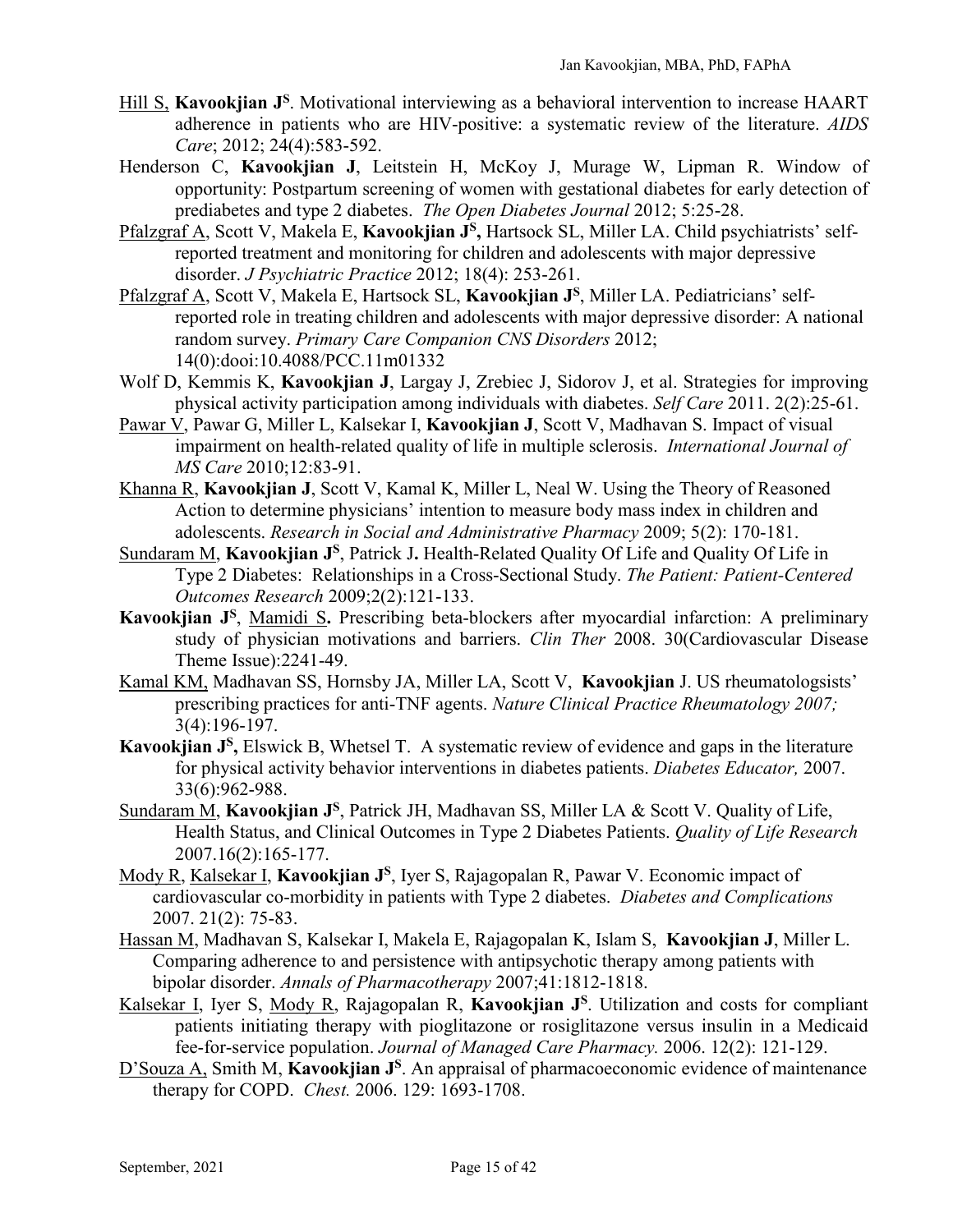Hill S, **Kavookjian J[S]**. Motivational interviewing as a behavioral intervention to increase HAART adherence in patients who are HIV-positive: a systematic review of the literature. *AIDS Care*; 2012; 24(4):583-592.

Henderson C, **Kavookjian J**, Leitstein H, McKoy J, Murage W, Lipman R. Window of opportunity: Postpartum screening of women with gestational diabetes for early detection of prediabetes and type 2 diabetes. *The Open Diabetes Journal* 2012; 5:25-28.

Pfalzgraf A, Scott V, Makela E, **Kavookjian J[S],** Hartsock SL, Miller LA. Child psychiatrists' self-reported treatment and monitoring for children and adolescents with major depressive disorder. *J Psychiatric Practice* 2012; 18(4): 253-261.

Pfalzgraf A, Scott V, Makela E, Hartsock SL, **Kavookjian J[S]**, Miller LA. Pediatricians' self-reported role in treating children and adolescents with major depressive disorder: A national random survey. *Primary Care Companion CNS Disorders* 2012; 14(0):dooi:10.4088/PCC.11m01332

Wolf D, Kemmis K, **Kavookjian J**, Largay J, Zrebiec J, Sidorov J, et al. Strategies for improving physical activity participation among individuals with diabetes. *Self Care* 2011. 2(2):25-61.

Pawar V, Pawar G, Miller L, Kalsekar I, **Kavookjian J**, Scott V, Madhavan S. Impact of visual impairment on health-related quality of life in multiple sclerosis. *International Journal of MS Care* 2010;12:83-91.

Khanna R, **Kavookjian J**, Scott V, Kamal K, Miller L, Neal W. Using the Theory of Reasoned Action to determine physicians' intention to measure body mass index in children and adolescents. *Research in Social and Administrative Pharmacy* 2009; 5(2): 170-181.

Sundaram M, **Kavookjian J[S]**, Patrick J**.** Health-Related Quality Of Life and Quality Of Life in Type 2 Diabetes: Relationships in a Cross-Sectional Study. *The Patient: Patient-Centered Outcomes Research* 2009;2(2):121-133.

**Kavookjian J[S]**, Mamidi S**.** Prescribing beta-blockers after myocardial infarction: A preliminary study of physician motivations and barriers. *Clin Ther* 2008. 30(Cardiovascular Disease Theme Issue):2241-49.

Kamal KM, Madhavan SS, Hornsby JA, Miller LA, Scott V, **Kavookjian** J. US rheumatologsists' prescribing practices for anti-TNF agents. *Nature Clinical Practice Rheumatology 2007;* 3(4):196-197.

**Kavookjian J[S],** Elswick B, Whetsel T. A systematic review of evidence and gaps in the literature for physical activity behavior interventions in diabetes patients. *Diabetes Educator,* 2007. 33(6):962-988.

Sundaram M, **Kavookjian J[S]**, Patrick JH, Madhavan SS, Miller LA & Scott V. Quality of Life, Health Status, and Clinical Outcomes in Type 2 Diabetes Patients. *Quality of Life Research* 2007.16(2):165-177.

Mody R, Kalsekar I, **Kavookjian J[S]**, Iyer S, Rajagopalan R, Pawar V. Economic impact of cardiovascular co-morbidity in patients with Type 2 diabetes. *Diabetes and Complications* 2007. 21(2): 75-83.

Hassan M, Madhavan S, Kalsekar I, Makela E, Rajagopalan K, Islam S, **Kavookjian J**, Miller L. Comparing adherence to and persistence with antipsychotic therapy among patients with bipolar disorder. *Annals of Pharmacotherapy* 2007;41:1812-1818.

Kalsekar I, Iyer S, Mody R, Rajagopalan R, **Kavookjian J[S]**. Utilization and costs for compliant patients initiating therapy with pioglitazone or rosiglitazone versus insulin in a Medicaid fee-for-service population. *Journal of Managed Care Pharmacy.* 2006. 12(2): 121-129.

D'Souza A, Smith M, **Kavookjian J[S]**. An appraisal of pharmacoeconomic evidence of maintenance therapy for COPD. *Chest.* 2006. 129: 1693-1708.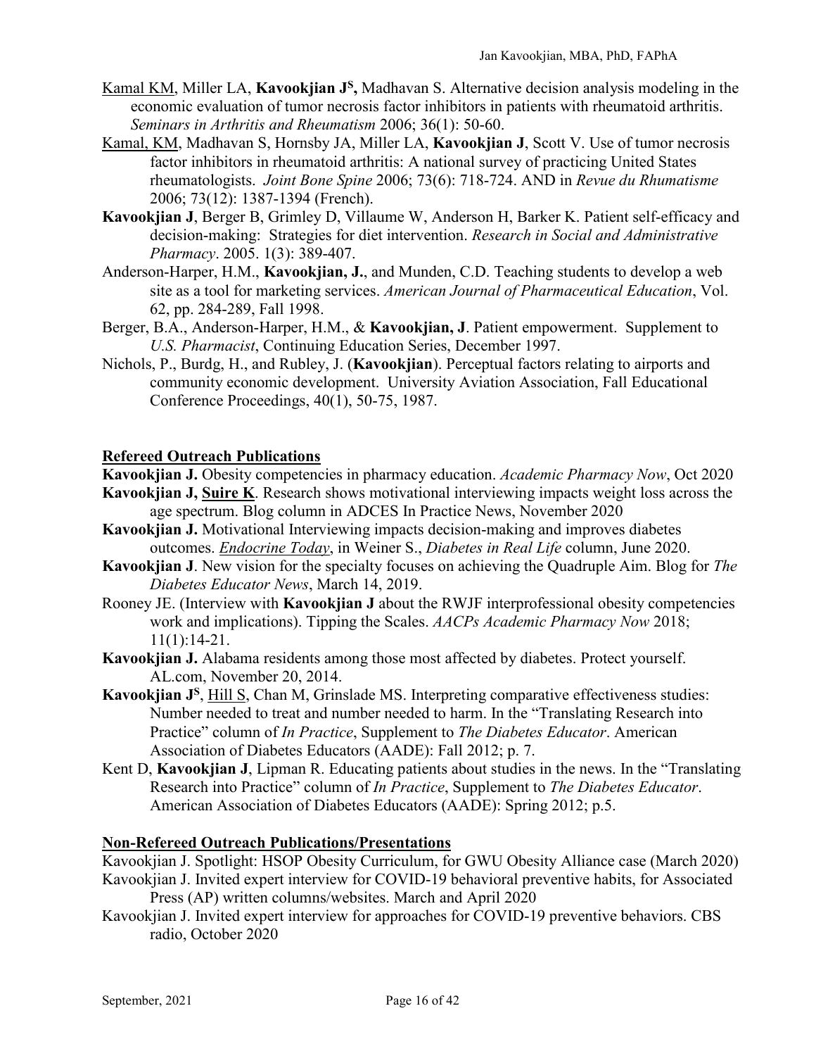Kamal KM, Miller LA, **Kavookjian J[S],** Madhavan S. Alternative decision analysis modeling in the economic evaluation of tumor necrosis factor inhibitors in patients with rheumatoid arthritis. *Seminars in Arthritis and Rheumatism* 2006; 36(1): 50-60.

Kamal, KM, Madhavan S, Hornsby JA, Miller LA, **Kavookjian J**, Scott V. Use of tumor necrosis factor inhibitors in rheumatoid arthritis: A national survey of practicing United States rheumatologists. *Joint Bone Spine* 2006; 73(6): 718-724. AND in *Revue du Rhumatisme* 2006; 73(12): 1387-1394 (French).

**Kavookjian J**, Berger B, Grimley D, Villaume W, Anderson H, Barker K. Patient self-efficacy and decision-making: Strategies for diet intervention. *Research in Social and Administrative Pharmacy*. 2005. 1(3): 389-407.

Anderson-Harper, H.M., **Kavookjian, J.**, and Munden, C.D. Teaching students to develop a web site as a tool for marketing services. *American Journal of Pharmaceutical Education*, Vol. 62, pp. 284-289, Fall 1998.

Berger, B.A., Anderson-Harper, H.M., & **Kavookjian, J**. Patient empowerment. Supplement to *U.S. Pharmacist*, Continuing Education Series, December 1997.

Nichols, P., Burdg, H., and Rubley, J. (**Kavookjian**). Perceptual factors relating to airports and community economic development. University Aviation Association, Fall Educational Conference Proceedings, 40(1), 50-75, 1987.

## Refereed Outreach Publications

**Kavookjian J.** Obesity competencies in pharmacy education. *Academic Pharmacy Now*, Oct 2020

**Kavookjian J, Suire K**. Research shows motivational interviewing impacts weight loss across the age spectrum. Blog column in ADCES In Practice News, November 2020

**Kavookjian J.** Motivational Interviewing impacts decision-making and improves diabetes outcomes. *Endocrine Today*, in Weiner S., *Diabetes in Real Life* column, June 2020.

**Kavookjian J**. New vision for the specialty focuses on achieving the Quadruple Aim. Blog for *The Diabetes Educator News*, March 14, 2019.

Rooney JE. (Interview with **Kavookjian J** about the RWJF interprofessional obesity competencies work and implications). Tipping the Scales. *AACPs Academic Pharmacy Now* 2018; 11(1):14-21.

**Kavookjian J.** Alabama residents among those most affected by diabetes. Protect yourself. AL.com, November 20, 2014.

**Kavookjian J[S]**, Hill S, Chan M, Grinslade MS. Interpreting comparative effectiveness studies: Number needed to treat and number needed to harm. In the "Translating Research into Practice" column of *In Practice*, Supplement to *The Diabetes Educator*. American Association of Diabetes Educators (AADE): Fall 2012; p. 7.

Kent D, **Kavookjian J**, Lipman R. Educating patients about studies in the news. In the "Translating Research into Practice" column of *In Practice*, Supplement to *The Diabetes Educator*. American Association of Diabetes Educators (AADE): Spring 2012; p.5.

## Non-Refereed Outreach Publications/Presentations

Kavookjian J. Spotlight: HSOP Obesity Curriculum, for GWU Obesity Alliance case (March 2020)

Kavookjian J. Invited expert interview for COVID-19 behavioral preventive habits, for Associated Press (AP) written columns/websites. March and April 2020

Kavookjian J. Invited expert interview for approaches for COVID-19 preventive behaviors. CBS radio, October 2020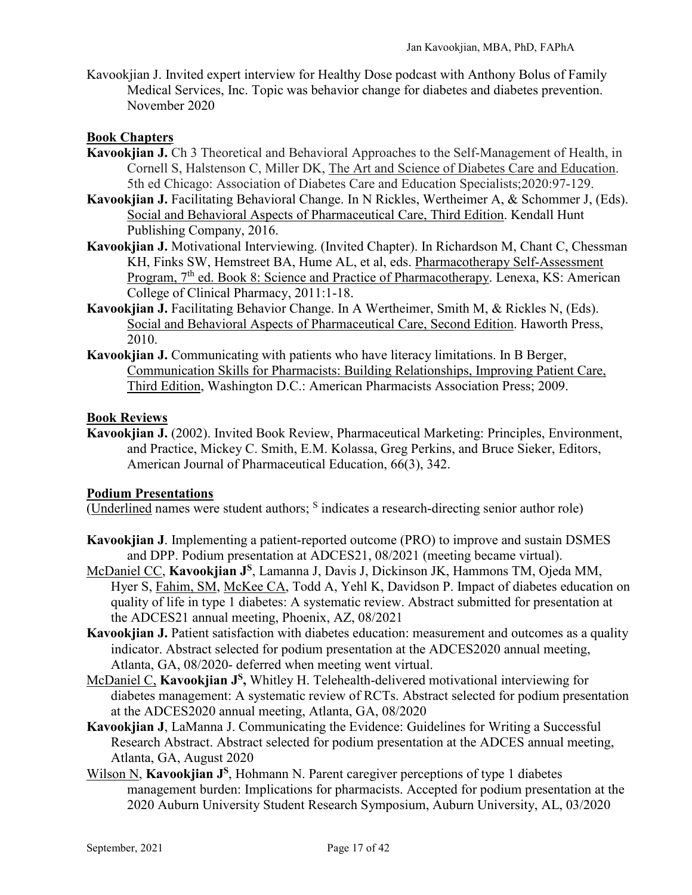Kavookjian J. Invited expert interview for Healthy Dose podcast with Anthony Bolus of Family Medical Services, Inc. Topic was behavior change for diabetes and diabetes prevention. November 2020

## Book Chapters

**Kavookjian J.** Ch 3 Theoretical and Behavioral Approaches to the Self-Management of Health, in Cornell S, Halstenson C, Miller DK, The Art and Science of Diabetes Care and Education. 5th ed Chicago: Association of Diabetes Care and Education Specialists;2020:97-129.

**Kavookjian J.** Facilitating Behavioral Change. In N Rickles, Wertheimer A, & Schommer J, (Eds). Social and Behavioral Aspects of Pharmaceutical Care, Third Edition. Kendall Hunt Publishing Company, 2016.

**Kavookjian J.** Motivational Interviewing. (Invited Chapter). In Richardson M, Chant C, Chessman KH, Finks SW, Hemstreet BA, Hume AL, et al, eds. Pharmacotherapy Self-Assessment Program, 7th ed. Book 8: Science and Practice of Pharmacotherapy. Lenexa, KS: American College of Clinical Pharmacy, 2011:1-18.

**Kavookjian J.** Facilitating Behavior Change. In A Wertheimer, Smith M, & Rickles N, (Eds). Social and Behavioral Aspects of Pharmaceutical Care, Second Edition. Haworth Press, 2010.

**Kavookjian J.** Communicating with patients who have literacy limitations. In B Berger, Communication Skills for Pharmacists: Building Relationships, Improving Patient Care, Third Edition, Washington D.C.: American Pharmacists Association Press; 2009.

## Book Reviews

**Kavookjian J.** (2002). Invited Book Review, Pharmaceutical Marketing: Principles, Environment, and Practice, Mickey C. Smith, E.M. Kolassa, Greg Perkins, and Bruce Sieker, Editors, American Journal of Pharmaceutical Education, 66(3), 342.

## Podium Presentations

(Underlined names were student authors; S indicates a research-directing senior author role)

**Kavookjian J**. Implementing a patient-reported outcome (PRO) to improve and sustain DSMES and DPP. Podium presentation at ADCES21, 08/2021 (meeting became virtual).

McDaniel CC, **Kavookjian J[S]**, Lamanna J, Davis J, Dickinson JK, Hammons TM, Ojeda MM, Hyer S, Fahim, SM, McKee CA, Todd A, Yehl K, Davidson P. Impact of diabetes education on quality of life in type 1 diabetes: A systematic review. Abstract submitted for presentation at the ADCES21 annual meeting, Phoenix, AZ, 08/2021

**Kavookjian J.** Patient satisfaction with diabetes education: measurement and outcomes as a quality indicator. Abstract selected for podium presentation at the ADCES2020 annual meeting, Atlanta, GA, 08/2020- deferred when meeting went virtual.

McDaniel C, **Kavookjian J[S],** Whitley H. Telehealth-delivered motivational interviewing for diabetes management: A systematic review of RCTs. Abstract selected for podium presentation at the ADCES2020 annual meeting, Atlanta, GA, 08/2020

**Kavookjian J**, LaManna J. Communicating the Evidence: Guidelines for Writing a Successful Research Abstract. Abstract selected for podium presentation at the ADCES annual meeting, Atlanta, GA, August 2020

Wilson N, **Kavookjian J[S]**, Hohmann N. Parent caregiver perceptions of type 1 diabetes management burden: Implications for pharmacists. Accepted for podium presentation at the 2020 Auburn University Student Research Symposium, Auburn University, AL, 03/2020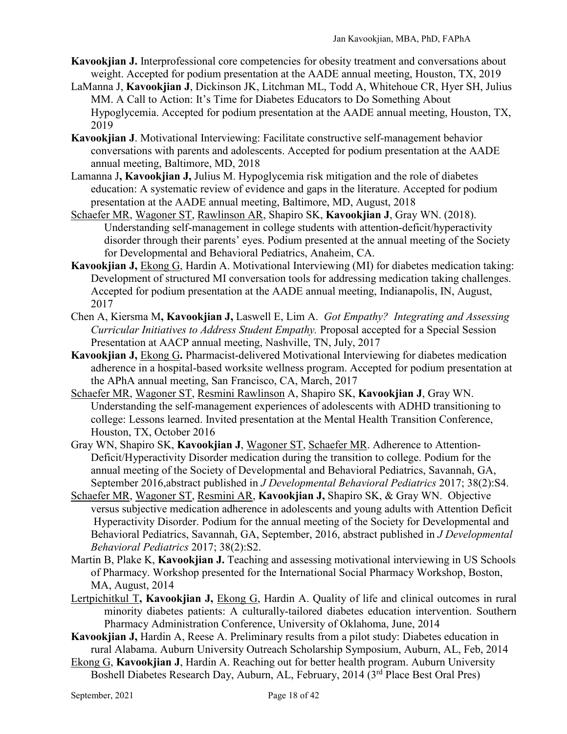**Kavookjian J.** Interprofessional core competencies for obesity treatment and conversations about weight. Accepted for podium presentation at the AADE annual meeting, Houston, TX, 2019

LaManna J, **Kavookjian J**, Dickinson JK, Litchman ML, Todd A, Whitehoue CR, Hyer SH, Julius MM. A Call to Action: It's Time for Diabetes Educators to Do Something About Hypoglycemia. Accepted for podium presentation at the AADE annual meeting, Houston, TX, 2019

**Kavookjian J**. Motivational Interviewing: Facilitate constructive self-management behavior conversations with parents and adolescents. Accepted for podium presentation at the AADE annual meeting, Baltimore, MD, 2018

Lamanna J**, Kavookjian J,** Julius M. Hypoglycemia risk mitigation and the role of diabetes education: A systematic review of evidence and gaps in the literature. Accepted for podium presentation at the AADE annual meeting, Baltimore, MD, August, 2018

<u>Schaefer MR</u>, <u>Wagoner ST</u>, <u>Rawlinson AR</u>, Shapiro SK, **Kavookjian J**, Gray WN. (2018). Understanding self-management in college students with attention-deficit/hyperactivity disorder through their parents' eyes. Podium presented at the annual meeting of the Society for Developmental and Behavioral Pediatrics, Anaheim, CA.

**Kavookjian J,** <u>Ekong G</u>, Hardin A. Motivational Interviewing (MI) for diabetes medication taking: Development of structured MI conversation tools for addressing medication taking challenges. Accepted for podium presentation at the AADE annual meeting, Indianapolis, IN, August, 2017

Chen A, Kiersma M**, Kavookjian J,** Laswell E, Lim A. *Got Empathy? Integrating and Assessing Curricular Initiatives to Address Student Empathy.* Proposal accepted for a Special Session Presentation at AACP annual meeting, Nashville, TN, July, 2017

**Kavookjian J,** <u>Ekong G</u>**.** Pharmacist-delivered Motivational Interviewing for diabetes medication adherence in a hospital-based worksite wellness program. Accepted for podium presentation at the APhA annual meeting, San Francisco, CA, March, 2017

<u>Schaefer MR</u>, <u>Wagoner ST</u>, <u>Resmini Rawlinson</u> A, Shapiro SK, **Kavookjian J**, Gray WN. Understanding the self-management experiences of adolescents with ADHD transitioning to college: Lessons learned. Invited presentation at the Mental Health Transition Conference, Houston, TX, October 2016

Gray WN, Shapiro SK, **Kavookjian J**, <u>Wagoner ST</u>, <u>Schaefer MR</u>. Adherence to Attention-Deficit/Hyperactivity Disorder medication during the transition to college. Podium for the annual meeting of the Society of Developmental and Behavioral Pediatrics, Savannah, GA, September 2016,abstract published in *J Developmental Behavioral Pediatrics* 2017; 38(2):S4.

<u>Schaefer MR</u>, <u>Wagoner ST</u>, <u>Resmini AR</u>, **Kavookjian J,** Shapiro SK, & Gray WN. Objective versus subjective medication adherence in adolescents and young adults with Attention Deficit Hyperactivity Disorder. Podium for the annual meeting of the Society for Developmental and Behavioral Pediatrics, Savannah, GA, September, 2016, abstract published in *J Developmental Behavioral Pediatrics* 2017; 38(2):S2.

Martin B, Plake K, **Kavookjian J.** Teaching and assessing motivational interviewing in US Schools of Pharmacy. Workshop presented for the International Social Pharmacy Workshop, Boston, MA, August, 2014

<u>Lertpichitkul T</u>**, Kavookjian J,** <u>Ekong G</u>, Hardin A. Quality of life and clinical outcomes in rural minority diabetes patients: A culturally-tailored diabetes education intervention. Southern Pharmacy Administration Conference, University of Oklahoma, June, 2014

**Kavookjian J,** Hardin A, Reese A. Preliminary results from a pilot study: Diabetes education in rural Alabama. Auburn University Outreach Scholarship Symposium, Auburn, AL, Feb, 2014

<u>Ekong G</u>, **Kavookjian J**, Hardin A. Reaching out for better health program. Auburn University Boshell Diabetes Research Day, Auburn, AL, February, 2014 (3rd Place Best Oral Pres)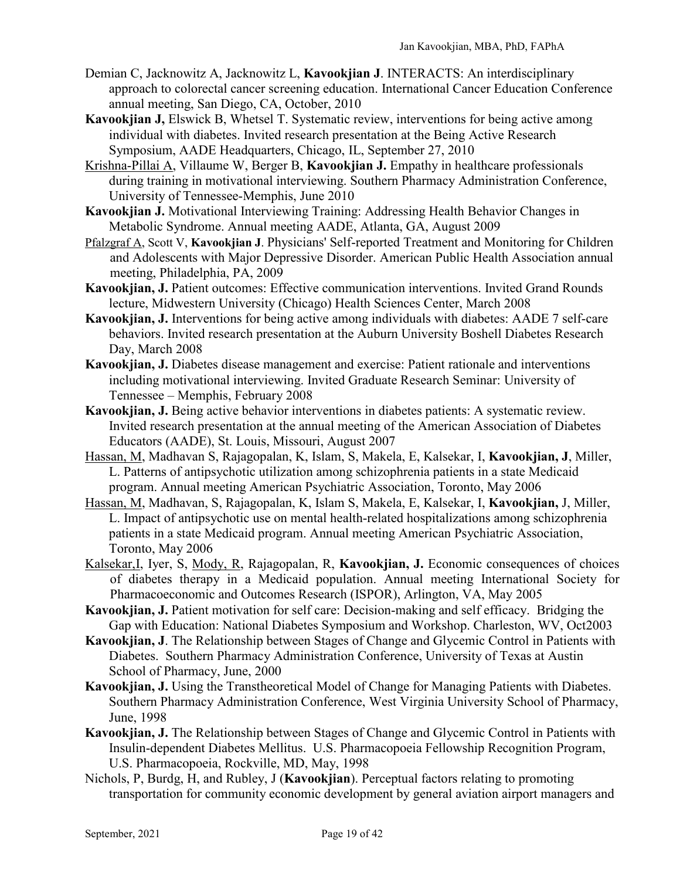Demian C, Jacknowitz A, Jacknowitz L, **Kavookjian J**. INTERACTS: An interdisciplinary approach to colorectal cancer screening education. International Cancer Education Conference annual meeting, San Diego, CA, October, 2010

**Kavookjian J,** Elswick B, Whetsel T. Systematic review, interventions for being active among individual with diabetes. Invited research presentation at the Being Active Research Symposium, AADE Headquarters, Chicago, IL, September 27, 2010

Krishna-Pillai A, Villaume W, Berger B, **Kavookjian J.** Empathy in healthcare professionals during training in motivational interviewing. Southern Pharmacy Administration Conference, University of Tennessee-Memphis, June 2010

**Kavookjian J.** Motivational Interviewing Training: Addressing Health Behavior Changes in Metabolic Syndrome. Annual meeting AADE, Atlanta, GA, August 2009

Pfalzgraf A, Scott V, **Kavookjian J**. Physicians' Self-reported Treatment and Monitoring for Children and Adolescents with Major Depressive Disorder. American Public Health Association annual meeting, Philadelphia, PA, 2009

**Kavookjian, J.** Patient outcomes: Effective communication interventions. Invited Grand Rounds lecture, Midwestern University (Chicago) Health Sciences Center, March 2008

**Kavookjian, J.** Interventions for being active among individuals with diabetes: AADE 7 self-care behaviors. Invited research presentation at the Auburn University Boshell Diabetes Research Day, March 2008

**Kavookjian, J.** Diabetes disease management and exercise: Patient rationale and interventions including motivational interviewing. Invited Graduate Research Seminar: University of Tennessee – Memphis, February 2008

**Kavookjian, J.** Being active behavior interventions in diabetes patients: A systematic review. Invited research presentation at the annual meeting of the American Association of Diabetes Educators (AADE), St. Louis, Missouri, August 2007

Hassan, M, Madhavan S, Rajagopalan, K, Islam, S, Makela, E, Kalsekar, I, **Kavookjian, J**, Miller, L. Patterns of antipsychotic utilization among schizophrenia patients in a state Medicaid program. Annual meeting American Psychiatric Association, Toronto, May 2006

Hassan, M, Madhavan, S, Rajagopalan, K, Islam S, Makela, E, Kalsekar, I, **Kavookjian,** J, Miller, L. Impact of antipsychotic use on mental health-related hospitalizations among schizophrenia patients in a state Medicaid program. Annual meeting American Psychiatric Association, Toronto, May 2006

Kalsekar,I, Iyer, S, Mody, R, Rajagopalan, R, **Kavookjian, J.** Economic consequences of choices of diabetes therapy in a Medicaid population. Annual meeting International Society for Pharmacoeconomic and Outcomes Research (ISPOR), Arlington, VA, May 2005

**Kavookjian, J.** Patient motivation for self care: Decision-making and self efficacy. Bridging the Gap with Education: National Diabetes Symposium and Workshop. Charleston, WV, Oct2003

**Kavookjian, J**. The Relationship between Stages of Change and Glycemic Control in Patients with Diabetes. Southern Pharmacy Administration Conference, University of Texas at Austin School of Pharmacy, June, 2000

**Kavookjian, J.** Using the Transtheoretical Model of Change for Managing Patients with Diabetes. Southern Pharmacy Administration Conference, West Virginia University School of Pharmacy, June, 1998

**Kavookjian, J.** The Relationship between Stages of Change and Glycemic Control in Patients with Insulin-dependent Diabetes Mellitus. U.S. Pharmacopoeia Fellowship Recognition Program, U.S. Pharmacopoeia, Rockville, MD, May, 1998

Nichols, P, Burdg, H, and Rubley, J (**Kavookjian**). Perceptual factors relating to promoting transportation for community economic development by general aviation airport managers and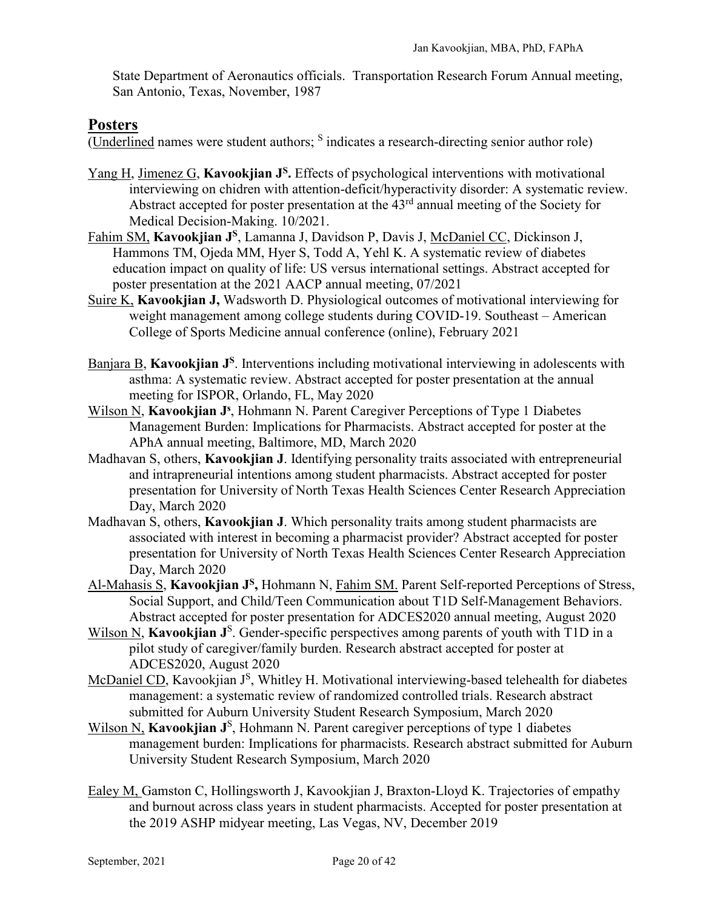State Department of Aeronautics officials. Transportation Research Forum Annual meeting, San Antonio, Texas, November, 1987

## Posters

(<u>Underlined</u> names were student authors; $^{S}$ indicates a research-directing senior author role)

<u>Yang H</u>, <u>Jimenez G</u>, **Kavookjian J$^{S}$.** Effects of psychological interventions with motivational interviewing on chidren with attention-deficit/hyperactivity disorder: A systematic review. Abstract accepted for poster presentation at the 43rd annual meeting of the Society for Medical Decision-Making. 10/2021.

<u>Fahim SM,</u> **Kavookjian J$^{S}$**, Lamanna J, Davidson P, Davis J, <u>McDaniel CC</u>, Dickinson J, Hammons TM, Ojeda MM, Hyer S, Todd A, Yehl K. A systematic review of diabetes education impact on quality of life: US versus international settings. Abstract accepted for poster presentation at the 2021 AACP annual meeting, 07/2021

<u>Suire K,</u> **Kavookjian J,** Wadsworth D. Physiological outcomes of motivational interviewing for weight management among college students during COVID-19. Southeast – American College of Sports Medicine annual conference (online), February 2021

<u>Banjara B</u>, **Kavookjian J$^{S}$**. Interventions including motivational interviewing in adolescents with asthma: A systematic review. Abstract accepted for poster presentation at the annual meeting for ISPOR, Orlando, FL, May 2020

<u>Wilson N</u>, **Kavookjian J$^{s}$**, Hohmann N. Parent Caregiver Perceptions of Type 1 Diabetes Management Burden: Implications for Pharmacists. Abstract accepted for poster at the APhA annual meeting, Baltimore, MD, March 2020

Madhavan S, others, **Kavookjian J**. Identifying personality traits associated with entrepreneurial and intrapreneurial intentions among student pharmacists. Abstract accepted for poster presentation for University of North Texas Health Sciences Center Research Appreciation Day, March 2020

Madhavan S, others, **Kavookjian J**. Which personality traits among student pharmacists are associated with interest in becoming a pharmacist provider? Abstract accepted for poster presentation for University of North Texas Health Sciences Center Research Appreciation Day, March 2020

<u>Al-Mahasis S</u>, **Kavookjian J$^{S}$,** Hohmann N, <u>Fahim SM.</u> Parent Self-reported Perceptions of Stress, Social Support, and Child/Teen Communication about T1D Self-Management Behaviors. Abstract accepted for poster presentation for ADCES2020 annual meeting, August 2020

<u>Wilson N</u>, **Kavookjian J$^{S}$**. Gender-specific perspectives among parents of youth with T1D in a pilot study of caregiver/family burden. Research abstract accepted for poster at ADCES2020, August 2020

<u>McDaniel CD</u>, Kavookjian J$^{S}$, Whitley H. Motivational interviewing-based telehealth for diabetes management: a systematic review of randomized controlled trials. Research abstract submitted for Auburn University Student Research Symposium, March 2020

<u>Wilson N,</u> **Kavookjian J$^{S}$**, Hohmann N. Parent caregiver perceptions of type 1 diabetes management burden: Implications for pharmacists. Research abstract submitted for Auburn University Student Research Symposium, March 2020

<u>Ealey M,</u> Gamston C, Hollingsworth J, Kavookjian J, Braxton-Lloyd K. Trajectories of empathy and burnout across class years in student pharmacists. Accepted for poster presentation at the 2019 ASHP midyear meeting, Las Vegas, NV, December 2019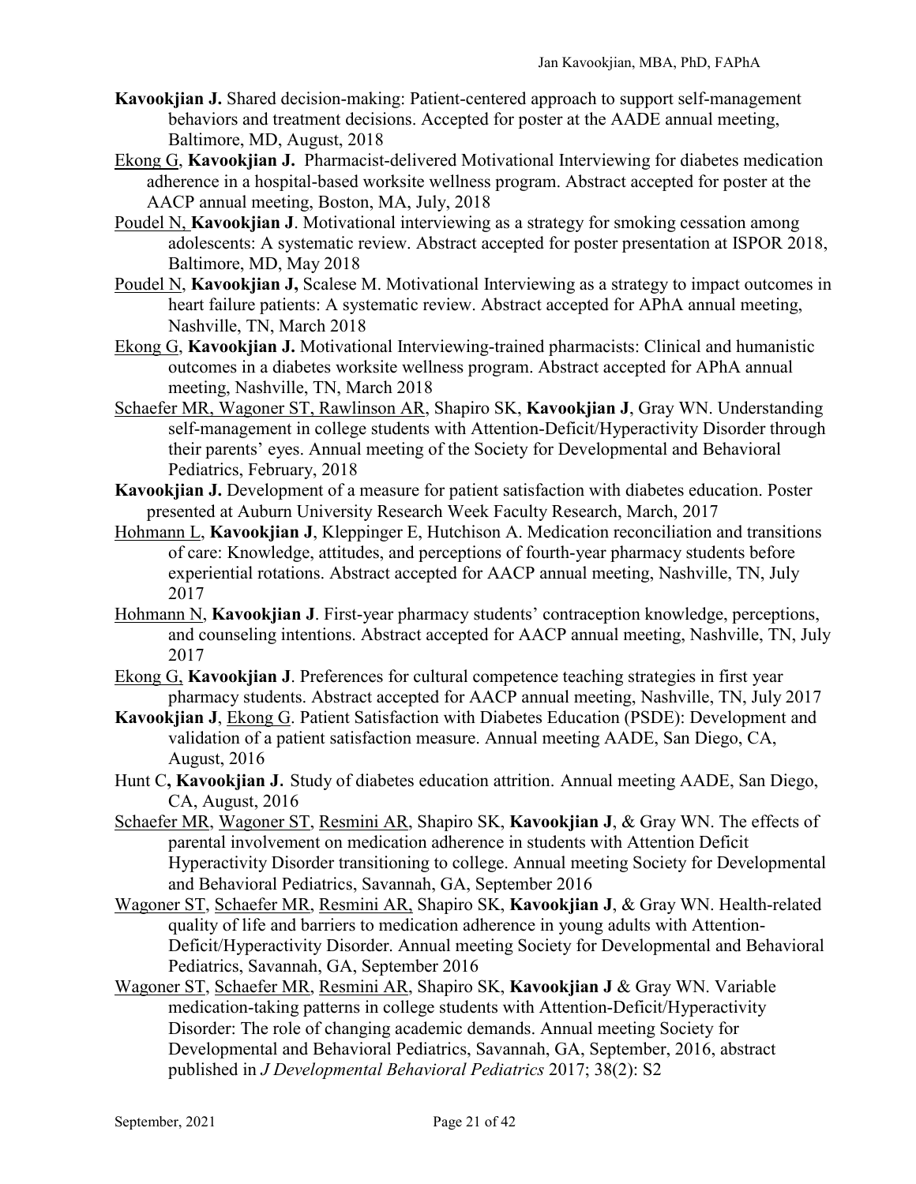**Kavookjian J.** Shared decision-making: Patient-centered approach to support self-management behaviors and treatment decisions. Accepted for poster at the AADE annual meeting, Baltimore, MD, August, 2018

<u>Ekong G</u>, **Kavookjian J.** Pharmacist-delivered Motivational Interviewing for diabetes medication adherence in a hospital-based worksite wellness program. Abstract accepted for poster at the AACP annual meeting, Boston, MA, July, 2018

<u>Poudel N,</u> **Kavookjian J**. Motivational interviewing as a strategy for smoking cessation among adolescents: A systematic review. Abstract accepted for poster presentation at ISPOR 2018, Baltimore, MD, May 2018

<u>Poudel N</u>, **Kavookjian J,** Scalese M. Motivational Interviewing as a strategy to impact outcomes in heart failure patients: A systematic review. Abstract accepted for APhA annual meeting, Nashville, TN, March 2018

<u>Ekong G</u>, **Kavookjian J.** Motivational Interviewing-trained pharmacists: Clinical and humanistic outcomes in a diabetes worksite wellness program. Abstract accepted for APhA annual meeting, Nashville, TN, March 2018

<u>Schaefer MR, Wagoner ST, Rawlinson AR</u>, Shapiro SK, **Kavookjian J**, Gray WN. Understanding self-management in college students with Attention-Deficit/Hyperactivity Disorder through their parents' eyes. Annual meeting of the Society for Developmental and Behavioral Pediatrics, February, 2018

**Kavookjian J.** Development of a measure for patient satisfaction with diabetes education. Poster presented at Auburn University Research Week Faculty Research, March, 2017

<u>Hohmann L</u>, **Kavookjian J**, Kleppinger E, Hutchison A. Medication reconciliation and transitions of care: Knowledge, attitudes, and perceptions of fourth-year pharmacy students before experiential rotations. Abstract accepted for AACP annual meeting, Nashville, TN, July 2017

<u>Hohmann N</u>, **Kavookjian J**. First-year pharmacy students' contraception knowledge, perceptions, and counseling intentions. Abstract accepted for AACP annual meeting, Nashville, TN, July 2017

<u>Ekong G,</u> **Kavookjian J**. Preferences for cultural competence teaching strategies in first year pharmacy students. Abstract accepted for AACP annual meeting, Nashville, TN, July 2017

**Kavookjian J**, <u>Ekong G</u>. Patient Satisfaction with Diabetes Education (PSDE): Development and validation of a patient satisfaction measure. Annual meeting AADE, San Diego, CA, August, 2016

Hunt C**, Kavookjian J.** Study of diabetes education attrition. Annual meeting AADE, San Diego, CA, August, 2016

<u>Schaefer MR</u>, <u>Wagoner ST</u>, <u>Resmini AR</u>, Shapiro SK, **Kavookjian J**, & Gray WN. The effects of parental involvement on medication adherence in students with Attention Deficit Hyperactivity Disorder transitioning to college. Annual meeting Society for Developmental and Behavioral Pediatrics, Savannah, GA, September 2016

<u>Wagoner ST</u>, <u>Schaefer MR</u>, <u>Resmini AR,</u> Shapiro SK, **Kavookjian J**, & Gray WN. Health-related quality of life and barriers to medication adherence in young adults with Attention-Deficit/Hyperactivity Disorder. Annual meeting Society for Developmental and Behavioral Pediatrics, Savannah, GA, September 2016

<u>Wagoner ST</u>, <u>Schaefer MR</u>, <u>Resmini AR</u>, Shapiro SK, **Kavookjian J** & Gray WN. Variable medication-taking patterns in college students with Attention-Deficit/Hyperactivity Disorder: The role of changing academic demands. Annual meeting Society for Developmental and Behavioral Pediatrics, Savannah, GA, September, 2016, abstract published in *J Developmental Behavioral Pediatrics* 2017; 38(2): S2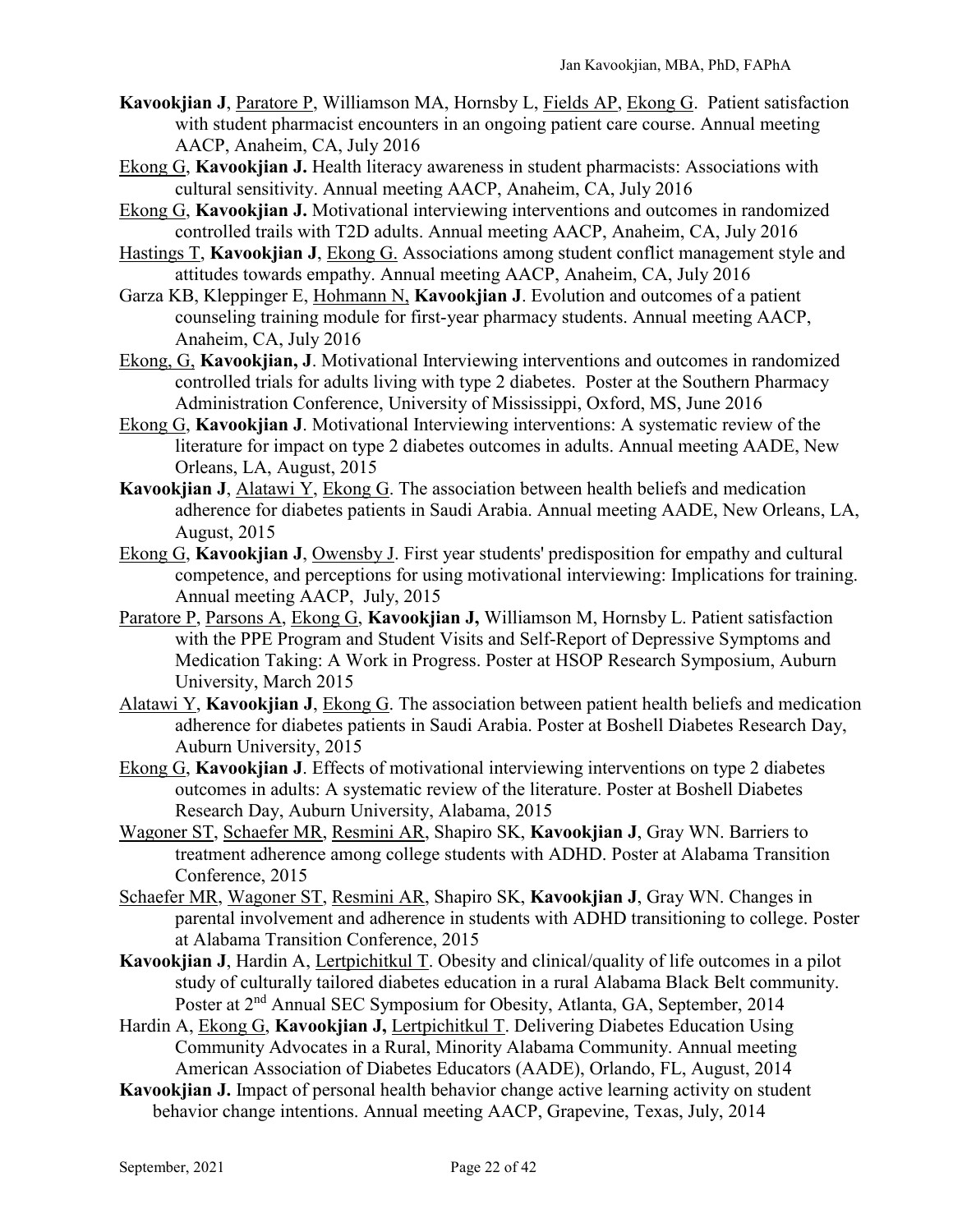**Kavookjian J**, Paratore P, Williamson MA, Hornsby L, Fields AP, Ekong G. Patient satisfaction with student pharmacist encounters in an ongoing patient care course. Annual meeting AACP, Anaheim, CA, July 2016

Ekong G, **Kavookjian J.** Health literacy awareness in student pharmacists: Associations with cultural sensitivity. Annual meeting AACP, Anaheim, CA, July 2016

Ekong G, **Kavookjian J.** Motivational interviewing interventions and outcomes in randomized controlled trails with T2D adults. Annual meeting AACP, Anaheim, CA, July 2016

Hastings T, **Kavookjian J**, Ekong G. Associations among student conflict management style and attitudes towards empathy. Annual meeting AACP, Anaheim, CA, July 2016

Garza KB, Kleppinger E, Hohmann N, **Kavookjian J**. Evolution and outcomes of a patient counseling training module for first-year pharmacy students. Annual meeting AACP, Anaheim, CA, July 2016

Ekong, G, **Kavookjian, J**. Motivational Interviewing interventions and outcomes in randomized controlled trials for adults living with type 2 diabetes. Poster at the Southern Pharmacy Administration Conference, University of Mississippi, Oxford, MS, June 2016

Ekong G, **Kavookjian J**. Motivational Interviewing interventions: A systematic review of the literature for impact on type 2 diabetes outcomes in adults. Annual meeting AADE, New Orleans, LA, August, 2015

**Kavookjian J**, Alatawi Y, Ekong G. The association between health beliefs and medication adherence for diabetes patients in Saudi Arabia. Annual meeting AADE, New Orleans, LA, August, 2015

Ekong G, **Kavookjian J**, Owensby J. First year students' predisposition for empathy and cultural competence, and perceptions for using motivational interviewing: Implications for training. Annual meeting AACP, July, 2015

Paratore P, Parsons A, Ekong G, **Kavookjian J,** Williamson M, Hornsby L. Patient satisfaction with the PPE Program and Student Visits and Self-Report of Depressive Symptoms and Medication Taking: A Work in Progress. Poster at HSOP Research Symposium, Auburn University, March 2015

Alatawi Y, **Kavookjian J**, Ekong G. The association between patient health beliefs and medication adherence for diabetes patients in Saudi Arabia. Poster at Boshell Diabetes Research Day, Auburn University, 2015

Ekong G, **Kavookjian J**. Effects of motivational interviewing interventions on type 2 diabetes outcomes in adults: A systematic review of the literature. Poster at Boshell Diabetes Research Day, Auburn University, Alabama, 2015

Wagoner ST, Schaefer MR, Resmini AR, Shapiro SK, **Kavookjian J**, Gray WN. Barriers to treatment adherence among college students with ADHD. Poster at Alabama Transition Conference, 2015

Schaefer MR, Wagoner ST, Resmini AR, Shapiro SK, **Kavookjian J**, Gray WN. Changes in parental involvement and adherence in students with ADHD transitioning to college. Poster at Alabama Transition Conference, 2015

**Kavookjian J**, Hardin A, Lertpichitkul T. Obesity and clinical/quality of life outcomes in a pilot study of culturally tailored diabetes education in a rural Alabama Black Belt community. Poster at 2nd Annual SEC Symposium for Obesity, Atlanta, GA, September, 2014

Hardin A, Ekong G, **Kavookjian J,** Lertpichitkul T. Delivering Diabetes Education Using Community Advocates in a Rural, Minority Alabama Community. Annual meeting American Association of Diabetes Educators (AADE), Orlando, FL, August, 2014

**Kavookjian J.** Impact of personal health behavior change active learning activity on student behavior change intentions. Annual meeting AACP, Grapevine, Texas, July, 2014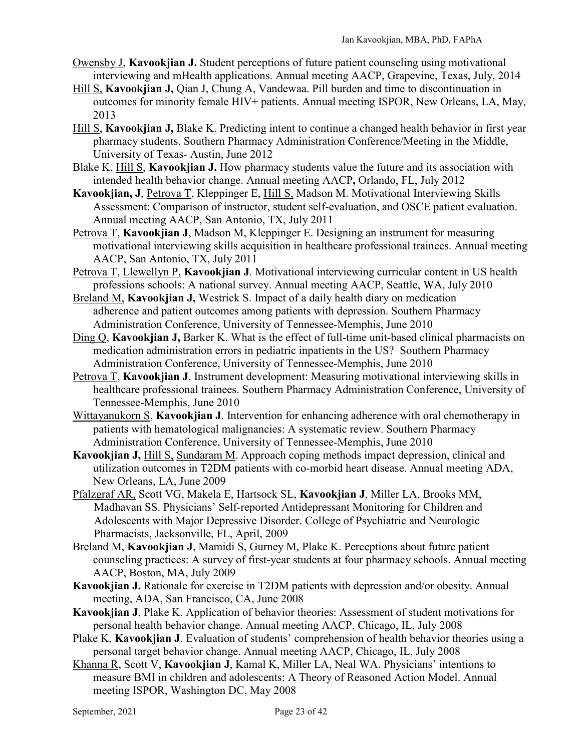<u>Owensby J</u>, **Kavookjian J.** Student perceptions of future patient counseling using motivational interviewing and mHealth applications. Annual meeting AACP, Grapevine, Texas, July, 2014

<u>Hill S,</u> **Kavookjian J,** Qian J, Chung A, Vandewaa. Pill burden and time to discontinuation in outcomes for minority female HIV+ patients. Annual meeting ISPOR, New Orleans, LA, May, 2013

<u>Hill S</u>, **Kavookjian J,** Blake K. Predicting intent to continue a changed health behavior in first year pharmacy students. Southern Pharmacy Administration Conference/Meeting in the Middle, University of Texas- Austin, June 2012

Blake K, <u>Hill S</u>, **Kavookjian J.** How pharmacy students value the future and its association with intended health behavior change. Annual meeting AACP**,** Orlando, FL, July 2012

**Kavookjian, J**, <u>Petrova T</u>, Kleppinger E, <u>Hill S,</u> Madson M. Motivational Interviewing Skills Assessment: Comparison of instructor, student self-evaluation, and OSCE patient evaluation. Annual meeting AACP, San Antonio, TX, July 2011

<u>Petrova T</u>, **Kavookjian J**, Madson M, Kleppinger E. Designing an instrument for measuring motivational interviewing skills acquisition in healthcare professional trainees. Annual meeting AACP, San Antonio, TX, July 2011

<u>Petrova T</u>, <u>Llewellyn P,</u> **Kavookjian J**. Motivational interviewing curricular content in US health professions schools: A national survey. Annual meeting AACP, Seattle, WA, July 2010

<u>Breland M,</u> **Kavookjian J,** Westrick S. Impact of a daily health diary on medication adherence and patient outcomes among patients with depression. Southern Pharmacy Administration Conference, University of Tennessee-Memphis, June 2010

<u>Ding Q</u>, **Kavookjian J,** Barker K. What is the effect of full-time unit-based clinical pharmacists on medication administration errors in pediatric inpatients in the US? Southern Pharmacy Administration Conference, University of Tennessee-Memphis, June 2010

<u>Petrova T</u>, **Kavookjian J**. Instrument development: Measuring motivational interviewing skills in healthcare professional trainees. Southern Pharmacy Administration Conference, University of Tennessee-Memphis, June 2010

<u>Wittayanukorn S</u>, **Kavookjian J**. Intervention for enhancing adherence with oral chemotherapy in patients with hematological malignancies: A systematic review. Southern Pharmacy Administration Conference, University of Tennessee-Memphis, June 2010

**Kavookjian J,** <u>Hill S,</u> <u>Sundaram M</u>. Approach coping methods impact depression, clinical and utilization outcomes in T2DM patients with co-morbid heart disease. Annual meeting ADA, New Orleans, LA, June 2009

<u>Pfalzgraf AR,</u> Scott VG, Makela E, Hartsock SL, **Kavookjian J**, Miller LA, Brooks MM, Madhavan SS. Physicians' Self-reported Antidepressant Monitoring for Children and Adolescents with Major Depressive Disorder. College of Psychiatric and Neurologic Pharmacists, Jacksonville, FL, April, 2009

<u>Breland M,</u> **Kavookjian J**, <u>Mamidi S</u>, Gurney M, Plake K. Perceptions about future patient counseling practices: A survey of first-year students at four pharmacy schools. Annual meeting AACP, Boston, MA, July 2009

**Kavookjian J.** Rationale for exercise in T2DM patients with depression and/or obesity. Annual meeting, ADA, San Francisco, CA, June 2008

**Kavookjian J**, Plake K. Application of behavior theories: Assessment of student motivations for personal health behavior change. Annual meeting AACP, Chicago, IL, July 2008

Plake K, **Kavookjian J**. Evaluation of students' comprehension of health behavior theories using a personal target behavior change. Annual meeting AACP, Chicago, IL, July 2008

<u>Khanna R</u>, Scott V, **Kavookjian J**, Kamal K, Miller LA, Neal WA. Physicians' intentions to measure BMI in children and adolescents: A Theory of Reasoned Action Model. Annual meeting ISPOR, Washington DC, May 2008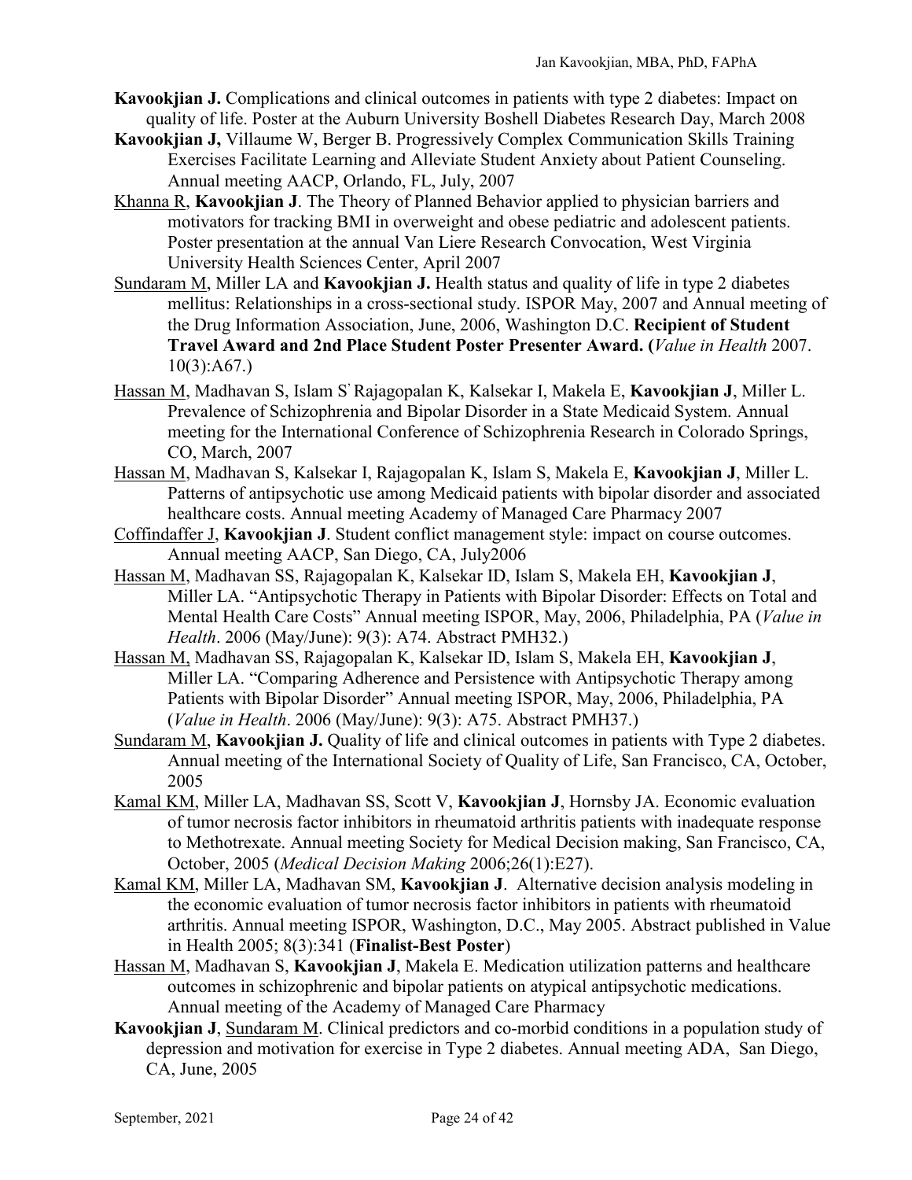**Kavookjian J.** Complications and clinical outcomes in patients with type 2 diabetes: Impact on quality of life. Poster at the Auburn University Boshell Diabetes Research Day, March 2008

**Kavookjian J,** Villaume W, Berger B. Progressively Complex Communication Skills Training Exercises Facilitate Learning and Alleviate Student Anxiety about Patient Counseling. Annual meeting AACP, Orlando, FL, July, 2007

<u>Khanna R</u>, **Kavookjian J**. The Theory of Planned Behavior applied to physician barriers and motivators for tracking BMI in overweight and obese pediatric and adolescent patients. Poster presentation at the annual Van Liere Research Convocation, West Virginia University Health Sciences Center, April 2007

<u>Sundaram M</u>, Miller LA and **Kavookjian J.** Health status and quality of life in type 2 diabetes mellitus: Relationships in a cross-sectional study. ISPOR May, 2007 and Annual meeting of the Drug Information Association, June, 2006, Washington D.C. **Recipient of Student Travel Award and 2nd Place Student Poster Presenter Award. (***Value in Health* 2007. 10(3):A67.)

<u>Hassan M</u>, Madhavan S, Islam S' Rajagopalan K, Kalsekar I, Makela E, **Kavookjian J**, Miller L. Prevalence of Schizophrenia and Bipolar Disorder in a State Medicaid System. Annual meeting for the International Conference of Schizophrenia Research in Colorado Springs, CO, March, 2007

<u>Hassan M</u>, Madhavan S, Kalsekar I, Rajagopalan K, Islam S, Makela E, **Kavookjian J**, Miller L. Patterns of antipsychotic use among Medicaid patients with bipolar disorder and associated healthcare costs. Annual meeting Academy of Managed Care Pharmacy 2007

<u>Coffindaffer J</u>, **Kavookjian J**. Student conflict management style: impact on course outcomes. Annual meeting AACP, San Diego, CA, July2006

<u>Hassan M</u>, Madhavan SS, Rajagopalan K, Kalsekar ID, Islam S, Makela EH, **Kavookjian J**, Miller LA. "Antipsychotic Therapy in Patients with Bipolar Disorder: Effects on Total and Mental Health Care Costs" Annual meeting ISPOR, May, 2006, Philadelphia, PA (*Value in Health*. 2006 (May/June): 9(3): A74. Abstract PMH32.)

<u>Hassan M,</u> Madhavan SS, Rajagopalan K, Kalsekar ID, Islam S, Makela EH, **Kavookjian J**, Miller LA. "Comparing Adherence and Persistence with Antipsychotic Therapy among Patients with Bipolar Disorder" Annual meeting ISPOR, May, 2006, Philadelphia, PA (*Value in Health*. 2006 (May/June): 9(3): A75. Abstract PMH37.)

<u>Sundaram M</u>, **Kavookjian J.** Quality of life and clinical outcomes in patients with Type 2 diabetes. Annual meeting of the International Society of Quality of Life, San Francisco, CA, October, 2005

<u>Kamal KM</u>, Miller LA, Madhavan SS, Scott V, **Kavookjian J**, Hornsby JA. Economic evaluation of tumor necrosis factor inhibitors in rheumatoid arthritis patients with inadequate response to Methotrexate. Annual meeting Society for Medical Decision making, San Francisco, CA, October, 2005 (*Medical Decision Making* 2006;26(1):E27).

<u>Kamal KM</u>, Miller LA, Madhavan SM, **Kavookjian J**. Alternative decision analysis modeling in the economic evaluation of tumor necrosis factor inhibitors in patients with rheumatoid arthritis. Annual meeting ISPOR, Washington, D.C., May 2005. Abstract published in Value in Health 2005; 8(3):341 (**Finalist-Best Poster**)

<u>Hassan M</u>, Madhavan S, **Kavookjian J**, Makela E. Medication utilization patterns and healthcare outcomes in schizophrenic and bipolar patients on atypical antipsychotic medications. Annual meeting of the Academy of Managed Care Pharmacy

**Kavookjian J**, <u>Sundaram M</u>. Clinical predictors and co-morbid conditions in a population study of depression and motivation for exercise in Type 2 diabetes. Annual meeting ADA, San Diego, CA, June, 2005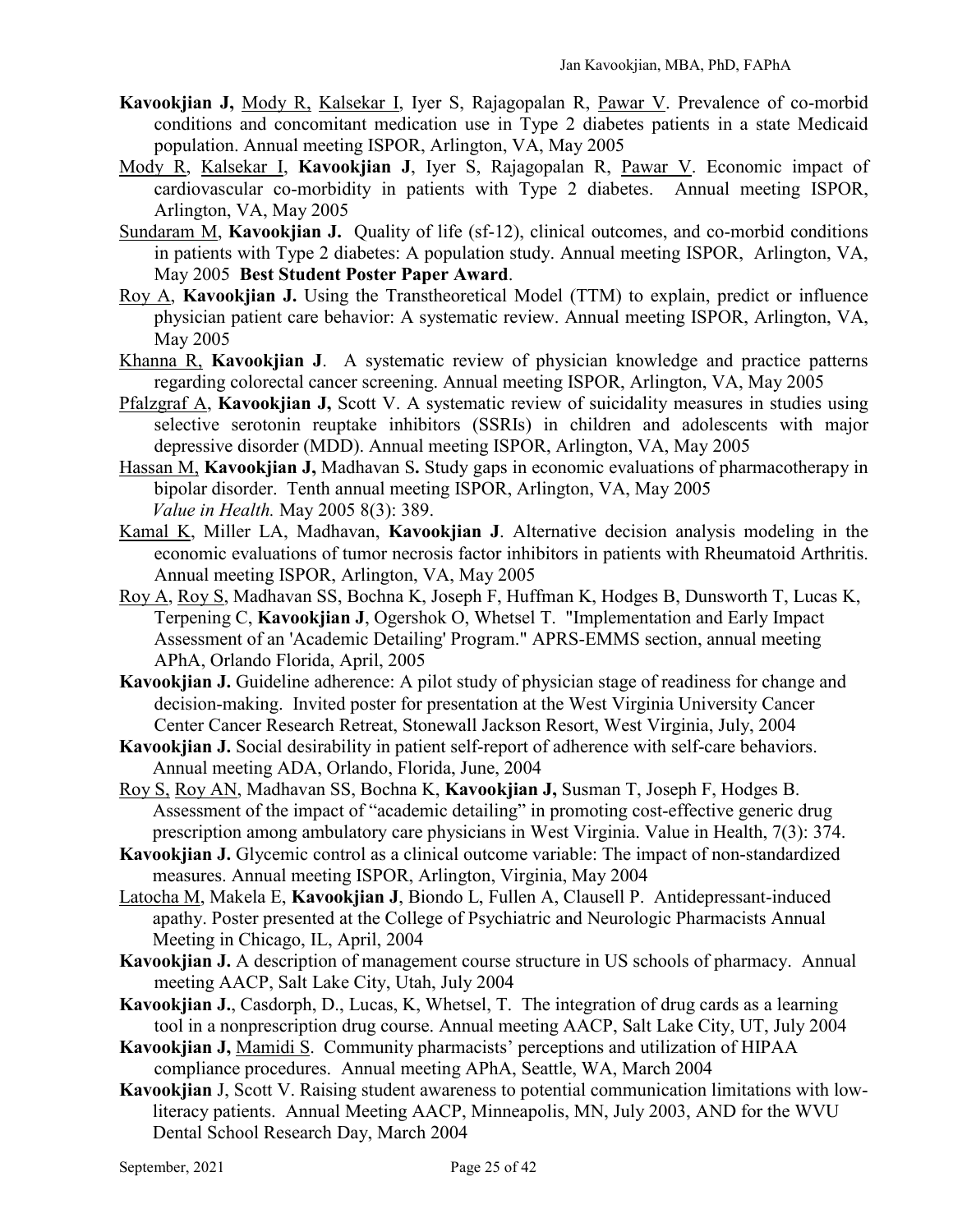**Kavookjian J,** Mody R, Kalsekar I, Iyer S, Rajagopalan R, Pawar V. Prevalence of co-morbid conditions and concomitant medication use in Type 2 diabetes patients in a state Medicaid population. Annual meeting ISPOR, Arlington, VA, May 2005

Mody R, Kalsekar I, **Kavookjian J**, Iyer S, Rajagopalan R, Pawar V. Economic impact of cardiovascular co-morbidity in patients with Type 2 diabetes. Annual meeting ISPOR, Arlington, VA, May 2005

Sundaram M, **Kavookjian J.** Quality of life (sf-12), clinical outcomes, and co-morbid conditions in patients with Type 2 diabetes: A population study. Annual meeting ISPOR, Arlington, VA, May 2005 **Best Student Poster Paper Award**.

Roy A, **Kavookjian J.** Using the Transtheoretical Model (TTM) to explain, predict or influence physician patient care behavior: A systematic review. Annual meeting ISPOR, Arlington, VA, May 2005

Khanna R, **Kavookjian J**. A systematic review of physician knowledge and practice patterns regarding colorectal cancer screening. Annual meeting ISPOR, Arlington, VA, May 2005

Pfalzgraf A, **Kavookjian J,** Scott V. A systematic review of suicidality measures in studies using selective serotonin reuptake inhibitors (SSRIs) in children and adolescents with major depressive disorder (MDD). Annual meeting ISPOR, Arlington, VA, May 2005

Hassan M, **Kavookjian J,** Madhavan S**.** Study gaps in economic evaluations of pharmacotherapy in bipolar disorder. Tenth annual meeting ISPOR, Arlington, VA, May 2005 *Value in Health.* May 2005 8(3): 389.

Kamal K, Miller LA, Madhavan, **Kavookjian J**. Alternative decision analysis modeling in the economic evaluations of tumor necrosis factor inhibitors in patients with Rheumatoid Arthritis. Annual meeting ISPOR, Arlington, VA, May 2005

Roy A, Roy S, Madhavan SS, Bochna K, Joseph F, Huffman K, Hodges B, Dunsworth T, Lucas K, Terpening C, **Kavookjian J**, Ogershok O, Whetsel T. "Implementation and Early Impact Assessment of an 'Academic Detailing' Program." APRS-EMMS section, annual meeting APhA, Orlando Florida, April, 2005

**Kavookjian J.** Guideline adherence: A pilot study of physician stage of readiness for change and decision-making. Invited poster for presentation at the West Virginia University Cancer Center Cancer Research Retreat, Stonewall Jackson Resort, West Virginia, July, 2004

**Kavookjian J.** Social desirability in patient self-report of adherence with self-care behaviors. Annual meeting ADA, Orlando, Florida, June, 2004

Roy S, Roy AN, Madhavan SS, Bochna K, **Kavookjian J,** Susman T, Joseph F, Hodges B. Assessment of the impact of "academic detailing" in promoting cost-effective generic drug prescription among ambulatory care physicians in West Virginia. Value in Health, 7(3): 374.

**Kavookjian J.** Glycemic control as a clinical outcome variable: The impact of non-standardized measures. Annual meeting ISPOR, Arlington, Virginia, May 2004

Latocha M, Makela E, **Kavookjian J**, Biondo L, Fullen A, Clausell P. Antidepressant-induced apathy. Poster presented at the College of Psychiatric and Neurologic Pharmacists Annual Meeting in Chicago, IL, April, 2004

**Kavookjian J.** A description of management course structure in US schools of pharmacy. Annual meeting AACP, Salt Lake City, Utah, July 2004

**Kavookjian J.**, Casdorph, D., Lucas, K, Whetsel, T. The integration of drug cards as a learning tool in a nonprescription drug course. Annual meeting AACP, Salt Lake City, UT, July 2004

**Kavookjian J,** Mamidi S. Community pharmacists' perceptions and utilization of HIPAA compliance procedures. Annual meeting APhA, Seattle, WA, March 2004

**Kavookjian** J, Scott V. Raising student awareness to potential communication limitations with low-literacy patients. Annual Meeting AACP, Minneapolis, MN, July 2003, AND for the WVU Dental School Research Day, March 2004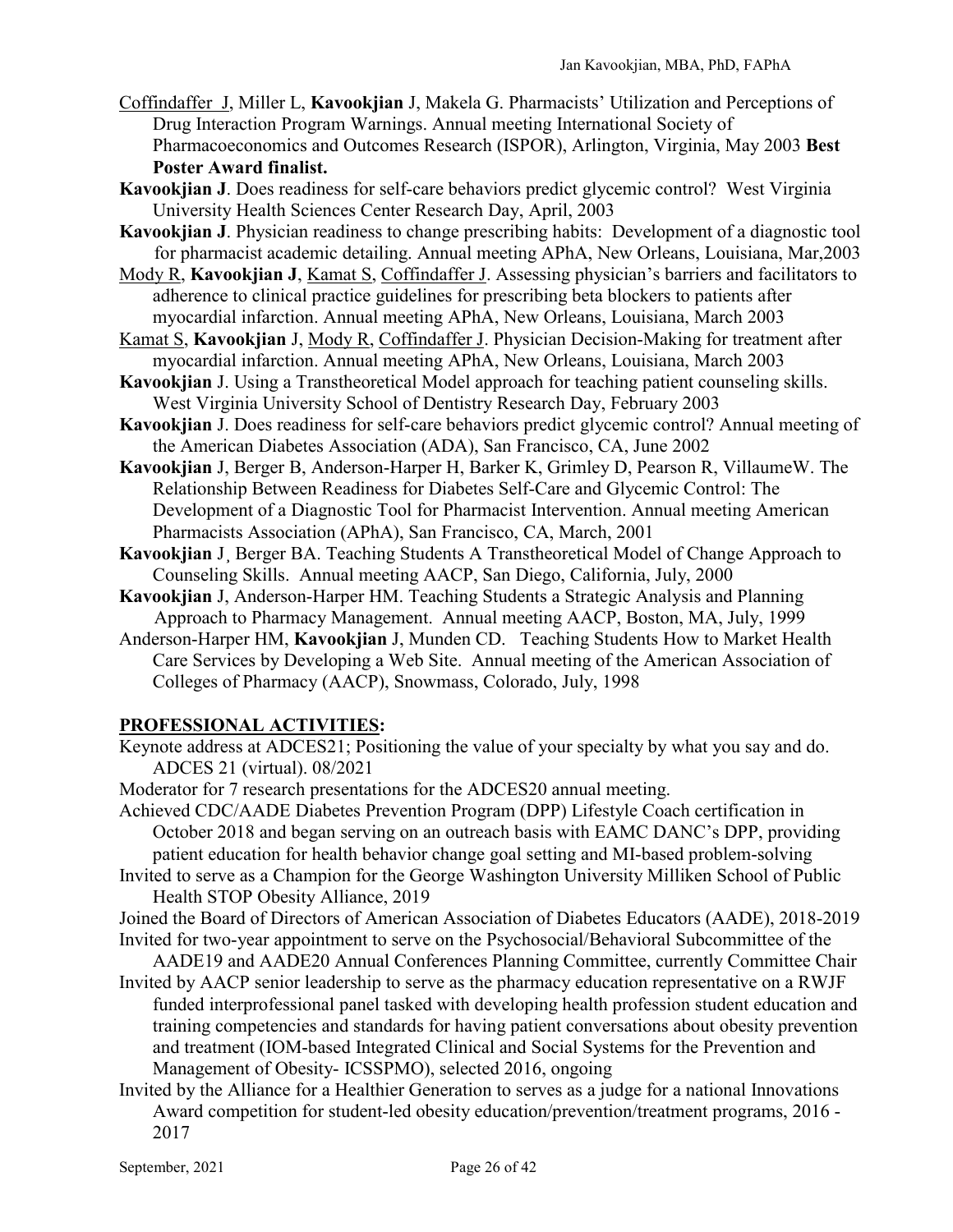<u>Coffindaffer J</u>, Miller L, **Kavookjian** J, Makela G. Pharmacists' Utilization and Perceptions of Drug Interaction Program Warnings. Annual meeting International Society of Pharmacoeconomics and Outcomes Research (ISPOR), Arlington, Virginia, May 2003 **Best Poster Award finalist.**

**Kavookjian J**. Does readiness for self-care behaviors predict glycemic control? West Virginia University Health Sciences Center Research Day, April, 2003

**Kavookjian J**. Physician readiness to change prescribing habits: Development of a diagnostic tool for pharmacist academic detailing. Annual meeting APhA, New Orleans, Louisiana, Mar,2003

<u>Mody R</u>, **Kavookjian J**, <u>Kamat S</u>, <u>Coffindaffer J</u>. Assessing physician's barriers and facilitators to adherence to clinical practice guidelines for prescribing beta blockers to patients after myocardial infarction. Annual meeting APhA, New Orleans, Louisiana, March 2003

<u>Kamat S</u>, **Kavookjian** J, <u>Mody R</u>, <u>Coffindaffer J</u>. Physician Decision-Making for treatment after myocardial infarction. Annual meeting APhA, New Orleans, Louisiana, March 2003

**Kavookjian** J. Using a Transtheoretical Model approach for teaching patient counseling skills. West Virginia University School of Dentistry Research Day, February 2003

**Kavookjian** J. Does readiness for self-care behaviors predict glycemic control? Annual meeting of the American Diabetes Association (ADA), San Francisco, CA, June 2002

**Kavookjian** J, Berger B, Anderson-Harper H, Barker K, Grimley D, Pearson R, VillaumeW. The Relationship Between Readiness for Diabetes Self-Care and Glycemic Control: The Development of a Diagnostic Tool for Pharmacist Intervention. Annual meeting American Pharmacists Association (APhA), San Francisco, CA, March, 2001

**Kavookjian** J¸ Berger BA. Teaching Students A Transtheoretical Model of Change Approach to Counseling Skills. Annual meeting AACP, San Diego, California, July, 2000

**Kavookjian** J, Anderson-Harper HM. Teaching Students a Strategic Analysis and Planning Approach to Pharmacy Management. Annual meeting AACP, Boston, MA, July, 1999

Anderson-Harper HM, **Kavookjian** J, Munden CD. Teaching Students How to Market Health Care Services by Developing a Web Site. Annual meeting of the American Association of Colleges of Pharmacy (AACP), Snowmass, Colorado, July, 1998

## PROFESSIONAL ACTIVITIES:

Keynote address at ADCES21; Positioning the value of your specialty by what you say and do. ADCES 21 (virtual). 08/2021

Moderator for 7 research presentations for the ADCES20 annual meeting.

Achieved CDC/AADE Diabetes Prevention Program (DPP) Lifestyle Coach certification in October 2018 and began serving on an outreach basis with EAMC DANC's DPP, providing patient education for health behavior change goal setting and MI-based problem-solving

Invited to serve as a Champion for the George Washington University Milliken School of Public Health STOP Obesity Alliance, 2019

Joined the Board of Directors of American Association of Diabetes Educators (AADE), 2018-2019

Invited for two-year appointment to serve on the Psychosocial/Behavioral Subcommittee of the AADE19 and AADE20 Annual Conferences Planning Committee, currently Committee Chair

Invited by AACP senior leadership to serve as the pharmacy education representative on a RWJF funded interprofessional panel tasked with developing health profession student education and training competencies and standards for having patient conversations about obesity prevention and treatment (IOM-based Integrated Clinical and Social Systems for the Prevention and Management of Obesity- ICSSPMO), selected 2016, ongoing

Invited by the Alliance for a Healthier Generation to serves as a judge for a national Innovations Award competition for student-led obesity education/prevention/treatment programs, 2016 - 2017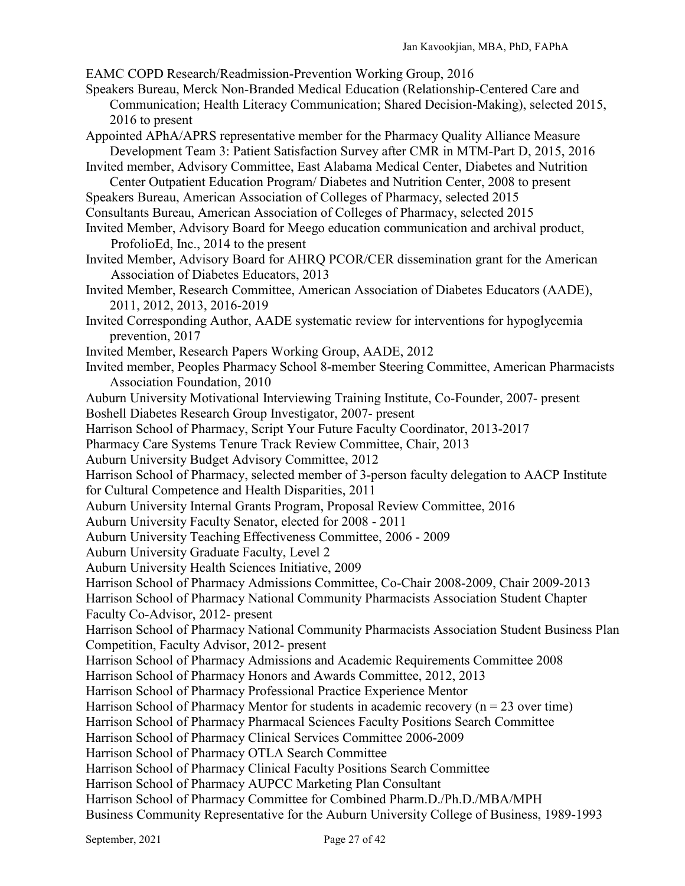EAMC COPD Research/Readmission-Prevention Working Group, 2016

Speakers Bureau, Merck Non-Branded Medical Education (Relationship-Centered Care and Communication; Health Literacy Communication; Shared Decision-Making), selected 2015, 2016 to present

Appointed APhA/APRS representative member for the Pharmacy Quality Alliance Measure Development Team 3: Patient Satisfaction Survey after CMR in MTM-Part D, 2015, 2016

Invited member, Advisory Committee, East Alabama Medical Center, Diabetes and Nutrition Center Outpatient Education Program/ Diabetes and Nutrition Center, 2008 to present

Speakers Bureau, American Association of Colleges of Pharmacy, selected 2015

Consultants Bureau, American Association of Colleges of Pharmacy, selected 2015

Invited Member, Advisory Board for Meego education communication and archival product, ProfolioEd, Inc., 2014 to the present

Invited Member, Advisory Board for AHRQ PCOR/CER dissemination grant for the American Association of Diabetes Educators, 2013

Invited Member, Research Committee, American Association of Diabetes Educators (AADE), 2011, 2012, 2013, 2016-2019

Invited Corresponding Author, AADE systematic review for interventions for hypoglycemia prevention, 2017

Invited Member, Research Papers Working Group, AADE, 2012

Invited member, Peoples Pharmacy School 8-member Steering Committee, American Pharmacists Association Foundation, 2010

Auburn University Motivational Interviewing Training Institute, Co-Founder, 2007- present

Boshell Diabetes Research Group Investigator, 2007- present

Harrison School of Pharmacy, Script Your Future Faculty Coordinator, 2013-2017

Pharmacy Care Systems Tenure Track Review Committee, Chair, 2013

Auburn University Budget Advisory Committee, 2012

Harrison School of Pharmacy, selected member of 3-person faculty delegation to AACP Institute for Cultural Competence and Health Disparities, 2011

Auburn University Internal Grants Program, Proposal Review Committee, 2016

Auburn University Faculty Senator, elected for 2008 - 2011

Auburn University Teaching Effectiveness Committee, 2006 - 2009

Auburn University Graduate Faculty, Level 2

Auburn University Health Sciences Initiative, 2009

Harrison School of Pharmacy Admissions Committee, Co-Chair 2008-2009, Chair 2009-2013

Harrison School of Pharmacy National Community Pharmacists Association Student Chapter Faculty Co-Advisor, 2012- present

Harrison School of Pharmacy National Community Pharmacists Association Student Business Plan Competition, Faculty Advisor, 2012- present

Harrison School of Pharmacy Admissions and Academic Requirements Committee 2008

Harrison School of Pharmacy Honors and Awards Committee, 2012, 2013

Harrison School of Pharmacy Professional Practice Experience Mentor

Harrison School of Pharmacy Mentor for students in academic recovery (n = 23 over time)

Harrison School of Pharmacy Pharmacal Sciences Faculty Positions Search Committee

Harrison School of Pharmacy Clinical Services Committee 2006-2009

Harrison School of Pharmacy OTLA Search Committee

Harrison School of Pharmacy Clinical Faculty Positions Search Committee

Harrison School of Pharmacy AUPCC Marketing Plan Consultant

Harrison School of Pharmacy Committee for Combined Pharm.D./Ph.D./MBA/MPH

Business Community Representative for the Auburn University College of Business, 1989-1993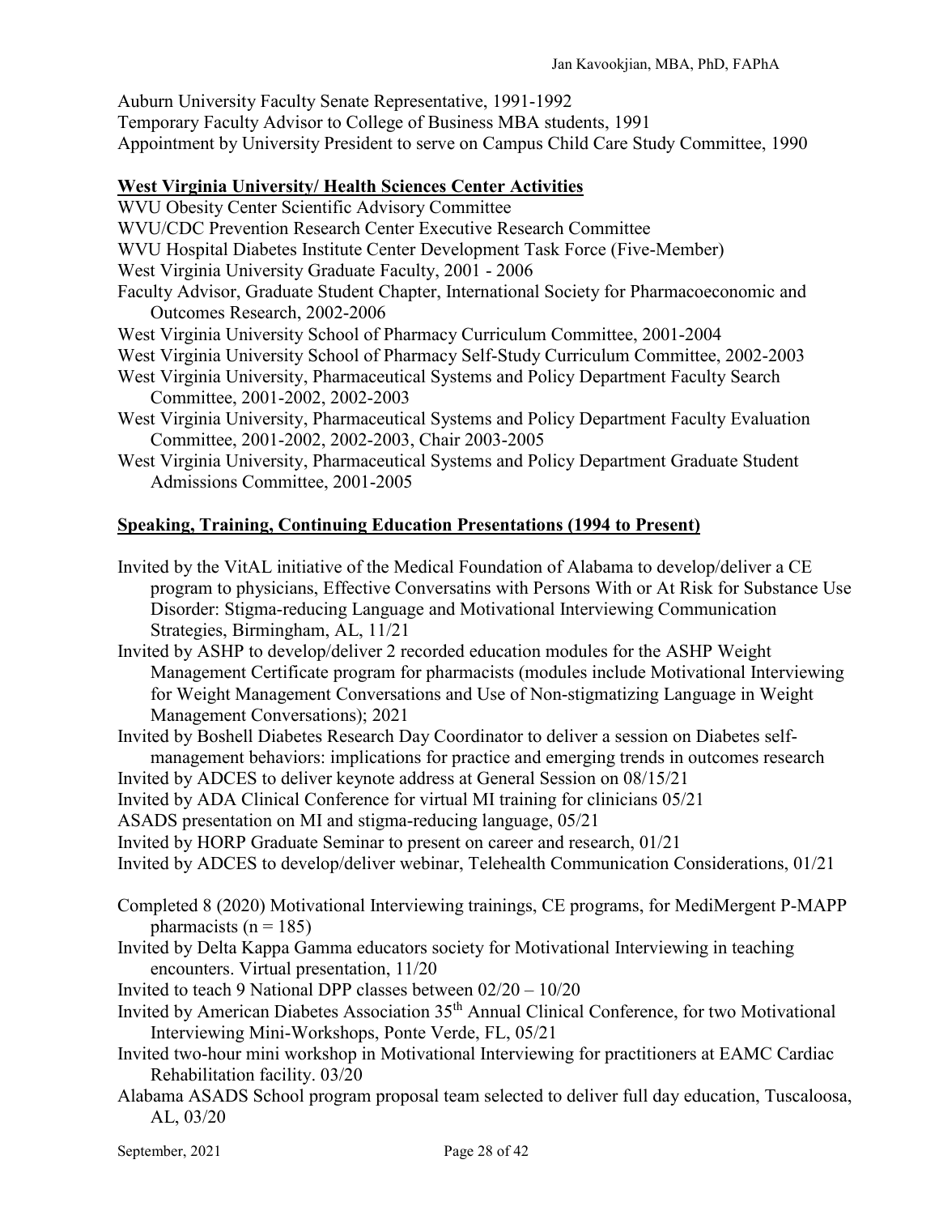Auburn University Faculty Senate Representative, 1991-1992
Temporary Faculty Advisor to College of Business MBA students, 1991
Appointment by University President to serve on Campus Child Care Study Committee, 1990

**West Virginia University/ Health Sciences Center Activities**

WVU Obesity Center Scientific Advisory Committee
WVU/CDC Prevention Research Center Executive Research Committee
WVU Hospital Diabetes Institute Center Development Task Force (Five-Member)
West Virginia University Graduate Faculty, 2001 - 2006
Faculty Advisor, Graduate Student Chapter, International Society for Pharmacoeconomic and Outcomes Research, 2002-2006
West Virginia University School of Pharmacy Curriculum Committee, 2001-2004
West Virginia University School of Pharmacy Self-Study Curriculum Committee, 2002-2003
West Virginia University, Pharmaceutical Systems and Policy Department Faculty Search Committee, 2001-2002, 2002-2003
West Virginia University, Pharmaceutical Systems and Policy Department Faculty Evaluation Committee, 2001-2002, 2002-2003, Chair 2003-2005
West Virginia University, Pharmaceutical Systems and Policy Department Graduate Student Admissions Committee, 2001-2005

**Speaking, Training, Continuing Education Presentations (1994 to Present)**

Invited by the VitAL initiative of the Medical Foundation of Alabama to develop/deliver a CE program to physicians, Effective Conversatins with Persons With or At Risk for Substance Use Disorder: Stigma-reducing Language and Motivational Interviewing Communication Strategies, Birmingham, AL, 11/21
Invited by ASHP to develop/deliver 2 recorded education modules for the ASHP Weight Management Certificate program for pharmacists (modules include Motivational Interviewing for Weight Management Conversations and Use of Non-stigmatizing Language in Weight Management Conversations); 2021
Invited by Boshell Diabetes Research Day Coordinator to deliver a session on Diabetes self-management behaviors: implications for practice and emerging trends in outcomes research
Invited by ADCES to deliver keynote address at General Session on 08/15/21
Invited by ADA Clinical Conference for virtual MI training for clinicians 05/21
ASADS presentation on MI and stigma-reducing language, 05/21
Invited by HORP Graduate Seminar to present on career and research, 01/21
Invited by ADCES to develop/deliver webinar, Telehealth Communication Considerations, 01/21

Completed 8 (2020) Motivational Interviewing trainings, CE programs, for MediMergent P-MAPP pharmacists (n = 185)
Invited by Delta Kappa Gamma educators society for Motivational Interviewing in teaching encounters. Virtual presentation, 11/20
Invited to teach 9 National DPP classes between 02/20 – 10/20
Invited by American Diabetes Association 35th Annual Clinical Conference, for two Motivational Interviewing Mini-Workshops, Ponte Verde, FL, 05/21
Invited two-hour mini workshop in Motivational Interviewing for practitioners at EAMC Cardiac Rehabilitation facility. 03/20
Alabama ASADS School program proposal team selected to deliver full day education, Tuscaloosa, AL, 03/20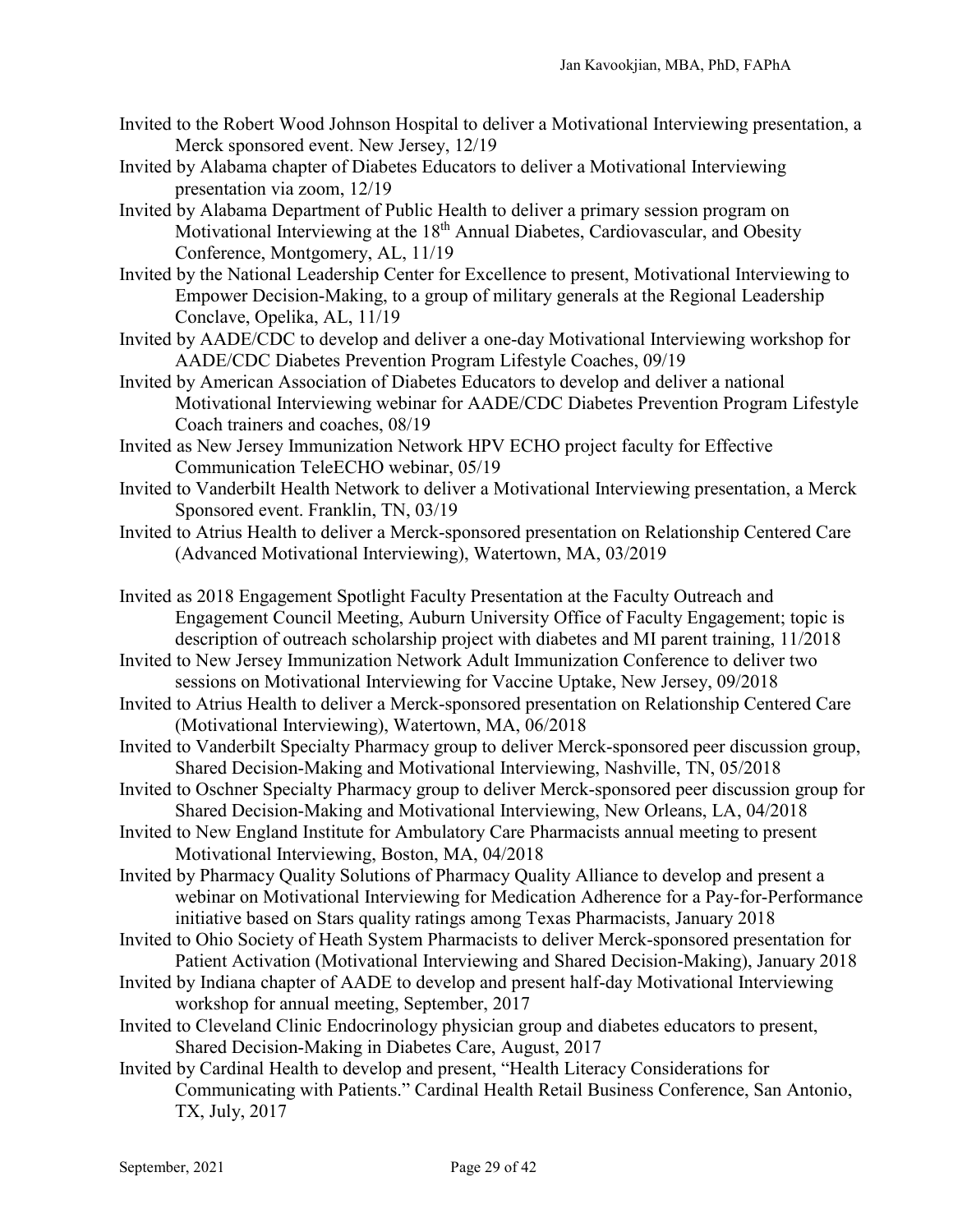Invited to the Robert Wood Johnson Hospital to deliver a Motivational Interviewing presentation, a Merck sponsored event. New Jersey, 12/19

Invited by Alabama chapter of Diabetes Educators to deliver a Motivational Interviewing presentation via zoom, 12/19

Invited by Alabama Department of Public Health to deliver a primary session program on Motivational Interviewing at the 18th Annual Diabetes, Cardiovascular, and Obesity Conference, Montgomery, AL, 11/19

Invited by the National Leadership Center for Excellence to present, Motivational Interviewing to Empower Decision-Making, to a group of military generals at the Regional Leadership Conclave, Opelika, AL, 11/19

Invited by AADE/CDC to develop and deliver a one-day Motivational Interviewing workshop for AADE/CDC Diabetes Prevention Program Lifestyle Coaches, 09/19

Invited by American Association of Diabetes Educators to develop and deliver a national Motivational Interviewing webinar for AADE/CDC Diabetes Prevention Program Lifestyle Coach trainers and coaches, 08/19

Invited as New Jersey Immunization Network HPV ECHO project faculty for Effective Communication TeleECHO webinar, 05/19

Invited to Vanderbilt Health Network to deliver a Motivational Interviewing presentation, a Merck Sponsored event. Franklin, TN, 03/19

Invited to Atrius Health to deliver a Merck-sponsored presentation on Relationship Centered Care (Advanced Motivational Interviewing), Watertown, MA, 03/2019

Invited as 2018 Engagement Spotlight Faculty Presentation at the Faculty Outreach and Engagement Council Meeting, Auburn University Office of Faculty Engagement; topic is description of outreach scholarship project with diabetes and MI parent training, 11/2018

Invited to New Jersey Immunization Network Adult Immunization Conference to deliver two sessions on Motivational Interviewing for Vaccine Uptake, New Jersey, 09/2018

Invited to Atrius Health to deliver a Merck-sponsored presentation on Relationship Centered Care (Motivational Interviewing), Watertown, MA, 06/2018

Invited to Vanderbilt Specialty Pharmacy group to deliver Merck-sponsored peer discussion group, Shared Decision-Making and Motivational Interviewing, Nashville, TN, 05/2018

Invited to Oschner Specialty Pharmacy group to deliver Merck-sponsored peer discussion group for Shared Decision-Making and Motivational Interviewing, New Orleans, LA, 04/2018

Invited to New England Institute for Ambulatory Care Pharmacists annual meeting to present Motivational Interviewing, Boston, MA, 04/2018

Invited by Pharmacy Quality Solutions of Pharmacy Quality Alliance to develop and present a webinar on Motivational Interviewing for Medication Adherence for a Pay-for-Performance initiative based on Stars quality ratings among Texas Pharmacists, January 2018

Invited to Ohio Society of Heath System Pharmacists to deliver Merck-sponsored presentation for Patient Activation (Motivational Interviewing and Shared Decision-Making), January 2018

Invited by Indiana chapter of AADE to develop and present half-day Motivational Interviewing workshop for annual meeting, September, 2017

Invited to Cleveland Clinic Endocrinology physician group and diabetes educators to present, Shared Decision-Making in Diabetes Care, August, 2017

Invited by Cardinal Health to develop and present, "Health Literacy Considerations for Communicating with Patients." Cardinal Health Retail Business Conference, San Antonio, TX, July, 2017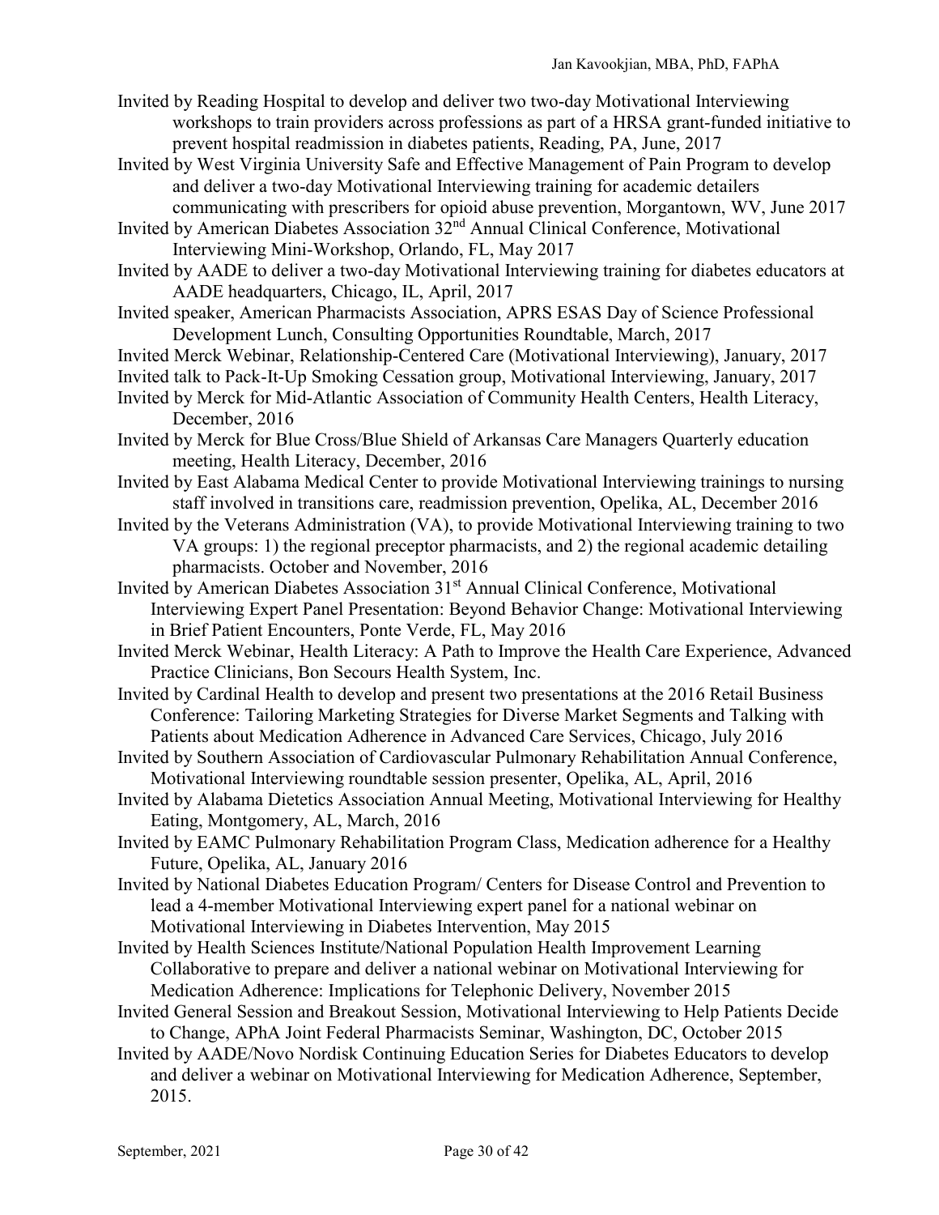Invited by Reading Hospital to develop and deliver two two-day Motivational Interviewing workshops to train providers across professions as part of a HRSA grant-funded initiative to prevent hospital readmission in diabetes patients, Reading, PA, June, 2017

Invited by West Virginia University Safe and Effective Management of Pain Program to develop and deliver a two-day Motivational Interviewing training for academic detailers communicating with prescribers for opioid abuse prevention, Morgantown, WV, June 2017

Invited by American Diabetes Association 32nd Annual Clinical Conference, Motivational Interviewing Mini-Workshop, Orlando, FL, May 2017

Invited by AADE to deliver a two-day Motivational Interviewing training for diabetes educators at AADE headquarters, Chicago, IL, April, 2017

Invited speaker, American Pharmacists Association, APRS ESAS Day of Science Professional Development Lunch, Consulting Opportunities Roundtable, March, 2017

Invited Merck Webinar, Relationship-Centered Care (Motivational Interviewing), January, 2017

Invited talk to Pack-It-Up Smoking Cessation group, Motivational Interviewing, January, 2017

Invited by Merck for Mid-Atlantic Association of Community Health Centers, Health Literacy, December, 2016

Invited by Merck for Blue Cross/Blue Shield of Arkansas Care Managers Quarterly education meeting, Health Literacy, December, 2016

Invited by East Alabama Medical Center to provide Motivational Interviewing trainings to nursing staff involved in transitions care, readmission prevention, Opelika, AL, December 2016

Invited by the Veterans Administration (VA), to provide Motivational Interviewing training to two VA groups: 1) the regional preceptor pharmacists, and 2) the regional academic detailing pharmacists. October and November, 2016

Invited by American Diabetes Association 31st Annual Clinical Conference, Motivational Interviewing Expert Panel Presentation: Beyond Behavior Change: Motivational Interviewing in Brief Patient Encounters, Ponte Verde, FL, May 2016

Invited Merck Webinar, Health Literacy: A Path to Improve the Health Care Experience, Advanced Practice Clinicians, Bon Secours Health System, Inc.

Invited by Cardinal Health to develop and present two presentations at the 2016 Retail Business Conference: Tailoring Marketing Strategies for Diverse Market Segments and Talking with Patients about Medication Adherence in Advanced Care Services, Chicago, July 2016

Invited by Southern Association of Cardiovascular Pulmonary Rehabilitation Annual Conference, Motivational Interviewing roundtable session presenter, Opelika, AL, April, 2016

Invited by Alabama Dietetics Association Annual Meeting, Motivational Interviewing for Healthy Eating, Montgomery, AL, March, 2016

Invited by EAMC Pulmonary Rehabilitation Program Class, Medication adherence for a Healthy Future, Opelika, AL, January 2016

Invited by National Diabetes Education Program/ Centers for Disease Control and Prevention to lead a 4-member Motivational Interviewing expert panel for a national webinar on Motivational Interviewing in Diabetes Intervention, May 2015

Invited by Health Sciences Institute/National Population Health Improvement Learning Collaborative to prepare and deliver a national webinar on Motivational Interviewing for Medication Adherence: Implications for Telephonic Delivery, November 2015

Invited General Session and Breakout Session, Motivational Interviewing to Help Patients Decide to Change, APhA Joint Federal Pharmacists Seminar, Washington, DC, October 2015

Invited by AADE/Novo Nordisk Continuing Education Series for Diabetes Educators to develop and deliver a webinar on Motivational Interviewing for Medication Adherence, September, 2015.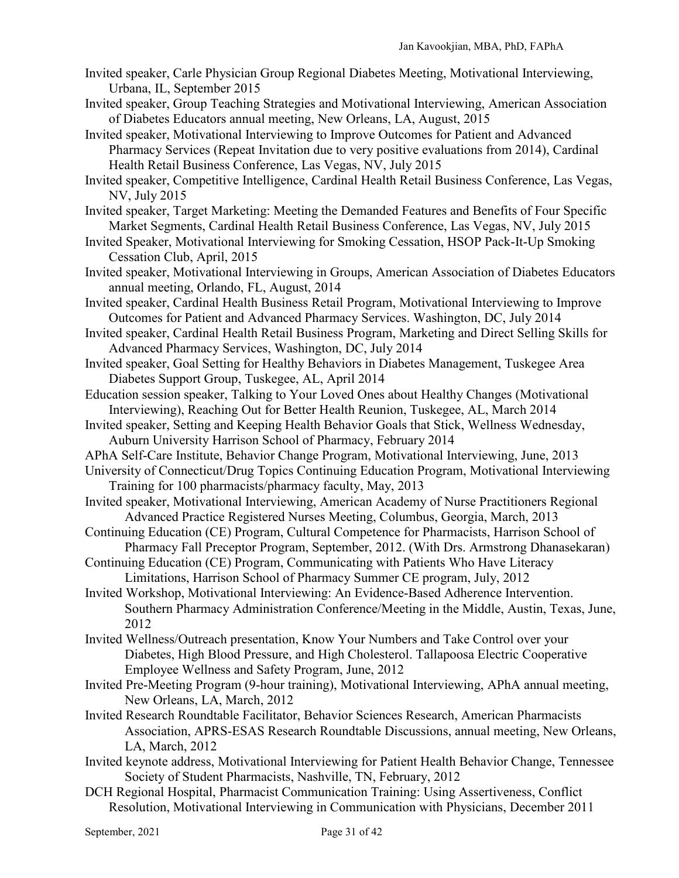Invited speaker, Carle Physician Group Regional Diabetes Meeting, Motivational Interviewing, Urbana, IL, September 2015

Invited speaker, Group Teaching Strategies and Motivational Interviewing, American Association of Diabetes Educators annual meeting, New Orleans, LA, August, 2015

Invited speaker, Motivational Interviewing to Improve Outcomes for Patient and Advanced Pharmacy Services (Repeat Invitation due to very positive evaluations from 2014), Cardinal Health Retail Business Conference, Las Vegas, NV, July 2015

Invited speaker, Competitive Intelligence, Cardinal Health Retail Business Conference, Las Vegas, NV, July 2015

Invited speaker, Target Marketing: Meeting the Demanded Features and Benefits of Four Specific Market Segments, Cardinal Health Retail Business Conference, Las Vegas, NV, July 2015

Invited Speaker, Motivational Interviewing for Smoking Cessation, HSOP Pack-It-Up Smoking Cessation Club, April, 2015

Invited speaker, Motivational Interviewing in Groups, American Association of Diabetes Educators annual meeting, Orlando, FL, August, 2014

Invited speaker, Cardinal Health Business Retail Program, Motivational Interviewing to Improve Outcomes for Patient and Advanced Pharmacy Services. Washington, DC, July 2014

Invited speaker, Cardinal Health Retail Business Program, Marketing and Direct Selling Skills for Advanced Pharmacy Services, Washington, DC, July 2014

Invited speaker, Goal Setting for Healthy Behaviors in Diabetes Management, Tuskegee Area Diabetes Support Group, Tuskegee, AL, April 2014

Education session speaker, Talking to Your Loved Ones about Healthy Changes (Motivational Interviewing), Reaching Out for Better Health Reunion, Tuskegee, AL, March 2014

Invited speaker, Setting and Keeping Health Behavior Goals that Stick, Wellness Wednesday, Auburn University Harrison School of Pharmacy, February 2014

APhA Self-Care Institute, Behavior Change Program, Motivational Interviewing, June, 2013

University of Connecticut/Drug Topics Continuing Education Program, Motivational Interviewing Training for 100 pharmacists/pharmacy faculty, May, 2013

Invited speaker, Motivational Interviewing, American Academy of Nurse Practitioners Regional Advanced Practice Registered Nurses Meeting, Columbus, Georgia, March, 2013

Continuing Education (CE) Program, Cultural Competence for Pharmacists, Harrison School of Pharmacy Fall Preceptor Program, September, 2012. (With Drs. Armstrong Dhanasekaran)

Continuing Education (CE) Program, Communicating with Patients Who Have Literacy Limitations, Harrison School of Pharmacy Summer CE program, July, 2012

Invited Workshop, Motivational Interviewing: An Evidence-Based Adherence Intervention. Southern Pharmacy Administration Conference/Meeting in the Middle, Austin, Texas, June, 2012

Invited Wellness/Outreach presentation, Know Your Numbers and Take Control over your Diabetes, High Blood Pressure, and High Cholesterol. Tallapoosa Electric Cooperative Employee Wellness and Safety Program, June, 2012

Invited Pre-Meeting Program (9-hour training), Motivational Interviewing, APhA annual meeting, New Orleans, LA, March, 2012

Invited Research Roundtable Facilitator, Behavior Sciences Research, American Pharmacists Association, APRS-ESAS Research Roundtable Discussions, annual meeting, New Orleans, LA, March, 2012

Invited keynote address, Motivational Interviewing for Patient Health Behavior Change, Tennessee Society of Student Pharmacists, Nashville, TN, February, 2012

DCH Regional Hospital, Pharmacist Communication Training: Using Assertiveness, Conflict Resolution, Motivational Interviewing in Communication with Physicians, December 2011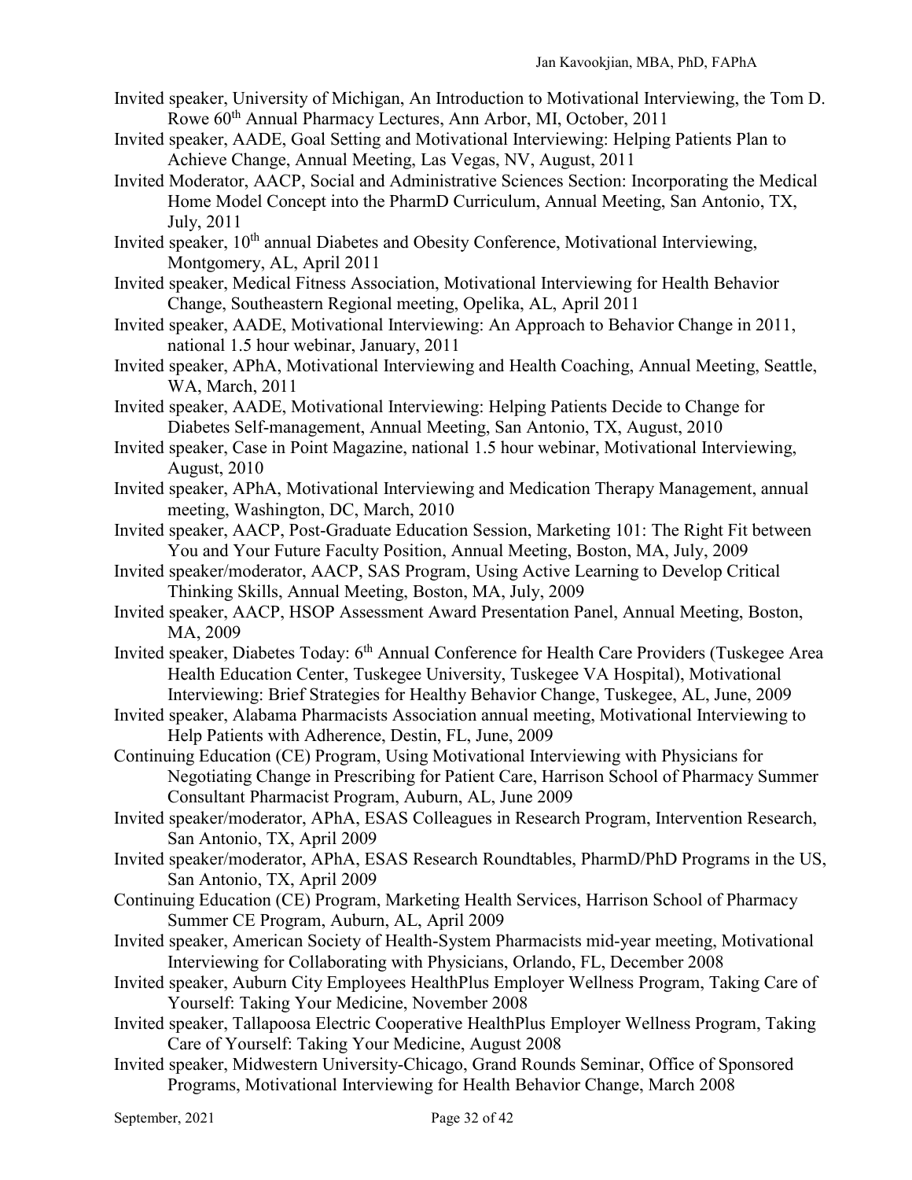Invited speaker, University of Michigan, An Introduction to Motivational Interviewing, the Tom D. Rowe 60th Annual Pharmacy Lectures, Ann Arbor, MI, October, 2011

Invited speaker, AADE, Goal Setting and Motivational Interviewing: Helping Patients Plan to Achieve Change, Annual Meeting, Las Vegas, NV, August, 2011

Invited Moderator, AACP, Social and Administrative Sciences Section: Incorporating the Medical Home Model Concept into the PharmD Curriculum, Annual Meeting, San Antonio, TX, July, 2011

Invited speaker, 10th annual Diabetes and Obesity Conference, Motivational Interviewing, Montgomery, AL, April 2011

Invited speaker, Medical Fitness Association, Motivational Interviewing for Health Behavior Change, Southeastern Regional meeting, Opelika, AL, April 2011

Invited speaker, AADE, Motivational Interviewing: An Approach to Behavior Change in 2011, national 1.5 hour webinar, January, 2011

Invited speaker, APhA, Motivational Interviewing and Health Coaching, Annual Meeting, Seattle, WA, March, 2011

Invited speaker, AADE, Motivational Interviewing: Helping Patients Decide to Change for Diabetes Self-management, Annual Meeting, San Antonio, TX, August, 2010

Invited speaker, Case in Point Magazine, national 1.5 hour webinar, Motivational Interviewing, August, 2010

Invited speaker, APhA, Motivational Interviewing and Medication Therapy Management, annual meeting, Washington, DC, March, 2010

Invited speaker, AACP, Post-Graduate Education Session, Marketing 101: The Right Fit between You and Your Future Faculty Position, Annual Meeting, Boston, MA, July, 2009

Invited speaker/moderator, AACP, SAS Program, Using Active Learning to Develop Critical Thinking Skills, Annual Meeting, Boston, MA, July, 2009

Invited speaker, AACP, HSOP Assessment Award Presentation Panel, Annual Meeting, Boston, MA, 2009

Invited speaker, Diabetes Today: 6th Annual Conference for Health Care Providers (Tuskegee Area Health Education Center, Tuskegee University, Tuskegee VA Hospital), Motivational Interviewing: Brief Strategies for Healthy Behavior Change, Tuskegee, AL, June, 2009

Invited speaker, Alabama Pharmacists Association annual meeting, Motivational Interviewing to Help Patients with Adherence, Destin, FL, June, 2009

Continuing Education (CE) Program, Using Motivational Interviewing with Physicians for Negotiating Change in Prescribing for Patient Care, Harrison School of Pharmacy Summer Consultant Pharmacist Program, Auburn, AL, June 2009

Invited speaker/moderator, APhA, ESAS Colleagues in Research Program, Intervention Research, San Antonio, TX, April 2009

Invited speaker/moderator, APhA, ESAS Research Roundtables, PharmD/PhD Programs in the US, San Antonio, TX, April 2009

Continuing Education (CE) Program, Marketing Health Services, Harrison School of Pharmacy Summer CE Program, Auburn, AL, April 2009

Invited speaker, American Society of Health-System Pharmacists mid-year meeting, Motivational Interviewing for Collaborating with Physicians, Orlando, FL, December 2008

Invited speaker, Auburn City Employees HealthPlus Employer Wellness Program, Taking Care of Yourself: Taking Your Medicine, November 2008

Invited speaker, Tallapoosa Electric Cooperative HealthPlus Employer Wellness Program, Taking Care of Yourself: Taking Your Medicine, August 2008

Invited speaker, Midwestern University-Chicago, Grand Rounds Seminar, Office of Sponsored Programs, Motivational Interviewing for Health Behavior Change, March 2008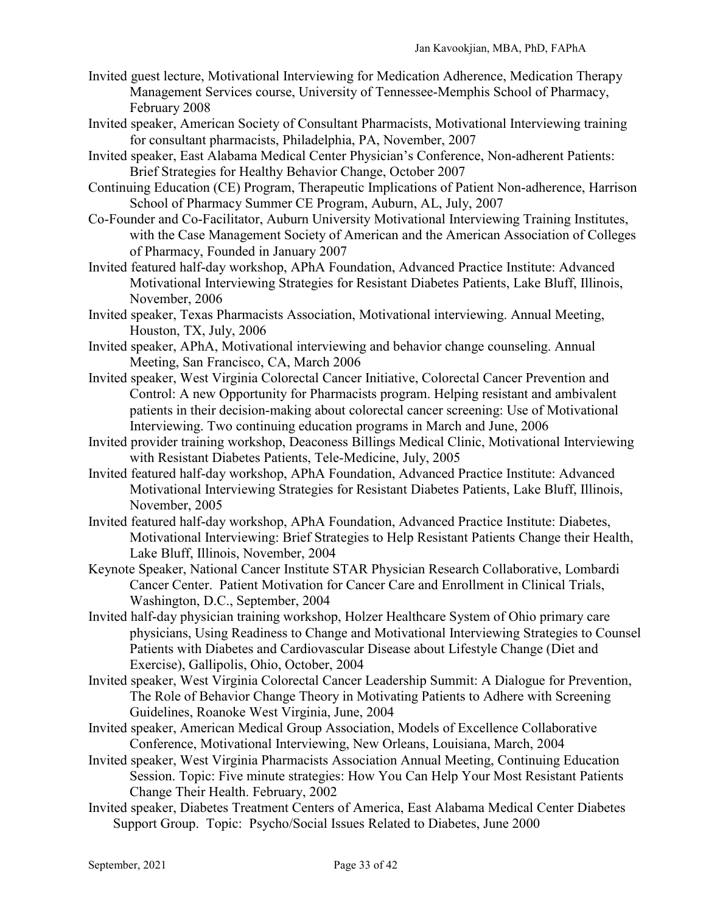Invited guest lecture, Motivational Interviewing for Medication Adherence, Medication Therapy Management Services course, University of Tennessee-Memphis School of Pharmacy, February 2008

Invited speaker, American Society of Consultant Pharmacists, Motivational Interviewing training for consultant pharmacists, Philadelphia, PA, November, 2007

Invited speaker, East Alabama Medical Center Physician's Conference, Non-adherent Patients: Brief Strategies for Healthy Behavior Change, October 2007

Continuing Education (CE) Program, Therapeutic Implications of Patient Non-adherence, Harrison School of Pharmacy Summer CE Program, Auburn, AL, July, 2007

Co-Founder and Co-Facilitator, Auburn University Motivational Interviewing Training Institutes, with the Case Management Society of American and the American Association of Colleges of Pharmacy, Founded in January 2007

Invited featured half-day workshop, APhA Foundation, Advanced Practice Institute: Advanced Motivational Interviewing Strategies for Resistant Diabetes Patients, Lake Bluff, Illinois, November, 2006

Invited speaker, Texas Pharmacists Association, Motivational interviewing. Annual Meeting, Houston, TX, July, 2006

Invited speaker, APhA, Motivational interviewing and behavior change counseling. Annual Meeting, San Francisco, CA, March 2006

Invited speaker, West Virginia Colorectal Cancer Initiative, Colorectal Cancer Prevention and Control: A new Opportunity for Pharmacists program. Helping resistant and ambivalent patients in their decision-making about colorectal cancer screening: Use of Motivational Interviewing. Two continuing education programs in March and June, 2006

Invited provider training workshop, Deaconess Billings Medical Clinic, Motivational Interviewing with Resistant Diabetes Patients, Tele-Medicine, July, 2005

Invited featured half-day workshop, APhA Foundation, Advanced Practice Institute: Advanced Motivational Interviewing Strategies for Resistant Diabetes Patients, Lake Bluff, Illinois, November, 2005

Invited featured half-day workshop, APhA Foundation, Advanced Practice Institute: Diabetes, Motivational Interviewing: Brief Strategies to Help Resistant Patients Change their Health, Lake Bluff, Illinois, November, 2004

Keynote Speaker, National Cancer Institute STAR Physician Research Collaborative, Lombardi Cancer Center. Patient Motivation for Cancer Care and Enrollment in Clinical Trials, Washington, D.C., September, 2004

Invited half-day physician training workshop, Holzer Healthcare System of Ohio primary care physicians, Using Readiness to Change and Motivational Interviewing Strategies to Counsel Patients with Diabetes and Cardiovascular Disease about Lifestyle Change (Diet and Exercise), Gallipolis, Ohio, October, 2004

Invited speaker, West Virginia Colorectal Cancer Leadership Summit: A Dialogue for Prevention, The Role of Behavior Change Theory in Motivating Patients to Adhere with Screening Guidelines, Roanoke West Virginia, June, 2004

Invited speaker, American Medical Group Association, Models of Excellence Collaborative Conference, Motivational Interviewing, New Orleans, Louisiana, March, 2004

Invited speaker, West Virginia Pharmacists Association Annual Meeting, Continuing Education Session. Topic: Five minute strategies: How You Can Help Your Most Resistant Patients Change Their Health. February, 2002

Invited speaker, Diabetes Treatment Centers of America, East Alabama Medical Center Diabetes Support Group. Topic: Psycho/Social Issues Related to Diabetes, June 2000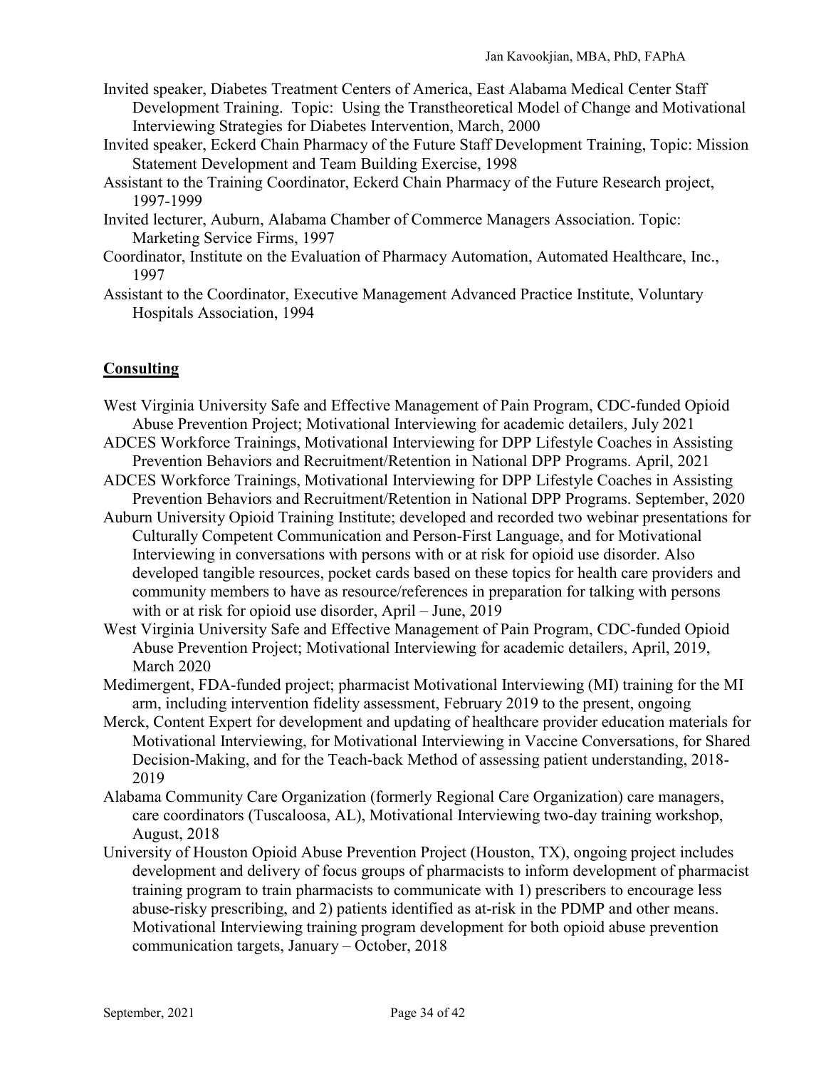Invited speaker, Diabetes Treatment Centers of America, East Alabama Medical Center Staff Development Training. Topic: Using the Transtheoretical Model of Change and Motivational Interviewing Strategies for Diabetes Intervention, March, 2000

Invited speaker, Eckerd Chain Pharmacy of the Future Staff Development Training, Topic: Mission Statement Development and Team Building Exercise, 1998

Assistant to the Training Coordinator, Eckerd Chain Pharmacy of the Future Research project, 1997-1999

Invited lecturer, Auburn, Alabama Chamber of Commerce Managers Association. Topic: Marketing Service Firms, 1997

Coordinator, Institute on the Evaluation of Pharmacy Automation, Automated Healthcare, Inc., 1997

Assistant to the Coordinator, Executive Management Advanced Practice Institute, Voluntary Hospitals Association, 1994

## Consulting

West Virginia University Safe and Effective Management of Pain Program, CDC-funded Opioid Abuse Prevention Project; Motivational Interviewing for academic detailers, July 2021

ADCES Workforce Trainings, Motivational Interviewing for DPP Lifestyle Coaches in Assisting Prevention Behaviors and Recruitment/Retention in National DPP Programs. April, 2021

ADCES Workforce Trainings, Motivational Interviewing for DPP Lifestyle Coaches in Assisting Prevention Behaviors and Recruitment/Retention in National DPP Programs. September, 2020

Auburn University Opioid Training Institute; developed and recorded two webinar presentations for Culturally Competent Communication and Person-First Language, and for Motivational Interviewing in conversations with persons with or at risk for opioid use disorder. Also developed tangible resources, pocket cards based on these topics for health care providers and community members to have as resource/references in preparation for talking with persons with or at risk for opioid use disorder, April – June, 2019

West Virginia University Safe and Effective Management of Pain Program, CDC-funded Opioid Abuse Prevention Project; Motivational Interviewing for academic detailers, April, 2019, March 2020

Medimergent, FDA-funded project; pharmacist Motivational Interviewing (MI) training for the MI arm, including intervention fidelity assessment, February 2019 to the present, ongoing

Merck, Content Expert for development and updating of healthcare provider education materials for Motivational Interviewing, for Motivational Interviewing in Vaccine Conversations, for Shared Decision-Making, and for the Teach-back Method of assessing patient understanding, 2018-2019

Alabama Community Care Organization (formerly Regional Care Organization) care managers, care coordinators (Tuscaloosa, AL), Motivational Interviewing two-day training workshop, August, 2018

University of Houston Opioid Abuse Prevention Project (Houston, TX), ongoing project includes development and delivery of focus groups of pharmacists to inform development of pharmacist training program to train pharmacists to communicate with 1) prescribers to encourage less abuse-risky prescribing, and 2) patients identified as at-risk in the PDMP and other means. Motivational Interviewing training program development for both opioid abuse prevention communication targets, January – October, 2018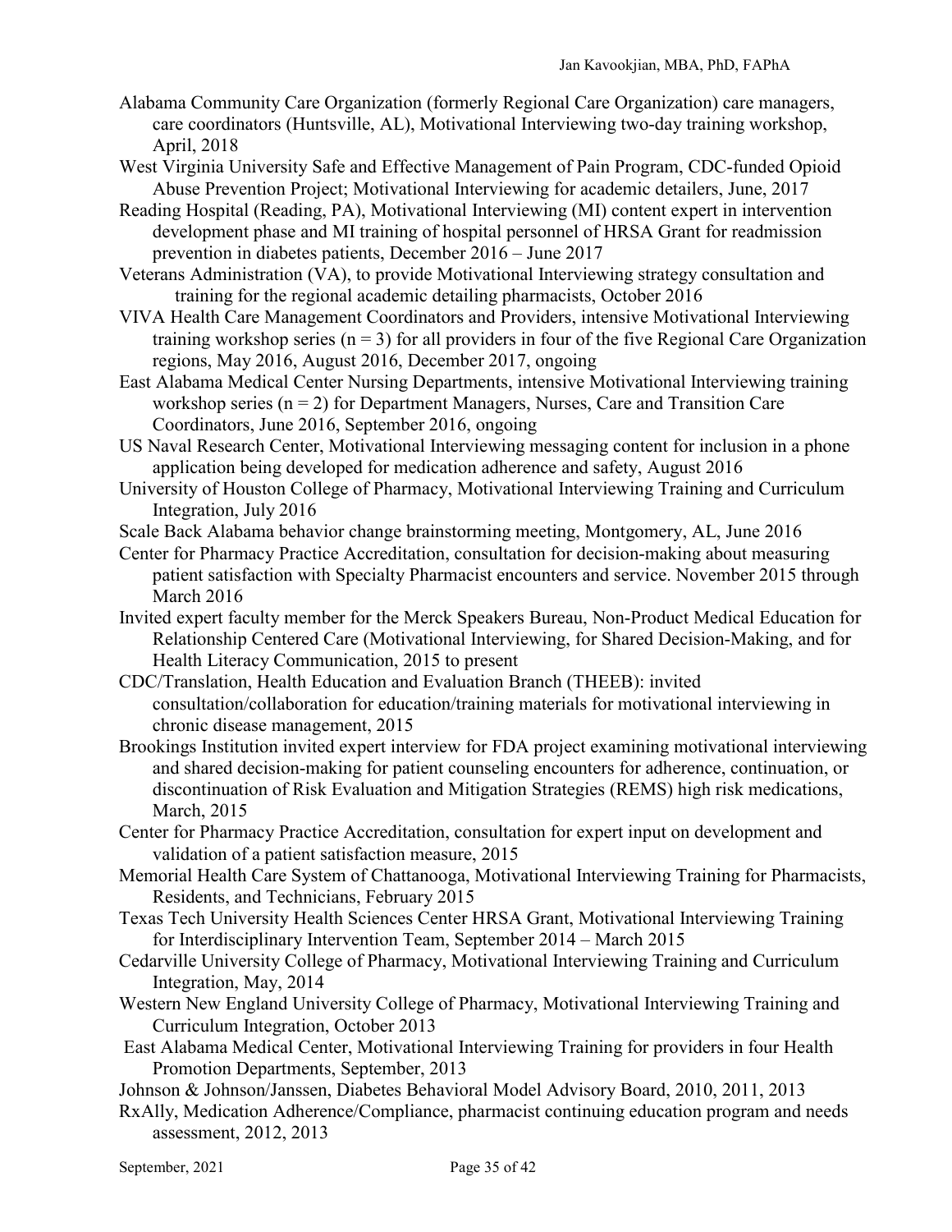Alabama Community Care Organization (formerly Regional Care Organization) care managers, care coordinators (Huntsville, AL), Motivational Interviewing two-day training workshop, April, 2018

West Virginia University Safe and Effective Management of Pain Program, CDC-funded Opioid Abuse Prevention Project; Motivational Interviewing for academic detailers, June, 2017

Reading Hospital (Reading, PA), Motivational Interviewing (MI) content expert in intervention development phase and MI training of hospital personnel of HRSA Grant for readmission prevention in diabetes patients, December 2016 – June 2017

Veterans Administration (VA), to provide Motivational Interviewing strategy consultation and training for the regional academic detailing pharmacists, October 2016

VIVA Health Care Management Coordinators and Providers, intensive Motivational Interviewing training workshop series (n = 3) for all providers in four of the five Regional Care Organization regions, May 2016, August 2016, December 2017, ongoing

East Alabama Medical Center Nursing Departments, intensive Motivational Interviewing training workshop series (n = 2) for Department Managers, Nurses, Care and Transition Care Coordinators, June 2016, September 2016, ongoing

US Naval Research Center, Motivational Interviewing messaging content for inclusion in a phone application being developed for medication adherence and safety, August 2016

University of Houston College of Pharmacy, Motivational Interviewing Training and Curriculum Integration, July 2016

Scale Back Alabama behavior change brainstorming meeting, Montgomery, AL, June 2016

Center for Pharmacy Practice Accreditation, consultation for decision-making about measuring patient satisfaction with Specialty Pharmacist encounters and service. November 2015 through March 2016

Invited expert faculty member for the Merck Speakers Bureau, Non-Product Medical Education for Relationship Centered Care (Motivational Interviewing, for Shared Decision-Making, and for Health Literacy Communication, 2015 to present

CDC/Translation, Health Education and Evaluation Branch (THEEB): invited consultation/collaboration for education/training materials for motivational interviewing in chronic disease management, 2015

Brookings Institution invited expert interview for FDA project examining motivational interviewing and shared decision-making for patient counseling encounters for adherence, continuation, or discontinuation of Risk Evaluation and Mitigation Strategies (REMS) high risk medications, March, 2015

Center for Pharmacy Practice Accreditation, consultation for expert input on development and validation of a patient satisfaction measure, 2015

Memorial Health Care System of Chattanooga, Motivational Interviewing Training for Pharmacists, Residents, and Technicians, February 2015

Texas Tech University Health Sciences Center HRSA Grant, Motivational Interviewing Training for Interdisciplinary Intervention Team, September 2014 – March 2015

Cedarville University College of Pharmacy, Motivational Interviewing Training and Curriculum Integration, May, 2014

Western New England University College of Pharmacy, Motivational Interviewing Training and Curriculum Integration, October 2013

East Alabama Medical Center, Motivational Interviewing Training for providers in four Health Promotion Departments, September, 2013

Johnson & Johnson/Janssen, Diabetes Behavioral Model Advisory Board, 2010, 2011, 2013

RxAlly, Medication Adherence/Compliance, pharmacist continuing education program and needs assessment, 2012, 2013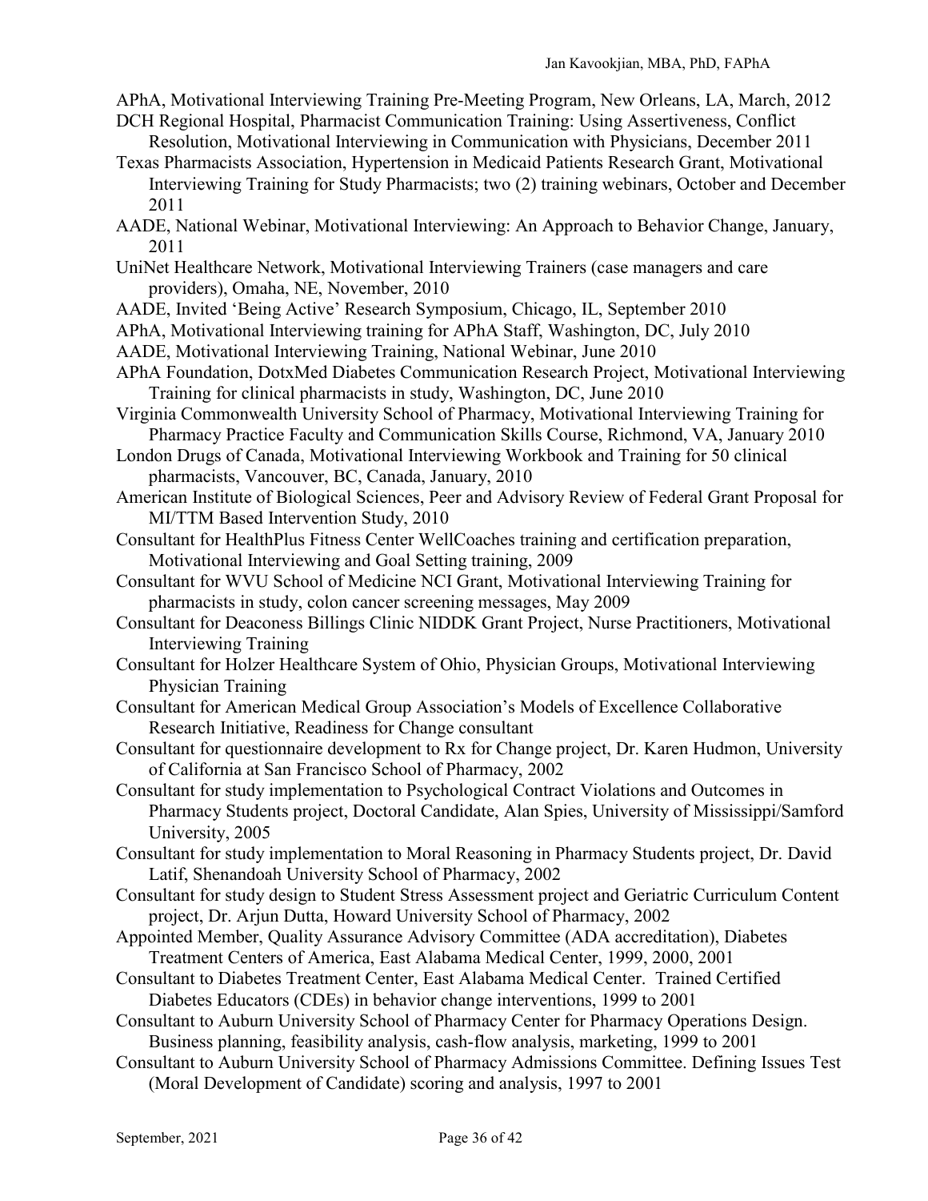APhA, Motivational Interviewing Training Pre-Meeting Program, New Orleans, LA, March, 2012

DCH Regional Hospital, Pharmacist Communication Training: Using Assertiveness, Conflict Resolution, Motivational Interviewing in Communication with Physicians, December 2011

Texas Pharmacists Association, Hypertension in Medicaid Patients Research Grant, Motivational Interviewing Training for Study Pharmacists; two (2) training webinars, October and December 2011

AADE, National Webinar, Motivational Interviewing: An Approach to Behavior Change, January, 2011

UniNet Healthcare Network, Motivational Interviewing Trainers (case managers and care providers), Omaha, NE, November, 2010

AADE, Invited 'Being Active' Research Symposium, Chicago, IL, September 2010

APhA, Motivational Interviewing training for APhA Staff, Washington, DC, July 2010

AADE, Motivational Interviewing Training, National Webinar, June 2010

APhA Foundation, DotxMed Diabetes Communication Research Project, Motivational Interviewing Training for clinical pharmacists in study, Washington, DC, June 2010

Virginia Commonwealth University School of Pharmacy, Motivational Interviewing Training for Pharmacy Practice Faculty and Communication Skills Course, Richmond, VA, January 2010

London Drugs of Canada, Motivational Interviewing Workbook and Training for 50 clinical pharmacists, Vancouver, BC, Canada, January, 2010

American Institute of Biological Sciences, Peer and Advisory Review of Federal Grant Proposal for MI/TTM Based Intervention Study, 2010

Consultant for HealthPlus Fitness Center WellCoaches training and certification preparation, Motivational Interviewing and Goal Setting training, 2009

Consultant for WVU School of Medicine NCI Grant, Motivational Interviewing Training for pharmacists in study, colon cancer screening messages, May 2009

Consultant for Deaconess Billings Clinic NIDDK Grant Project, Nurse Practitioners, Motivational Interviewing Training

Consultant for Holzer Healthcare System of Ohio, Physician Groups, Motivational Interviewing Physician Training

Consultant for American Medical Group Association's Models of Excellence Collaborative Research Initiative, Readiness for Change consultant

Consultant for questionnaire development to Rx for Change project, Dr. Karen Hudmon, University of California at San Francisco School of Pharmacy, 2002

Consultant for study implementation to Psychological Contract Violations and Outcomes in Pharmacy Students project, Doctoral Candidate, Alan Spies, University of Mississippi/Samford University, 2005

Consultant for study implementation to Moral Reasoning in Pharmacy Students project, Dr. David Latif, Shenandoah University School of Pharmacy, 2002

Consultant for study design to Student Stress Assessment project and Geriatric Curriculum Content project, Dr. Arjun Dutta, Howard University School of Pharmacy, 2002

Appointed Member, Quality Assurance Advisory Committee (ADA accreditation), Diabetes Treatment Centers of America, East Alabama Medical Center, 1999, 2000, 2001

Consultant to Diabetes Treatment Center, East Alabama Medical Center. Trained Certified Diabetes Educators (CDEs) in behavior change interventions, 1999 to 2001

Consultant to Auburn University School of Pharmacy Center for Pharmacy Operations Design. Business planning, feasibility analysis, cash-flow analysis, marketing, 1999 to 2001

Consultant to Auburn University School of Pharmacy Admissions Committee. Defining Issues Test (Moral Development of Candidate) scoring and analysis, 1997 to 2001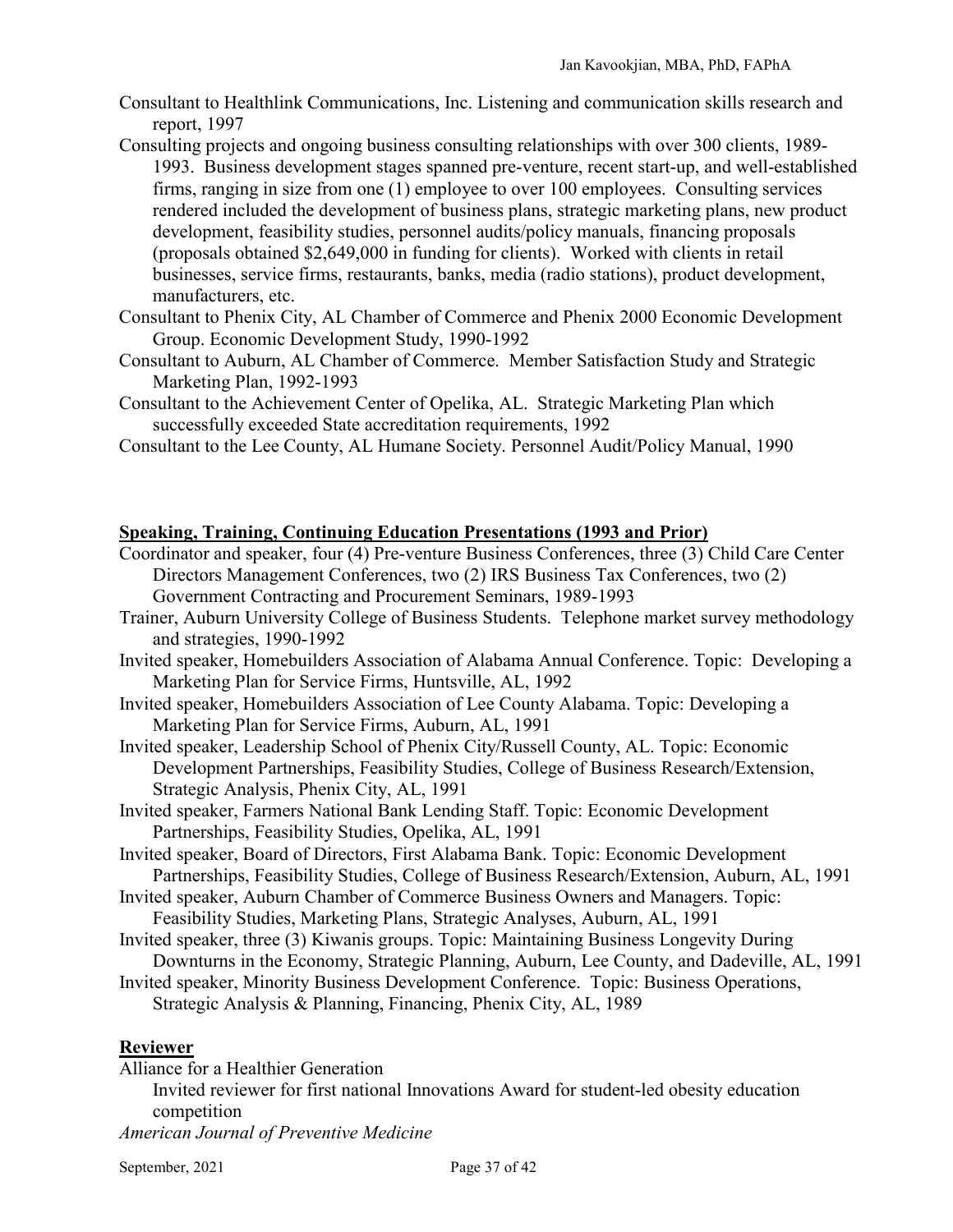Consultant to Healthlink Communications, Inc. Listening and communication skills research and report, 1997

Consulting projects and ongoing business consulting relationships with over 300 clients, 1989-1993. Business development stages spanned pre-venture, recent start-up, and well-established firms, ranging in size from one (1) employee to over 100 employees. Consulting services rendered included the development of business plans, strategic marketing plans, new product development, feasibility studies, personnel audits/policy manuals, financing proposals (proposals obtained $2,649,000 in funding for clients). Worked with clients in retail businesses, service firms, restaurants, banks, media (radio stations), product development, manufacturers, etc.

Consultant to Phenix City, AL Chamber of Commerce and Phenix 2000 Economic Development Group. Economic Development Study, 1990-1992

Consultant to Auburn, AL Chamber of Commerce. Member Satisfaction Study and Strategic Marketing Plan, 1992-1993

Consultant to the Achievement Center of Opelika, AL. Strategic Marketing Plan which successfully exceeded State accreditation requirements, 1992

Consultant to the Lee County, AL Humane Society. Personnel Audit/Policy Manual, 1990

## Speaking, Training, Continuing Education Presentations (1993 and Prior)

Coordinator and speaker, four (4) Pre-venture Business Conferences, three (3) Child Care Center Directors Management Conferences, two (2) IRS Business Tax Conferences, two (2) Government Contracting and Procurement Seminars, 1989-1993

Trainer, Auburn University College of Business Students. Telephone market survey methodology and strategies, 1990-1992

Invited speaker, Homebuilders Association of Alabama Annual Conference. Topic: Developing a Marketing Plan for Service Firms, Huntsville, AL, 1992

Invited speaker, Homebuilders Association of Lee County Alabama. Topic: Developing a Marketing Plan for Service Firms, Auburn, AL, 1991

Invited speaker, Leadership School of Phenix City/Russell County, AL. Topic: Economic Development Partnerships, Feasibility Studies, College of Business Research/Extension, Strategic Analysis, Phenix City, AL, 1991

Invited speaker, Farmers National Bank Lending Staff. Topic: Economic Development Partnerships, Feasibility Studies, Opelika, AL, 1991

Invited speaker, Board of Directors, First Alabama Bank. Topic: Economic Development Partnerships, Feasibility Studies, College of Business Research/Extension, Auburn, AL, 1991

Invited speaker, Auburn Chamber of Commerce Business Owners and Managers. Topic: Feasibility Studies, Marketing Plans, Strategic Analyses, Auburn, AL, 1991

Invited speaker, three (3) Kiwanis groups. Topic: Maintaining Business Longevity During Downturns in the Economy, Strategic Planning, Auburn, Lee County, and Dadeville, AL, 1991

Invited speaker, Minority Business Development Conference. Topic: Business Operations, Strategic Analysis & Planning, Financing, Phenix City, AL, 1989

## Reviewer

Alliance for a Healthier Generation

Invited reviewer for first national Innovations Award for student-led obesity education competition

*American Journal of Preventive Medicine*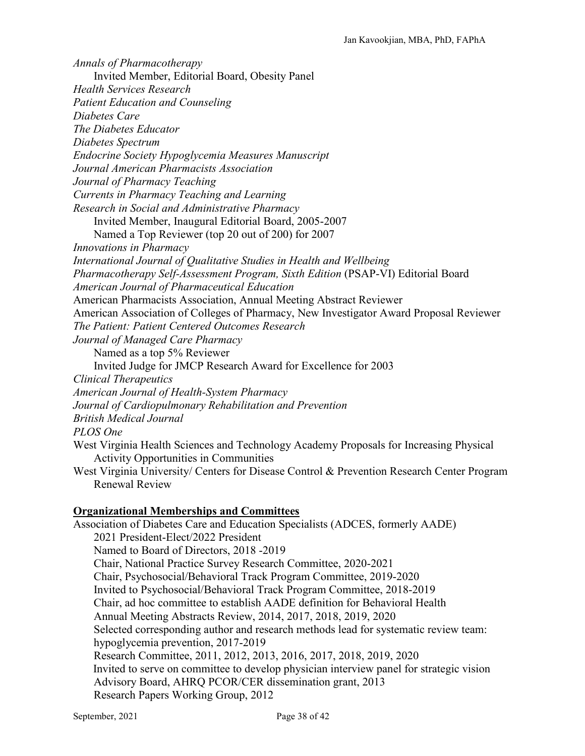*Annals of Pharmacotherapy*

Invited Member, Editorial Board, Obesity Panel

*Health Services Research*

*Patient Education and Counseling*

*Diabetes Care*

*The Diabetes Educator*

*Diabetes Spectrum*

*Endocrine Society Hypoglycemia Measures Manuscript*

*Journal American Pharmacists Association*

*Journal of Pharmacy Teaching*

*Currents in Pharmacy Teaching and Learning*

*Research in Social and Administrative Pharmacy*

Invited Member, Inaugural Editorial Board, 2005-2007

Named a Top Reviewer (top 20 out of 200) for 2007

*Innovations in Pharmacy*

*International Journal of Qualitative Studies in Health and Wellbeing*

*Pharmacotherapy Self-Assessment Program, Sixth Edition* (PSAP-VI) Editorial Board

*American Journal of Pharmaceutical Education*

American Pharmacists Association, Annual Meeting Abstract Reviewer

American Association of Colleges of Pharmacy, New Investigator Award Proposal Reviewer

*The Patient: Patient Centered Outcomes Research*

*Journal of Managed Care Pharmacy*

Named as a top 5% Reviewer

Invited Judge for JMCP Research Award for Excellence for 2003

*Clinical Therapeutics*

*American Journal of Health-System Pharmacy*

*Journal of Cardiopulmonary Rehabilitation and Prevention*

*British Medical Journal*

*PLOS One*

West Virginia Health Sciences and Technology Academy Proposals for Increasing Physical Activity Opportunities in Communities

West Virginia University/ Centers for Disease Control & Prevention Research Center Program Renewal Review

**Organizational Memberships and Committees**

Association of Diabetes Care and Education Specialists (ADCES, formerly AADE)

2021 President-Elect/2022 President

Named to Board of Directors, 2018 -2019

Chair, National Practice Survey Research Committee, 2020-2021

Chair, Psychosocial/Behavioral Track Program Committee, 2019-2020

Invited to Psychosocial/Behavioral Track Program Committee, 2018-2019

Chair, ad hoc committee to establish AADE definition for Behavioral Health

Annual Meeting Abstracts Review, 2014, 2017, 2018, 2019, 2020

Selected corresponding author and research methods lead for systematic review team: hypoglycemia prevention, 2017-2019

Research Committee, 2011, 2012, 2013, 2016, 2017, 2018, 2019, 2020

Invited to serve on committee to develop physician interview panel for strategic vision

Advisory Board, AHRQ PCOR/CER dissemination grant, 2013

Research Papers Working Group, 2012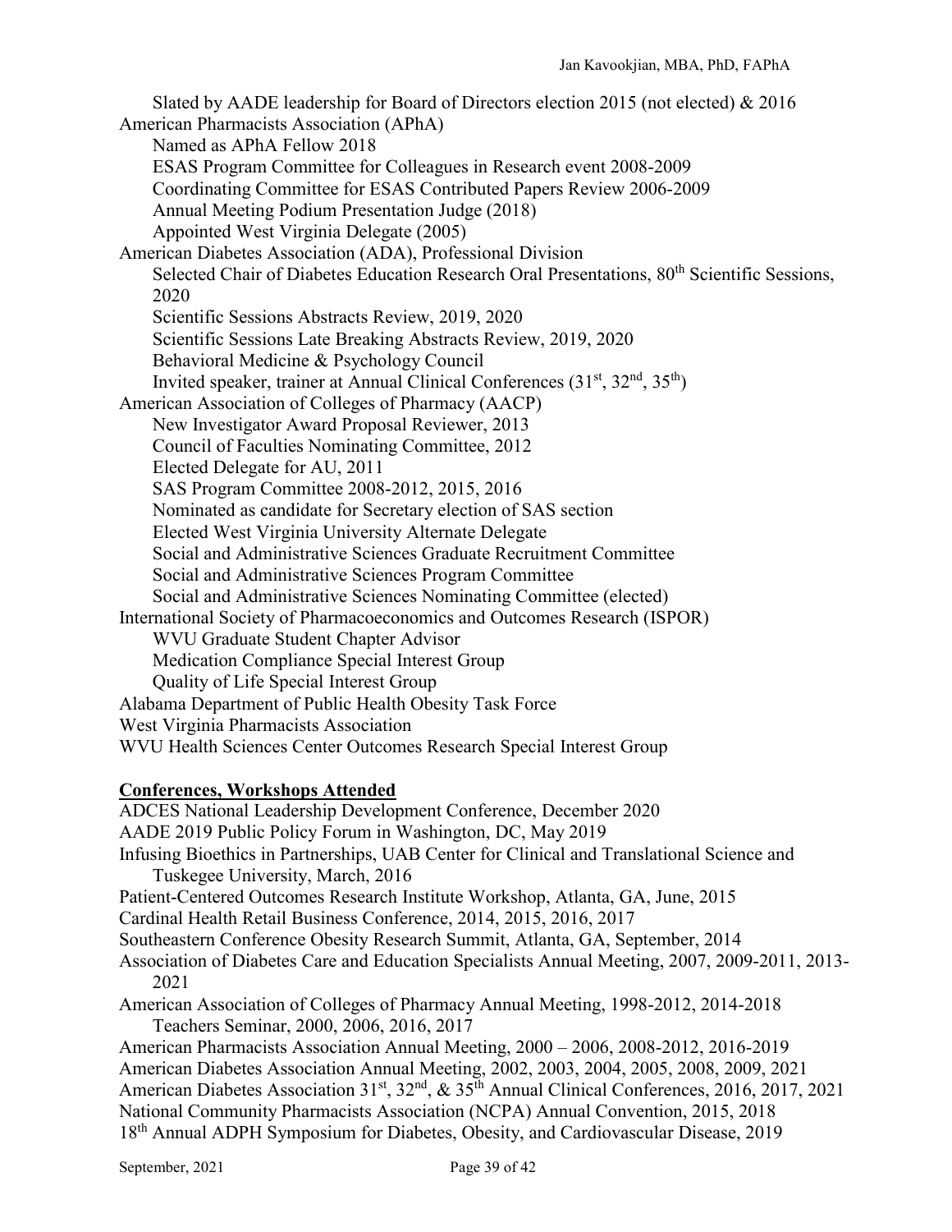Slated by AADE leadership for Board of Directors election 2015 (not elected) & 2016

American Pharmacists Association (APhA)

- Named as APhA Fellow 2018
- ESAS Program Committee for Colleagues in Research event 2008-2009
- Coordinating Committee for ESAS Contributed Papers Review 2006-2009
- Annual Meeting Podium Presentation Judge (2018)
- Appointed West Virginia Delegate (2005)

American Diabetes Association (ADA), Professional Division

- Selected Chair of Diabetes Education Research Oral Presentations, 80th Scientific Sessions, 2020
- Scientific Sessions Abstracts Review, 2019, 2020
- Scientific Sessions Late Breaking Abstracts Review, 2019, 2020
- Behavioral Medicine & Psychology Council
- Invited speaker, trainer at Annual Clinical Conferences (31st, 32nd, 35th)

American Association of Colleges of Pharmacy (AACP)

- New Investigator Award Proposal Reviewer, 2013
- Council of Faculties Nominating Committee, 2012
- Elected Delegate for AU, 2011
- SAS Program Committee 2008-2012, 2015, 2016
- Nominated as candidate for Secretary election of SAS section
- Elected West Virginia University Alternate Delegate
- Social and Administrative Sciences Graduate Recruitment Committee
- Social and Administrative Sciences Program Committee
- Social and Administrative Sciences Nominating Committee (elected)

International Society of Pharmacoeconomics and Outcomes Research (ISPOR)

- WVU Graduate Student Chapter Advisor
- Medication Compliance Special Interest Group
- Quality of Life Special Interest Group

Alabama Department of Public Health Obesity Task Force

West Virginia Pharmacists Association

WVU Health Sciences Center Outcomes Research Special Interest Group

## Conferences, Workshops Attended

ADCES National Leadership Development Conference, December 2020

AADE 2019 Public Policy Forum in Washington, DC, May 2019

Infusing Bioethics in Partnerships, UAB Center for Clinical and Translational Science and Tuskegee University, March, 2016

Patient-Centered Outcomes Research Institute Workshop, Atlanta, GA, June, 2015

Cardinal Health Retail Business Conference, 2014, 2015, 2016, 2017

Southeastern Conference Obesity Research Summit, Atlanta, GA, September, 2014

Association of Diabetes Care and Education Specialists Annual Meeting, 2007, 2009-2011, 2013-2021

American Association of Colleges of Pharmacy Annual Meeting, 1998-2012, 2014-2018

- Teachers Seminar, 2000, 2006, 2016, 2017

American Pharmacists Association Annual Meeting, 2000 – 2006, 2008-2012, 2016-2019

American Diabetes Association Annual Meeting, 2002, 2003, 2004, 2005, 2008, 2009, 2021

American Diabetes Association 31st, 32nd, & 35th Annual Clinical Conferences, 2016, 2017, 2021

National Community Pharmacists Association (NCPA) Annual Convention, 2015, 2018

18th Annual ADPH Symposium for Diabetes, Obesity, and Cardiovascular Disease, 2019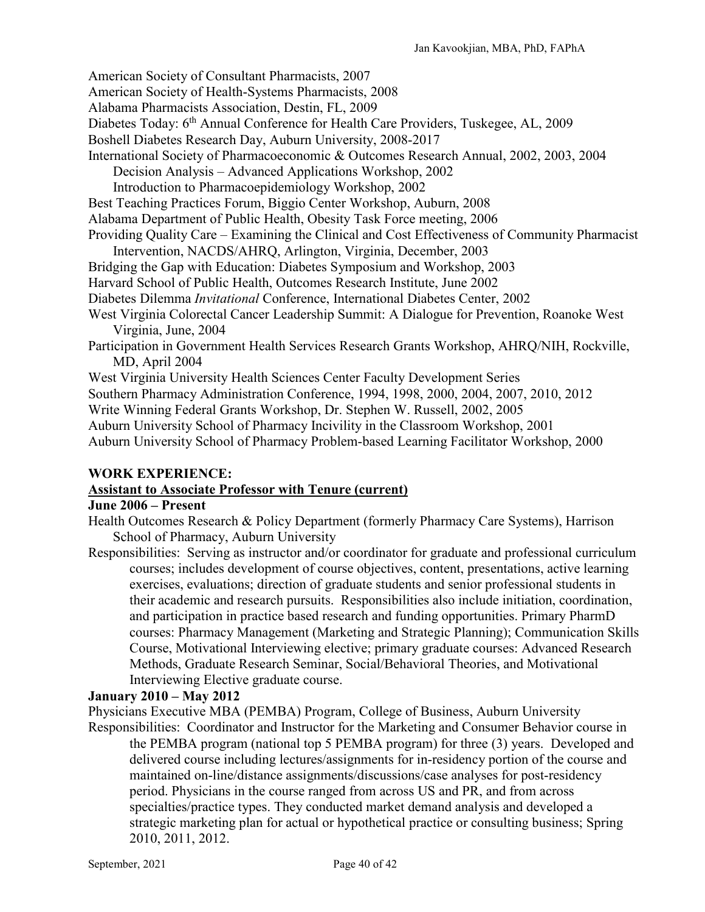American Society of Consultant Pharmacists, 2007

American Society of Health-Systems Pharmacists, 2008

Alabama Pharmacists Association, Destin, FL, 2009

Diabetes Today: 6th Annual Conference for Health Care Providers, Tuskegee, AL, 2009

Boshell Diabetes Research Day, Auburn University, 2008-2017

International Society of Pharmacoeconomic & Outcomes Research Annual, 2002, 2003, 2004

Decision Analysis – Advanced Applications Workshop, 2002

Introduction to Pharmacoepidemiology Workshop, 2002

Best Teaching Practices Forum, Biggio Center Workshop, Auburn, 2008

Alabama Department of Public Health, Obesity Task Force meeting, 2006

Providing Quality Care – Examining the Clinical and Cost Effectiveness of Community Pharmacist Intervention, NACDS/AHRQ, Arlington, Virginia, December, 2003

Bridging the Gap with Education: Diabetes Symposium and Workshop, 2003

Harvard School of Public Health, Outcomes Research Institute, June 2002

Diabetes Dilemma *Invitational* Conference, International Diabetes Center, 2002

West Virginia Colorectal Cancer Leadership Summit: A Dialogue for Prevention, Roanoke West Virginia, June, 2004

Participation in Government Health Services Research Grants Workshop, AHRQ/NIH, Rockville, MD, April 2004

West Virginia University Health Sciences Center Faculty Development Series

Southern Pharmacy Administration Conference, 1994, 1998, 2000, 2004, 2007, 2010, 2012

Write Winning Federal Grants Workshop, Dr. Stephen W. Russell, 2002, 2005

Auburn University School of Pharmacy Incivility in the Classroom Workshop, 2001

Auburn University School of Pharmacy Problem-based Learning Facilitator Workshop, 2000

## WORK EXPERIENCE:

**Assistant to Associate Professor with Tenure (current)**

**June 2006 – Present**

Health Outcomes Research & Policy Department (formerly Pharmacy Care Systems), Harrison School of Pharmacy, Auburn University

Responsibilities: Serving as instructor and/or coordinator for graduate and professional curriculum courses; includes development of course objectives, content, presentations, active learning exercises, evaluations; direction of graduate students and senior professional students in their academic and research pursuits. Responsibilities also include initiation, coordination, and participation in practice based research and funding opportunities. Primary PharmD courses: Pharmacy Management (Marketing and Strategic Planning); Communication Skills Course, Motivational Interviewing elective; primary graduate courses: Advanced Research Methods, Graduate Research Seminar, Social/Behavioral Theories, and Motivational Interviewing Elective graduate course.

**January 2010 – May 2012**

Physicians Executive MBA (PEMBA) Program, College of Business, Auburn University

Responsibilities: Coordinator and Instructor for the Marketing and Consumer Behavior course in the PEMBA program (national top 5 PEMBA program) for three (3) years. Developed and delivered course including lectures/assignments for in-residency portion of the course and maintained on-line/distance assignments/discussions/case analyses for post-residency period. Physicians in the course ranged from across US and PR, and from across specialties/practice types. They conducted market demand analysis and developed a strategic marketing plan for actual or hypothetical practice or consulting business; Spring 2010, 2011, 2012.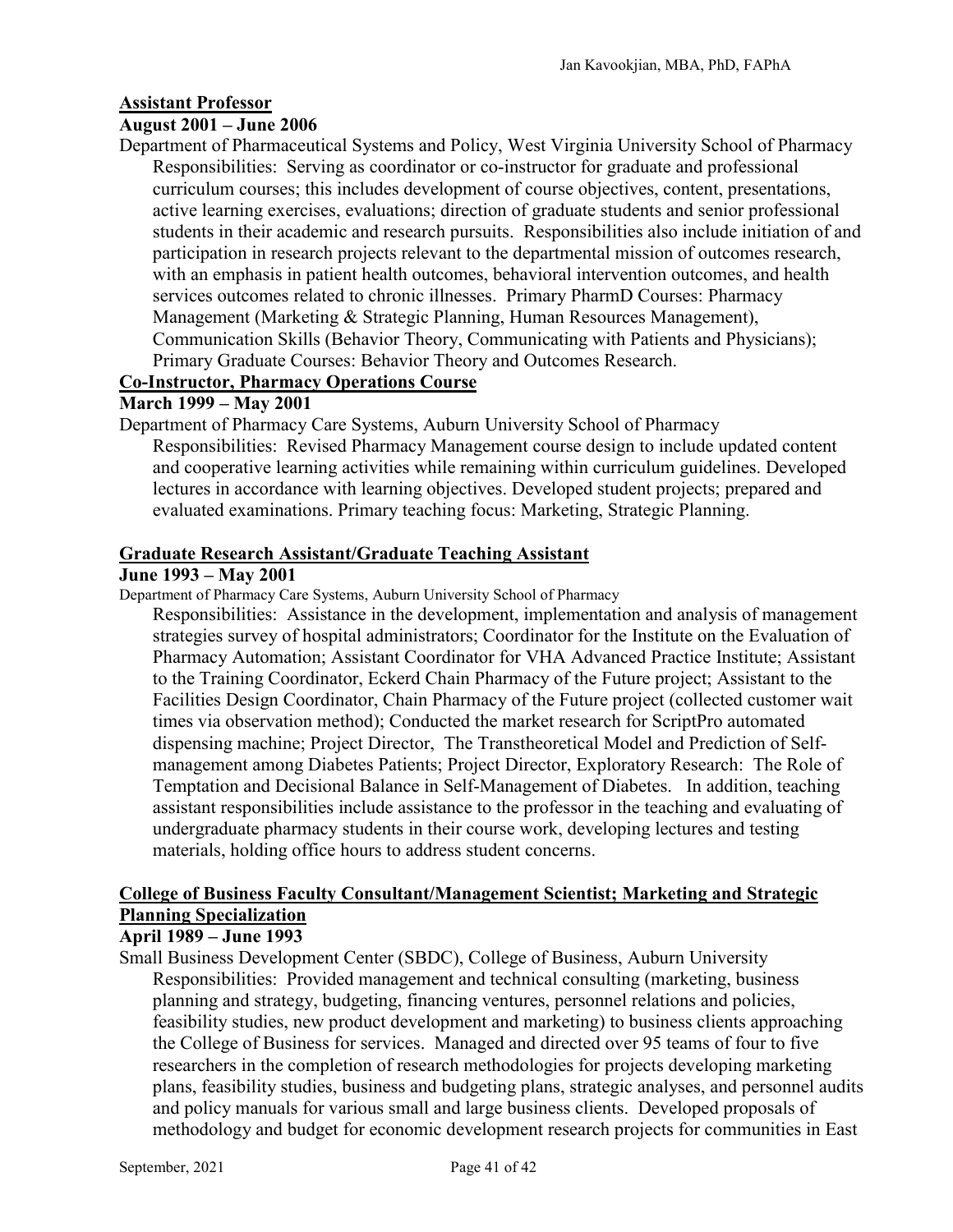**Assistant Professor**

**August 2001 – June 2006**

Department of Pharmaceutical Systems and Policy, West Virginia University School of Pharmacy

Responsibilities: Serving as coordinator or co-instructor for graduate and professional curriculum courses; this includes development of course objectives, content, presentations, active learning exercises, evaluations; direction of graduate students and senior professional students in their academic and research pursuits. Responsibilities also include initiation of and participation in research projects relevant to the departmental mission of outcomes research, with an emphasis in patient health outcomes, behavioral intervention outcomes, and health services outcomes related to chronic illnesses. Primary PharmD Courses: Pharmacy Management (Marketing & Strategic Planning, Human Resources Management), Communication Skills (Behavior Theory, Communicating with Patients and Physicians); Primary Graduate Courses: Behavior Theory and Outcomes Research.

**Co-Instructor, Pharmacy Operations Course**

**March 1999 – May 2001**

Department of Pharmacy Care Systems, Auburn University School of Pharmacy

Responsibilities: Revised Pharmacy Management course design to include updated content and cooperative learning activities while remaining within curriculum guidelines. Developed lectures in accordance with learning objectives. Developed student projects; prepared and evaluated examinations. Primary teaching focus: Marketing, Strategic Planning.

**Graduate Research Assistant/Graduate Teaching Assistant**

**June 1993 – May 2001**

Department of Pharmacy Care Systems, Auburn University School of Pharmacy

Responsibilities: Assistance in the development, implementation and analysis of management strategies survey of hospital administrators; Coordinator for the Institute on the Evaluation of Pharmacy Automation; Assistant Coordinator for VHA Advanced Practice Institute; Assistant to the Training Coordinator, Eckerd Chain Pharmacy of the Future project; Assistant to the Facilities Design Coordinator, Chain Pharmacy of the Future project (collected customer wait times via observation method); Conducted the market research for ScriptPro automated dispensing machine; Project Director, The Transtheoretical Model and Prediction of Self-management among Diabetes Patients; Project Director, Exploratory Research: The Role of Temptation and Decisional Balance in Self-Management of Diabetes. In addition, teaching assistant responsibilities include assistance to the professor in the teaching and evaluating of undergraduate pharmacy students in their course work, developing lectures and testing materials, holding office hours to address student concerns.

**College of Business Faculty Consultant/Management Scientist; Marketing and Strategic Planning Specialization**

**April 1989 – June 1993**

Small Business Development Center (SBDC), College of Business, Auburn University

Responsibilities: Provided management and technical consulting (marketing, business planning and strategy, budgeting, financing ventures, personnel relations and policies, feasibility studies, new product development and marketing) to business clients approaching the College of Business for services. Managed and directed over 95 teams of four to five researchers in the completion of research methodologies for projects developing marketing plans, feasibility studies, business and budgeting plans, strategic analyses, and personnel audits and policy manuals for various small and large business clients. Developed proposals of methodology and budget for economic development research projects for communities in East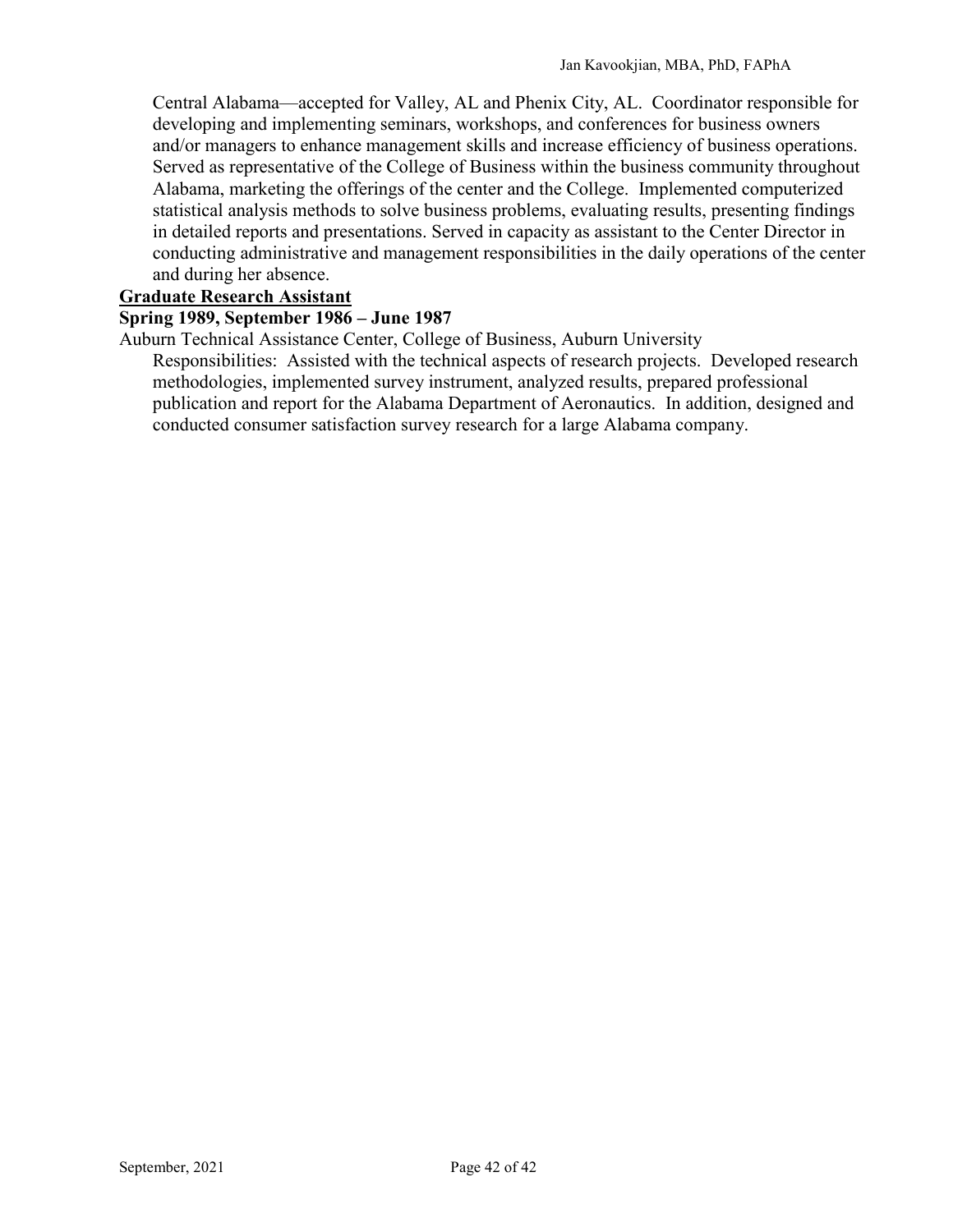Central Alabama—accepted for Valley, AL and Phenix City, AL. Coordinator responsible for developing and implementing seminars, workshops, and conferences for business owners and/or managers to enhance management skills and increase efficiency of business operations. Served as representative of the College of Business within the business community throughout Alabama, marketing the offerings of the center and the College. Implemented computerized statistical analysis methods to solve business problems, evaluating results, presenting findings in detailed reports and presentations. Served in capacity as assistant to the Center Director in conducting administrative and management responsibilities in the daily operations of the center and during her absence.

**<u>Graduate Research Assistant</u>**

**Spring 1989, September 1986 – June 1987**

Auburn Technical Assistance Center, College of Business, Auburn University

Responsibilities: Assisted with the technical aspects of research projects. Developed research methodologies, implemented survey instrument, analyzed results, prepared professional publication and report for the Alabama Department of Aeronautics. In addition, designed and conducted consumer satisfaction survey research for a large Alabama company.